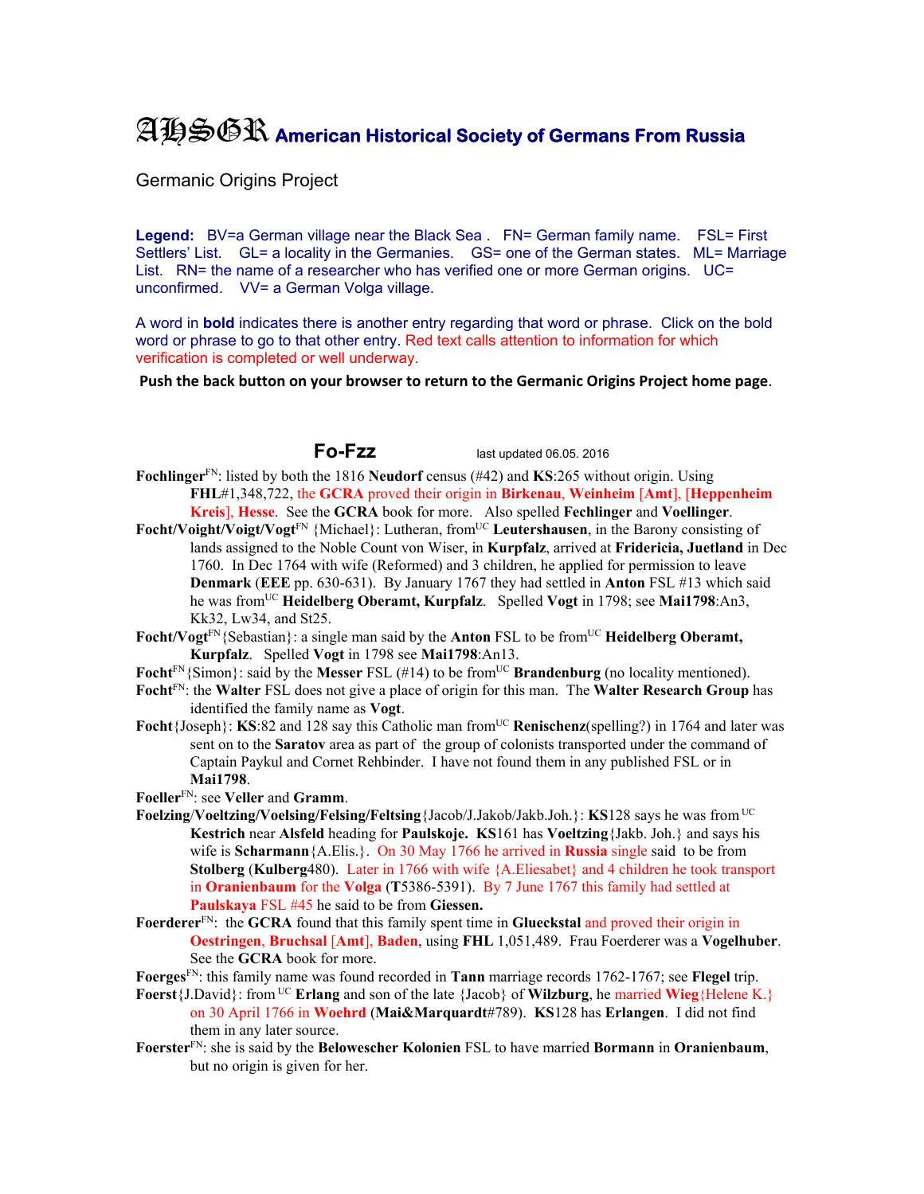# AHSGR American Historical Society of Germans From Russia

Germanic Origins Project

**Legend:** BV=a German village near the Black Sea . FN= German family name. FSL= First Settlers' List. GL= a locality in the Germanies. GS= one of the German states. ML= Marriage List. RN= the name of a researcher who has verified one or more German origins. UC= unconfirmed. VV= a German Volga village.

A word in **bold** indicates there is another entry regarding that word or phrase. Click on the bold word or phrase to go to that other entry. Red text calls attention to information for which verification is completed or well underway.

**Push the back button on your browser to return to the Germanic Origins Project home page.**

## Fo-Fzz last updated 06.05. 2016

**Fochlinger**[FN]: listed by both the 1816 **Neudorf** census (#42) and **KS**:265 without origin. Using **FHL**#1,348,722, the **GCRA** proved their origin in **Birkenau**, **Weinheim** [**Amt**], [**Heppenheim Kreis**], **Hesse**. See the **GCRA** book for more. Also spelled **Fechlinger** and **Voellinger**.

**Focht/Voight/Voigt/Vogt**[FN] {Michael}: Lutheran, from[UC] **Leutershausen**, in the Barony consisting of lands assigned to the Noble Count von Wiser, in **Kurpfalz**, arrived at **Fridericia, Juetland** in Dec 1760. In Dec 1764 with wife (Reformed) and 3 children, he applied for permission to leave **Denmark** (**EEE** pp. 630-631). By January 1767 they had settled in **Anton** FSL #13 which said he was from[UC] **Heidelberg Oberamt, Kurpfalz**. Spelled **Vogt** in 1798; see **Mai1798**:An3, Kk32, Lw34, and St25.

**Focht/Vogt**[FN]{Sebastian}: a single man said by the **Anton** FSL to be from[UC] **Heidelberg Oberamt, Kurpfalz**. Spelled **Vogt** in 1798 see **Mai1798**:An13.

**Focht**[FN]{Simon}: said by the **Messer** FSL (#14) to be from[UC] **Brandenburg** (no locality mentioned).

**Focht**[FN]: the **Walter** FSL does not give a place of origin for this man. The **Walter Research Group** has identified the family name as **Vogt**.

**Focht**{Joseph}: **KS**:82 and 128 say this Catholic man from[UC] **Renischenz**(spelling?) in 1764 and later was sent on to the **Saratov** area as part of the group of colonists transported under the command of Captain Paykul and Cornet Rehbinder. I have not found them in any published FSL or in **Mai1798**.

**Foeller**[FN]: see **Veller** and **Gramm**.

**Foelzing**/**Voeltzing/Voelsing/Felsing/Feltsing**{Jacob/J.Jakob/Jakb.Joh.}: **KS**128 says he was from [UC] **Kestrich** near **Alsfeld** heading for **Paulskoje. KS**161 has **Voeltzing**{Jakb. Joh.} and says his wife is **Scharmann**{A.Elis.}. On 30 May 1766 he arrived in **Russia** single said to be from **Stolberg** (**Kulberg**480). Later in 1766 with wife {A.Eliesabet} and 4 children he took transport in **Oranienbaum** for the **Volga** (**T**5386-5391). By 7 June 1767 this family had settled at **Paulskaya** FSL #45 he said to be from **Giessen.**

**Foerderer**[FN]: the **GCRA** found that this family spent time in **Glueckstal** and proved their origin in **Oestringen**, **Bruchsal** [**Amt**], **Baden**, using **FHL** 1,051,489. Frau Foerderer was a **Vogelhuber**. See the **GCRA** book for more.

**Foerges**[FN]: this family name was found recorded in **Tann** marriage records 1762-1767; see **Flegel** trip.

**Foerst**{J.David}: from [UC] **Erlang** and son of the late {Jacob} of **Wilzburg**, he married **Wieg**{Helene K.} on 30 April 1766 in **Woehrd** (**Mai&Marquardt**#789). **KS**128 has **Erlangen**. I did not find them in any later source.

**Foerster**[FN]: she is said by the **Belowescher Kolonien** FSL to have married **Bormann** in **Oranienbaum**, but no origin is given for her.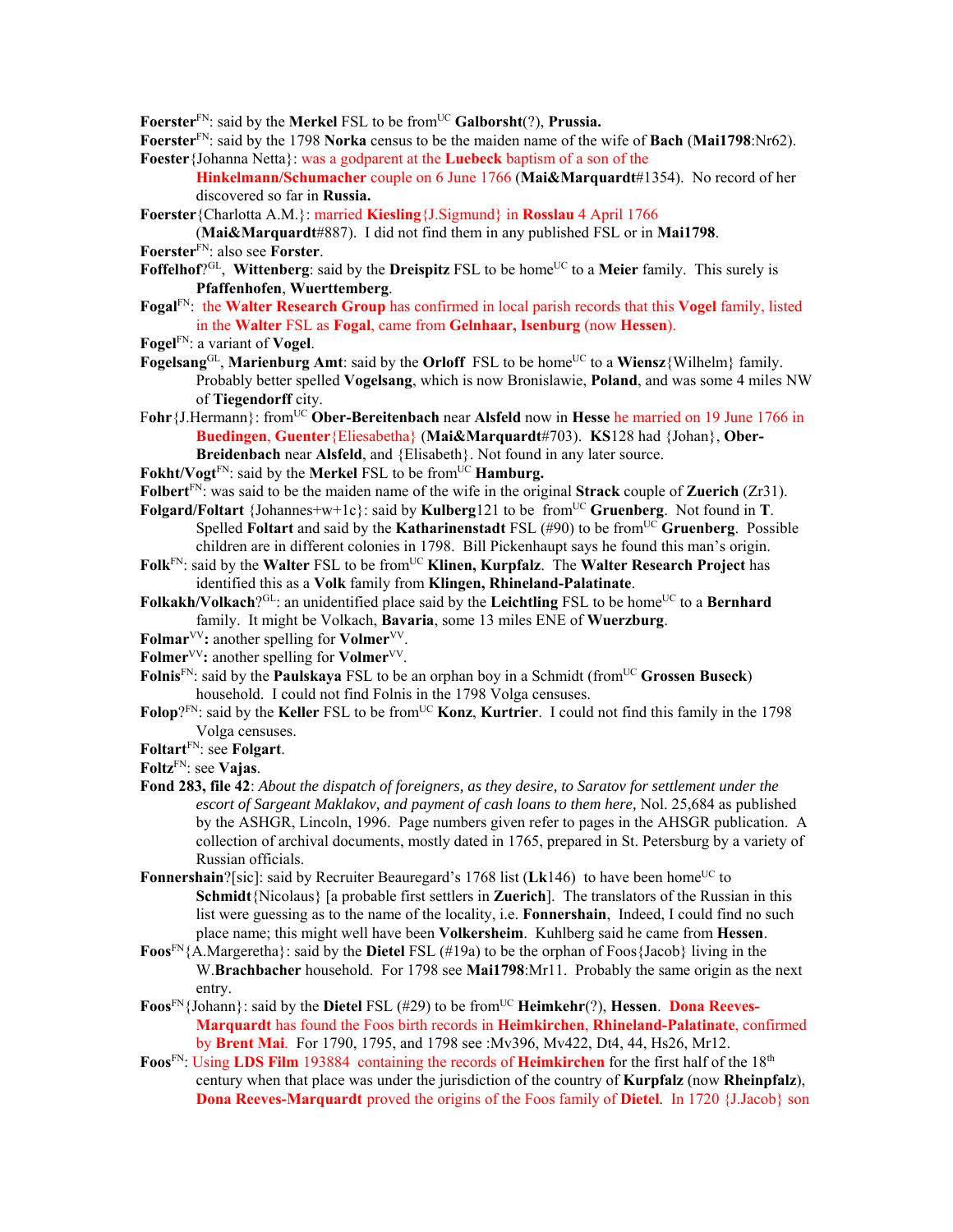**Foerster**FN: said by the **Merkel** FSL to be fromUC **Galborsht**(?), **Prussia.**

**Foerster**FN: said by the 1798 **Norka** census to be the maiden name of the wife of **Bach** (**Mai1798**:Nr62).

**Foester**{Johanna Netta}: was a godparent at the **Luebeck** baptism of a son of the **Hinkelmann/Schumacher** couple on 6 June 1766 (**Mai&Marquardt**#1354). No record of her discovered so far in **Russia.**

**Foerster**{Charlotta A.M.}: married **Kiesling**{J.Sigmund} in **Rosslau** 4 April 1766 (**Mai&Marquardt**#887). I did not find them in any published FSL or in **Mai1798**.

**Foerster**FN: also see **Forster**.

**Foffelhof**?GL, **Wittenberg**: said by the **Dreispitz** FSL to be homeUC to a **Meier** family. This surely is **Pfaffenhofen**, **Wuerttemberg**.

**Fogal**FN: the **Walter Research Group** has confirmed in local parish records that this **Vogel** family, listed in the **Walter** FSL as **Fogal**, came from **Gelnhaar, Isenburg** (now **Hessen**).

**Fogel**FN: a variant of **Vogel**.

**Fogelsang**GL, **Marienburg Amt**: said by the **Orloff** FSL to be homeUC to a **Wiensz**{Wilhelm} family. Probably better spelled **Vogelsang**, which is now Bronislawie, **Poland**, and was some 4 miles NW of **Tiegendorff** city.

F**ohr**{J.Hermann}: fromUC **Ober-Bereitenbach** near **Alsfeld** now in **Hesse** he married on 19 June 1766 in **Buedingen**, **Guenter**{Eliesabetha} (**Mai&Marquardt**#703). **KS**128 had {Johan}, **Ober-Breidenbach** near **Alsfeld**, and {Elisabeth}. Not found in any later source.

**Fokht/Vogt**FN: said by the **Merkel** FSL to be fromUC **Hamburg.**

**Folbert**FN: was said to be the maiden name of the wife in the original **Strack** couple of **Zuerich** (Zr31).

**Folgard/Foltart** {Johannes+w+1c}: said by **Kulberg**121 to be fromUC **Gruenberg**. Not found in **T**. Spelled **Foltart** and said by the **Katharinenstadt** FSL (#90) to be fromUC **Gruenberg**. Possible children are in different colonies in 1798. Bill Pickenhaupt says he found this man's origin.

**Folk**FN: said by the **Walter** FSL to be fromUC **Klinen, Kurpfalz**. The **Walter Research Project** has identified this as a **Volk** family from **Klingen, Rhineland-Palatinate**.

**Folkakh/Volkach**?GL: an unidentified place said by the **Leichtling** FSL to be homeUC to a **Bernhard** family. It might be Volkach, **Bavaria**, some 13 miles ENE of **Wuerzburg**.

**Folmar**VV**:** another spelling for **Volmer**VV.

**Folmer**VV**:** another spelling for **Volmer**VV.

**Folnis**FN: said by the **Paulskaya** FSL to be an orphan boy in a Schmidt (fromUC **Grossen Buseck**) household. I could not find Folnis in the 1798 Volga censuses.

**Folop**?FN: said by the **Keller** FSL to be fromUC **Konz**, **Kurtrier**. I could not find this family in the 1798 Volga censuses.

**Foltart**FN: see **Folgart**.

**Foltz**FN: see **Vajas**.

**Fond 283, file 42**: *About the dispatch of foreigners, as they desire, to Saratov for settlement under the escort of Sargeant Maklakov, and payment of cash loans to them here,* Nol. 25,684 as published by the ASHGR, Lincoln, 1996. Page numbers given refer to pages in the AHSGR publication. A collection of archival documents, mostly dated in 1765, prepared in St. Petersburg by a variety of Russian officials.

**Fonnershain**?[sic]: said by Recruiter Beauregard's 1768 list (**Lk**146) to have been homeUC to **Schmidt**{Nicolaus} [a probable first settlers in **Zuerich**]. The translators of the Russian in this list were guessing as to the name of the locality, i.e. **Fonnershain**, Indeed, I could find no such place name; this might well have been **Volkersheim**. Kuhlberg said he came from **Hessen**.

**Foos**FN{A.Margeretha}: said by the **Dietel** FSL (#19a) to be the orphan of Foos{Jacob} living in the W.**Brachbacher** household. For 1798 see **Mai1798**:Mr11. Probably the same origin as the next entry.

**Foos**FN{Johann}: said by the **Dietel** FSL (#29) to be fromUC **Heimkehr**(?), **Hessen**. **Dona Reeves-Marquardt** has found the Foos birth records in **Heimkirchen**, **Rhineland-Palatinate**, confirmed by **Brent Mai**. For 1790, 1795, and 1798 see :Mv396, Mv422, Dt4, 44, Hs26, Mr12.

**Foos**FN: Using **LDS Film** 193884 containing the records of **Heimkirchen** for the first half of the 18th century when that place was under the jurisdiction of the country of **Kurpfalz** (now **Rheinpfalz**), **Dona Reeves-Marquardt** proved the origins of the Foos family of **Dietel**. In 1720 {J.Jacob} son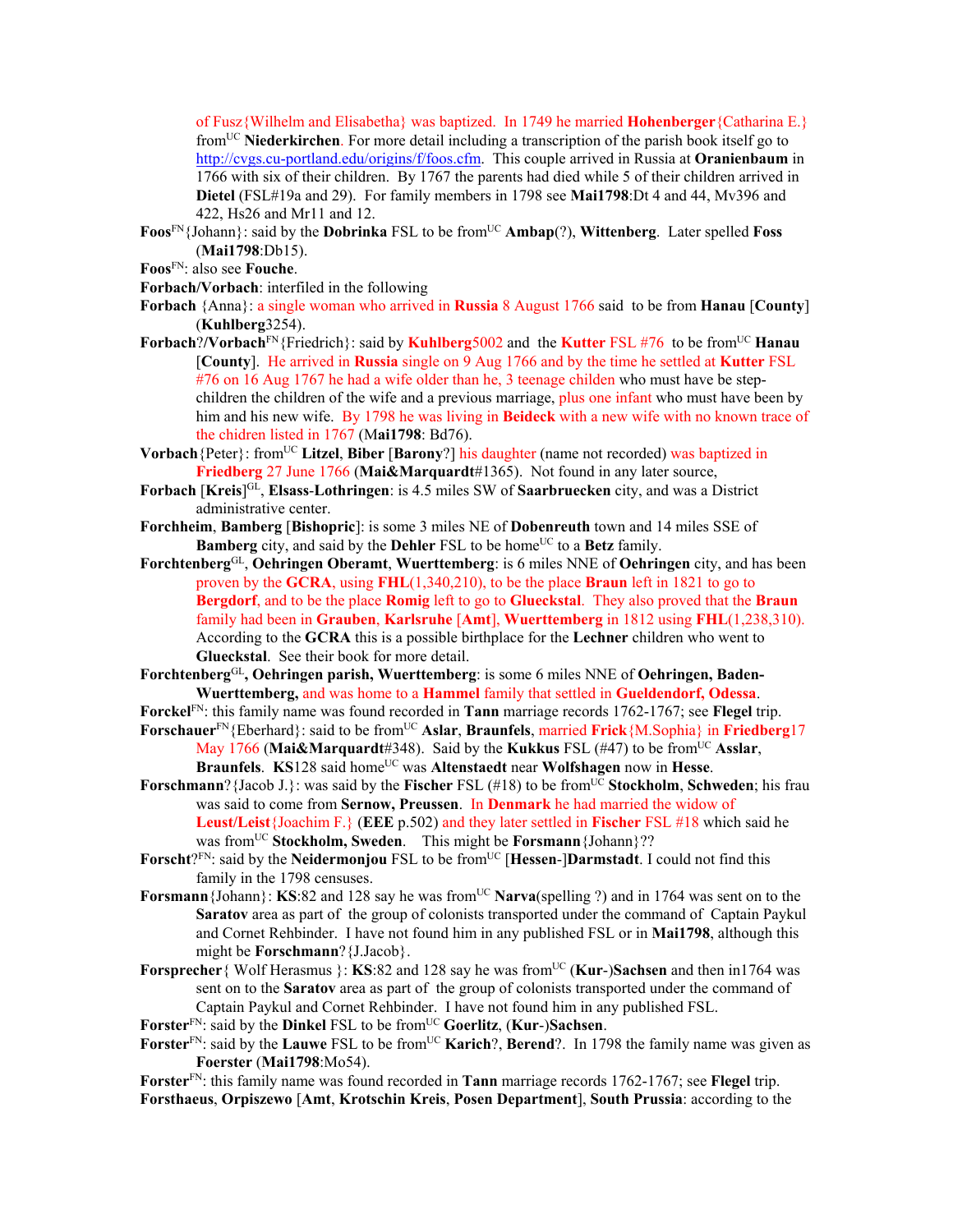of Fusz{Wilhelm and Elisabetha} was baptized. In 1749 he married **Hohenberger**{Catharina E.} from[UC] **Niederkirchen**. For more detail including a transcription of the parish book itself go to http://cvgs.cu-portland.edu/origins/f/foos.cfm. This couple arrived in Russia at **Oranienbaum** in 1766 with six of their children. By 1767 the parents had died while 5 of their children arrived in **Dietel** (FSL#19a and 29). For family members in 1798 see **Mai1798**:Dt 4 and 44, Mv396 and 422, Hs26 and Mr11 and 12.

**Foos**[FN]{Johann}: said by the **Dobrinka** FSL to be from[UC] **Ambap**(?), **Wittenberg**. Later spelled **Foss** (**Mai1798**:Db15).

**Foos**[FN]: also see **Fouche**.

**Forbach/Vorbach**: interfiled in the following

**Forbach** {Anna}: a single woman who arrived in **Russia** 8 August 1766 said to be from **Hanau** [**County**] (**Kuhlberg**3254).

**Forbach**?/**Vorbach**[FN]{Friedrich}: said by **Kuhlberg**5002 and the **Kutter** FSL #76 to be from[UC] **Hanau** [**County**]. He arrived in **Russia** single on 9 Aug 1766 and by the time he settled at **Kutter** FSL #76 on 16 Aug 1767 he had a wife older than he, 3 teenage childen who must have be step-children the children of the wife and a previous marriage, plus one infant who must have been by him and his new wife. By 1798 he was living in **Beideck** with a new wife with no known trace of the chidren listed in 1767 (M**ai1798**: Bd76).

**Vorbach**{Peter}: from[UC] **Litzel**, **Biber** [**Barony**?] his daughter (name not recorded) was baptized in **Friedberg** 27 June 1766 (**Mai&Marquardt**#1365). Not found in any later source,

**Forbach** [**Kreis**][GL], **Elsass-Lothringen**: is 4.5 miles SW of **Saarbruecken** city, and was a District administrative center.

**Forchheim**, **Bamberg** [**Bishopric**]: is some 3 miles NE of **Dobenreuth** town and 14 miles SSE of **Bamberg** city, and said by the **Dehler** FSL to be home[UC] to a **Betz** family.

**Forchtenberg**[GL], **Oehringen Oberamt**, **Wuerttemberg**: is 6 miles NNE of **Oehringen** city, and has been proven by the **GCRA**, using **FHL**(1,340,210), to be the place **Braun** left in 1821 to go to **Bergdorf**, and to be the place **Romig** left to go to **Glueckstal**. They also proved that the **Braun** family had been in **Grauben**, **Karlsruhe** [**Amt**], **Wuerttemberg** in 1812 using **FHL**(1,238,310). According to the **GCRA** this is a possible birthplace for the **Lechner** children who went to **Glueckstal**. See their book for more detail.

**Forchtenberg**[GL]**, Oehringen parish, Wuerttemberg**: is some 6 miles NNE of **Oehringen, Baden-Wuerttemberg,** and was home to a **Hammel** family that settled in **Gueldendorf, Odessa**.

**Forckel**[FN]: this family name was found recorded in **Tann** marriage records 1762-1767; see **Flegel** trip.

**Forschauer**[FN]{Eberhard}: said to be from[UC] **Aslar**, **Braunfels**, married **Frick**{M.Sophia} in **Friedberg**17 May 1766 (**Mai&Marquardt**#348). Said by the **Kukkus** FSL (#47) to be from[UC] **Asslar**, **Braunfels**. **KS**128 said home[UC] was **Altenstaedt** near **Wolfshagen** now in **Hesse**.

**Forschmann**?{Jacob J.}: was said by the **Fischer** FSL (#18) to be from[UC] **Stockholm**, **Schweden**; his frau was said to come from **Sernow, Preussen**. In **Denmark** he had married the widow of **Leust/Leist**{Joachim F.} (**EEE** p.502) and they later settled in **Fischer** FSL #18 which said he was from[UC] **Stockholm, Sweden**. This might be **Forsmann**{Johann}??

**Forscht**?[FN]: said by the **Neidermonjou** FSL to be from[UC] [**Hessen**-]**Darmstadt**. I could not find this family in the 1798 censuses.

**Forsmann**{Johann}: **KS**:82 and 128 say he was from[UC] **Narva**(spelling ?) and in 1764 was sent on to the **Saratov** area as part of the group of colonists transported under the command of Captain Paykul and Cornet Rehbinder. I have not found him in any published FSL or in **Mai1798**, although this might be **Forschmann**?{J.Jacob}.

**Forsprecher**{ Wolf Herasmus }: **KS**:82 and 128 say he was from[UC] (**Kur**-)**Sachsen** and then in1764 was sent on to the **Saratov** area as part of the group of colonists transported under the command of Captain Paykul and Cornet Rehbinder. I have not found him in any published FSL.

**Forster**[FN]: said by the **Dinkel** FSL to be from[UC] **Goerlitz**, (**Kur**-)**Sachsen**.

**Forster**[FN]: said by the **Lauwe** FSL to be from[UC] **Karich**?, **Berend**?. In 1798 the family name was given as **Foerster** (**Mai1798**:Mo54).

**Forster**[FN]: this family name was found recorded in **Tann** marriage records 1762-1767; see **Flegel** trip.

**Forsthaeus**, **Orpiszewo** [**Amt**, **Krotschin Kreis**, **Posen Department**], **South Prussia**: according to the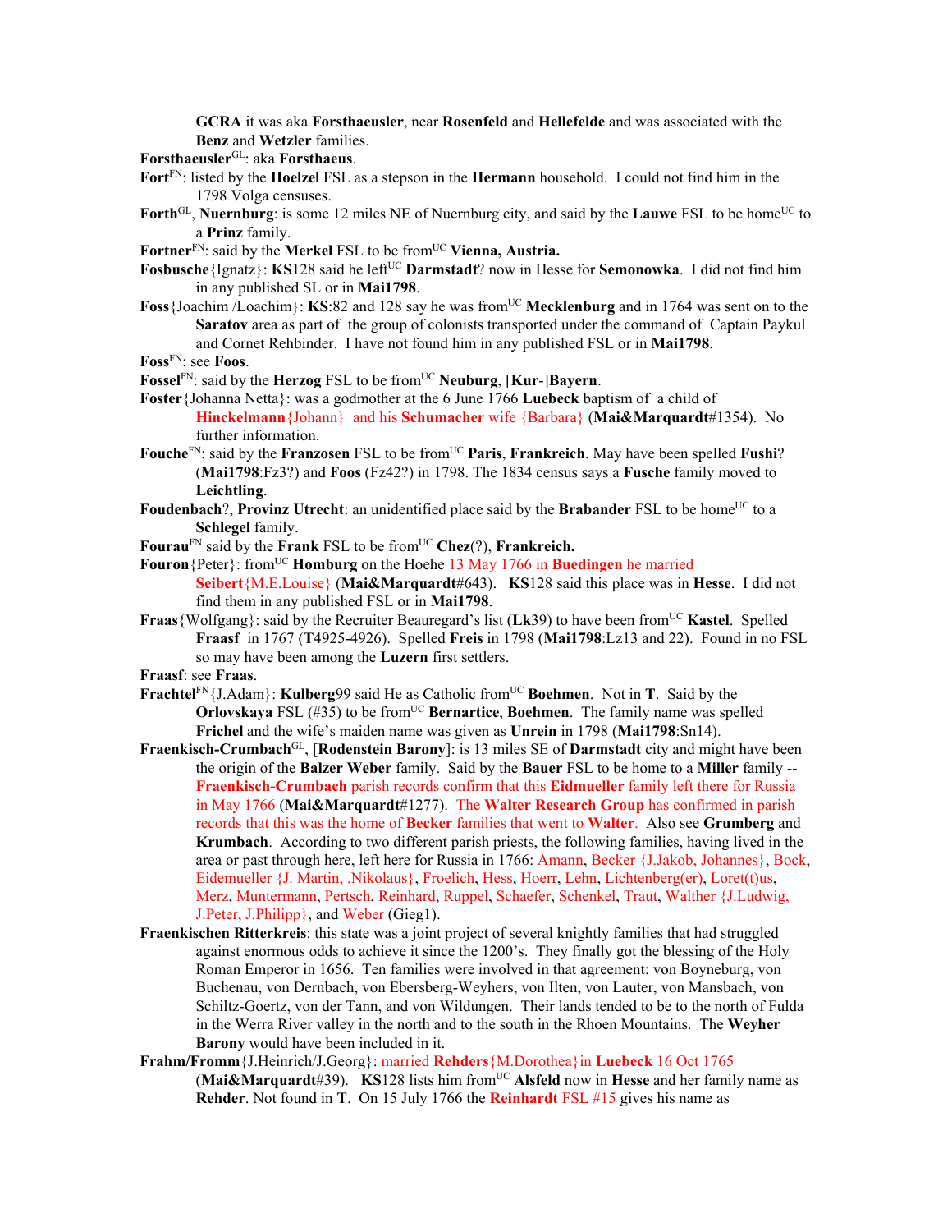**GCRA** it was aka **Forsthaeusler**, near **Rosenfeld** and **Hellefelde** and was associated with the **Benz** and **Wetzler** families.

**Forsthaeusler**[GL]: aka **Forsthaeus**.

**Fort**[FN]: listed by the **Hoelzel** FSL as a stepson in the **Hermann** household. I could not find him in the 1798 Volga censuses.

**Forth**[GL], **Nuernburg**: is some 12 miles NE of Nuernburg city, and said by the **Lauwe** FSL to be home[UC] to a **Prinz** family.

**Fortner**[FN]: said by the **Merkel** FSL to be from[UC] **Vienna, Austria.**

**Fosbusche**{Ignatz}: **KS**128 said he left[UC] **Darmstadt**? now in Hesse for **Semonowka**. I did not find him in any published SL or in **Mai1798**.

**Foss**{Joachim /Loachim}: **KS**:82 and 128 say he was from[UC] **Mecklenburg** and in 1764 was sent on to the **Saratov** area as part of the group of colonists transported under the command of Captain Paykul and Cornet Rehbinder. I have not found him in any published FSL or in **Mai1798**.

**Foss**[FN]: see **Foos**.

**Fossel**[FN]: said by the **Herzog** FSL to be from[UC] **Neuburg**, [**Kur**-]**Bayern**.

**Foster**{Johanna Netta}: was a godmother at the 6 June 1766 **Luebeck** baptism of a child of **Hinckelmann**{Johann} and his **Schumacher** wife {Barbara} (**Mai&Marquardt**#1354). No further information.

**Fouche**[FN]: said by the **Franzosen** FSL to be from[UC] **Paris**, **Frankreich**. May have been spelled **Fushi**? (**Mai1798**:Fz3?) and **Foos** (Fz42?) in 1798. The 1834 census says a **Fusche** family moved to **Leichtling**.

**Foudenbach**?, **Provinz Utrecht**: an unidentified place said by the **Brabander** FSL to be home[UC] to a **Schlegel** family.

**Fourau**[FN] said by the **Frank** FSL to be from[UC] **Chez**(?), **Frankreich.**

**Fouron**{Peter}: from[UC] **Homburg** on the Hoehe 13 May 1766 in **Buedingen** he married **Seibert**{M.E.Louise} (**Mai&Marquardt**#643). **KS**128 said this place was in **Hesse**. I did not find them in any published FSL or in **Mai1798**.

**Fraas**{Wolfgang}: said by the Recruiter Beauregard's list (**Lk**39) to have been from[UC] **Kastel**. Spelled **Fraasf** in 1767 (**T**4925-4926). Spelled **Freis** in 1798 (**Mai1798**:Lz13 and 22). Found in no FSL so may have been among the **Luzern** first settlers.

**Fraasf**: see **Fraas**.

**Frachtel**[FN]{J.Adam}: **Kulberg**99 said He as Catholic from[UC] **Boehmen**. Not in **T**. Said by the **Orlovskaya** FSL (#35) to be from[UC] **Bernartice**, **Boehmen**. The family name was spelled **Frichel** and the wife's maiden name was given as **Unrein** in 1798 (**Mai1798**:Sn14).

**Fraenkisch-Crumbach**[GL], [**Rodenstein Barony**]: is 13 miles SE of **Darmstadt** city and might have been the origin of the **Balzer Weber** family. Said by the **Bauer** FSL to be home to a **Miller** family -- **Fraenkisch-Crumbach** parish records confirm that this **Eidmueller** family left there for Russia in May 1766 (**Mai&Marquardt**#1277). The **Walter Research Group** has confirmed in parish records that this was the home of **Becker** families that went to **Walter**. Also see **Grumberg** and **Krumbach**. According to two different parish priests, the following families, having lived in the area or past through here, left here for Russia in 1766: Amann, Becker {J.Jakob, Johannes}, Bock, Eidemueller {J. Martin, .Nikolaus}, Froelich, Hess, Hoerr, Lehn, Lichtenberg(er), Loret(t)us, Merz, Muntermann, Pertsch, Reinhard, Ruppel, Schaefer, Schenkel, Traut, Walther {J.Ludwig, J.Peter, J.Philipp}, and Weber (Gieg1).

**Fraenkischen Ritterkreis**: this state was a joint project of several knightly families that had struggled against enormous odds to achieve it since the 1200's. They finally got the blessing of the Holy Roman Emperor in 1656. Ten families were involved in that agreement: von Boyneburg, von Buchenau, von Dernbach, von Ebersberg-Weyhers, von Ilten, von Lauter, von Mansbach, von Schiltz-Goertz, von der Tann, and von Wildungen. Their lands tended to be to the north of Fulda in the Werra River valley in the north and to the south in the Rhoen Mountains. The **Weyher Barony** would have been included in it.

**Frahm/Fromm**{J.Heinrich/J.Georg}: married **Rehders**{M.Dorothea}in **Luebeck** 16 Oct 1765 (**Mai&Marquardt**#39). **KS**128 lists him from[UC] **Alsfeld** now in **Hesse** and her family name as **Rehder**. Not found in **T**. On 15 July 1766 the **Reinhardt** FSL #15 gives his name as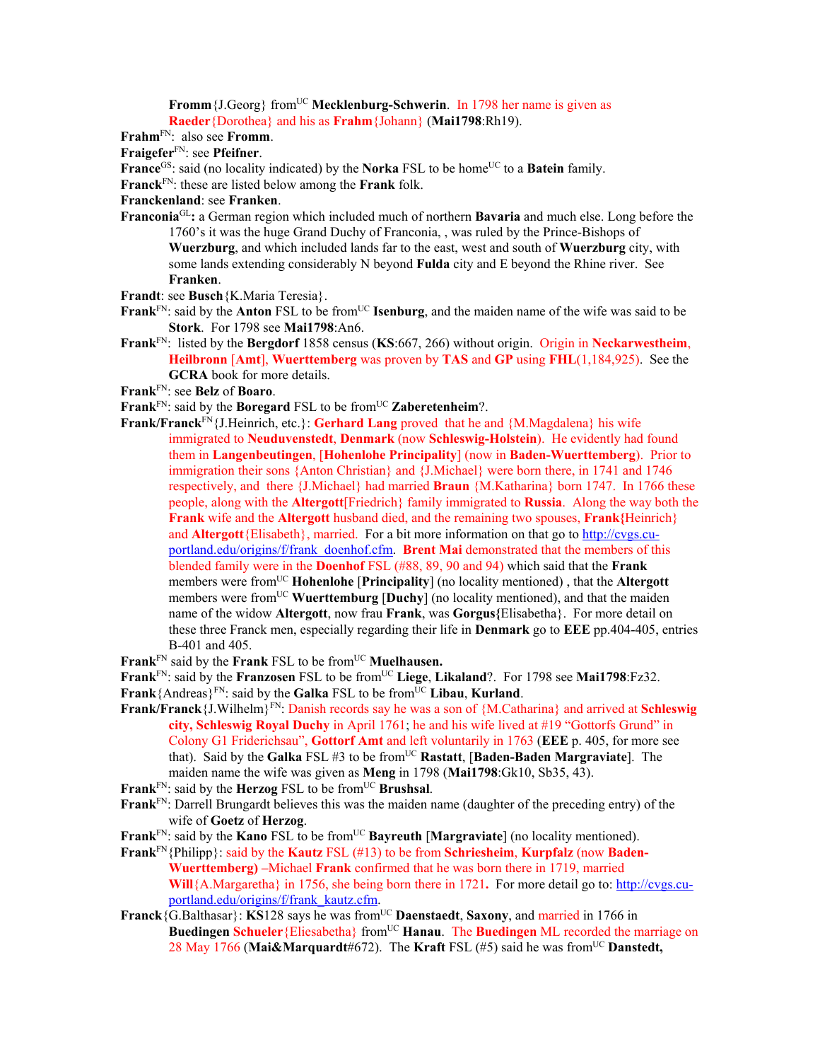**Fromm**{J.Georg} from[UC] **Mecklenburg-Schwerin**. In 1798 her name is given as **Raeder**{Dorothea} and his as **Frahm**{Johann} (**Mai1798**:Rh19).

**Frahm**[FN]: also see **Fromm**.

**Fraigefer**[FN]: see **Pfeifner**.

**France**[GS]: said (no locality indicated) by the **Norka** FSL to be home[UC] to a **Batein** family.

**Franck**[FN]: these are listed below among the **Frank** folk.

**Franckenland**: see **Franken**.

**Franconia**[GL]**:** a German region which included much of northern **Bavaria** and much else. Long before the 1760's it was the huge Grand Duchy of Franconia, , was ruled by the Prince-Bishops of **Wuerzburg**, and which included lands far to the east, west and south of **Wuerzburg** city, with some lands extending considerably N beyond **Fulda** city and E beyond the Rhine river. See **Franken**.

**Frandt**: see **Busch**{K.Maria Teresia}.

**Frank**[FN]: said by the **Anton** FSL to be from[UC] **Isenburg**, and the maiden name of the wife was said to be **Stork**. For 1798 see **Mai1798**:An6.

**Frank**[FN]: listed by the **Bergdorf** 1858 census (**KS**:667, 266) without origin. Origin in **Neckarwestheim**, **Heilbronn** [**Amt**], **Wuerttemberg** was proven by **TAS** and **GP** using **FHL**(1,184,925). See the **GCRA** book for more details.

**Frank**[FN]: see **Belz** of **Boaro**.

**Frank**[FN]: said by the **Boregard** FSL to be from[UC] **Zaberetenheim**?.

**Frank/Franck**[FN]{J.Heinrich, etc.}: **Gerhard Lang** proved that he and {M.Magdalena} his wife immigrated to **Neuduvenstedt**, **Denmark** (now **Schleswig-Holstein**). He evidently had found them in **Langenbeutingen**, [**Hohenlohe Principality**] (now in **Baden-Wuerttemberg**). Prior to immigration their sons {Anton Christian} and {J.Michael} were born there, in 1741 and 1746 respectively, and there {J.Michael} had married **Braun** {M.Katharina} born 1747. In 1766 these people, along with the **Altergott**[Friedrich} family immigrated to **Russia**. Along the way both the **Frank** wife and the **Altergott** husband died, and the remaining two spouses, **Frank{**Heinrich} and **Altergott**{Elisabeth}, married. For a bit more information on that go to http://cvgs.cu-portland.edu/origins/f/frank_doenhof.cfm. **Brent Mai** demonstrated that the members of this blended family were in the **Doenhof** FSL (#88, 89, 90 and 94) which said that the **Frank** members were from[UC] **Hohenlohe** [**Principality**] (no locality mentioned) , that the **Altergott** members were from[UC] **Wuerttemburg** [**Duchy**] (no locality mentioned), and that the maiden name of the widow **Altergott**, now frau **Frank**, was **Gorgus{**Elisabetha}. For more detail on these three Franck men, especially regarding their life in **Denmark** go to **EEE** pp.404-405, entries B-401 and 405.

**Frank**[FN] said by the **Frank** FSL to be from[UC] **Muelhausen.**

**Frank**[FN]: said by the **Franzosen** FSL to be from[UC] **Liege**, **Likaland**?. For 1798 see **Mai1798**:Fz32.

**Frank**{Andreas}[FN]: said by the **Galka** FSL to be from[UC] **Libau**, **Kurland**.

**Frank/Franck**{J.Wilhelm}[FN]: Danish records say he was a son of {M.Catharina} and arrived at **Schleswig city, Schleswig Royal Duchy** in April 1761; he and his wife lived at #19 "Gottorfs Grund" in Colony G1 Friderichsau", **Gottorf Amt** and left voluntarily in 1763 (**EEE** p. 405, for more see that). Said by the **Galka** FSL #3 to be from[UC] **Rastatt**, [**Baden-Baden Margraviate**]. The maiden name the wife was given as **Meng** in 1798 (**Mai1798**:Gk10, Sb35, 43).

**Frank**[FN]: said by the **Herzog** FSL to be from[UC] **Brushsal**.

**Frank**[FN]: Darrell Brungardt believes this was the maiden name (daughter of the preceding entry) of the wife of **Goetz** of **Herzog**.

**Frank**[FN]: said by the **Kano** FSL to be from[UC] **Bayreuth** [**Margraviate**] (no locality mentioned).

**Frank**[FN]{Philipp}: said by the **Kautz** FSL (#13) to be from **Schriesheim**, **Kurpfalz** (now **Baden-Wuerttemberg)** –Michael **Frank** confirmed that he was born there in 1719, married **Will**{A.Margaretha} in 1756, she being born there in 1721**.** For more detail go to: http://cvgs.cu-portland.edu/origins/f/frank_kautz.cfm.

**Franck**{G.Balthasar}: **KS**128 says he was from[UC] **Daenstaedt**, **Saxony**, and married in 1766 in **Buedingen** **Schueler**{Eliesabetha} from[UC] **Hanau**. The **Buedingen** ML recorded the marriage on 28 May 1766 (**Mai&Marquardt**#672). The **Kraft** FSL (#5) said he was from[UC] **Danstedt,**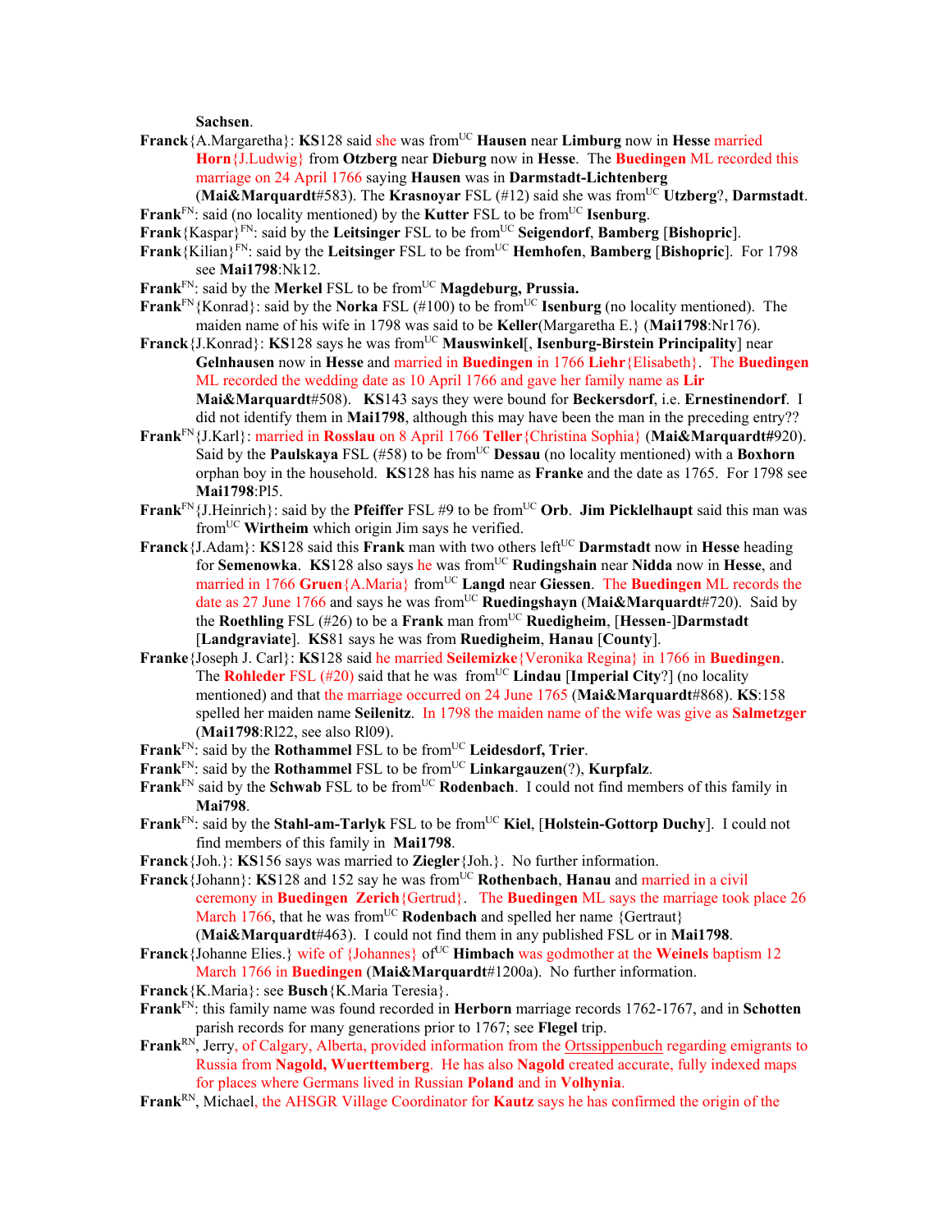Sachsen.

**Franck**{A.Margaretha}: **KS**128 said she was from[UC] **Hausen** near **Limburg** now in **Hesse** married **Horn**{J.Ludwig} from **Otzberg** near **Dieburg** now in **Hesse**. The **Buedingen** ML recorded this marriage on 24 April 1766 saying **Hausen** was in **Darmstadt-Lichtenberg** (**Mai&Marquardt**#583). The **Krasnoyar** FSL (#12) said she was from[UC] **Utzberg**?, **Darmstadt**.

**Frank**[FN]: said (no locality mentioned) by the **Kutter** FSL to be from[UC] **Isenburg**.

**Frank**{Kaspar}[FN]: said by the **Leitsinger** FSL to be from[UC] **Seigendorf**, **Bamberg** [**Bishopric**].

**Frank**{Kilian}[FN]: said by the **Leitsinger** FSL to be from[UC] **Hemhofen**, **Bamberg** [**Bishopric**]. For 1798 see **Mai1798**:Nk12.

**Frank**[FN]: said by the **Merkel** FSL to be from[UC] **Magdeburg, Prussia.**

**Frank**[FN]{Konrad}: said by the **Norka** FSL (#100) to be from[UC] **Isenburg** (no locality mentioned). The maiden name of his wife in 1798 was said to be **Keller**(Margaretha E.} (**Mai1798**:Nr176).

**Franck**{J.Konrad}: **KS**128 says he was from[UC] **Mauswinkel**[, **Isenburg-Birstein Principality**] near **Gelnhausen** now in **Hesse** and married in **Buedingen** in 1766 **Liehr**{Elisabeth}. The **Buedingen** ML recorded the wedding date as 10 April 1766 and gave her family name as **Lir** **Mai&Marquardt**#508). **KS**143 says they were bound for **Beckersdorf**, i.e. **Ernestinendorf**. I did not identify them in **Mai1798**, although this may have been the man in the preceding entry??

**Frank**[FN]{J.Karl}: married in **Rosslau** on 8 April 1766 **Teller**{Christina Sophia} (**Mai&Marquardt#**920). Said by the **Paulskaya** FSL (#58) to be from[UC] **Dessau** (no locality mentioned) with a **Boxhorn** orphan boy in the household. **KS**128 has his name as **Franke** and the date as 1765. For 1798 see **Mai1798**:Pl5.

**Frank**[FN]{J.Heinrich}: said by the **Pfeiffer** FSL #9 to be from[UC] **Orb**. **Jim Picklelhaupt** said this man was from[UC] **Wirtheim** which origin Jim says he verified.

**Franck**{J.Adam}: **KS**128 said this **Frank** man with two others left[UC] **Darmstadt** now in **Hesse** heading for **Semenowka**. **KS**128 also says he was from[UC] **Rudingshain** near **Nidda** now in **Hesse**, and married in 1766 **Gruen**{A.Maria} from[UC] **Langd** near **Giessen**. The **Buedingen** ML records the date as 27 June 1766 and says he was from[UC] **Ruedingshayn** (**Mai&Marquardt**#720). Said by the **Roethling** FSL (#26) to be a **Frank** man from[UC] **Ruedigheim**, [**Hessen**-]**Darmstadt** [**Landgraviate**]. **KS**81 says he was from **Ruedigheim**, **Hanau** [**County**].

**Franke**{Joseph J. Carl}: **KS**128 said he married **Seilemizke**{Veronika Regina} in 1766 in **Buedingen**. The **Rohleder** FSL (#20) said that he was from[UC] **Lindau** [**Imperial City**?] (no locality mentioned) and that the marriage occurred on 24 June 1765 (**Mai&Marquardt**#868). **KS**:158 spelled her maiden name **Seilenitz**. In 1798 the maiden name of the wife was give as **Salmetzger** (**Mai1798**:Rl22, see also Rl09).

**Frank**[FN]: said by the **Rothammel** FSL to be from[UC] **Leidesdorf, Trier**.

**Frank**[FN]: said by the **Rothammel** FSL to be from[UC] **Linkargauzen**(?), **Kurpfalz**.

**Frank**[FN] said by the **Schwab** FSL to be from[UC] **Rodenbach**. I could not find members of this family in **Mai798**.

**Frank**[FN]: said by the **Stahl-am-Tarlyk** FSL to be from[UC] **Kiel**, [**Holstein-Gottorp Duchy**]. I could not find members of this family in **Mai1798**.

**Franck**{Joh.}: **KS**156 says was married to **Ziegler**{Joh.}. No further information.

**Franck**{Johann}: **KS**128 and 152 say he was from[UC] **Rothenbach**, **Hanau** and married in a civil ceremony in **Buedingen** **Zerich**{Gertrud}. The **Buedingen** ML says the marriage took place 26 March 1766, that he was from[UC] **Rodenbach** and spelled her name {Gertraut} (**Mai&Marquardt**#463). I could not find them in any published FSL or in **Mai1798**.

**Franck**{Johanne Elies.} wife of {Johannes} of[UC] **Himbach** was godmother at the **Weinels** baptism 12 March 1766 in **Buedingen** (**Mai&Marquardt**#1200a). No further information.

**Franck**{K.Maria}: see **Busch**{K.Maria Teresia}.

**Frank**[FN]: this family name was found recorded in **Herborn** marriage records 1762-1767, and in **Schotten** parish records for many generations prior to 1767; see **Flegel** trip.

**Frank**[RN], Jerry, of Calgary, Alberta, provided information from the Ortssippenbuch regarding emigrants to Russia from **Nagold, Wuerttemberg**. He has also **Nagold** created accurate, fully indexed maps for places where Germans lived in Russian **Poland** and in **Volhynia**.

**Frank**[RN], Michael, the AHSGR Village Coordinator for **Kautz** says he has confirmed the origin of the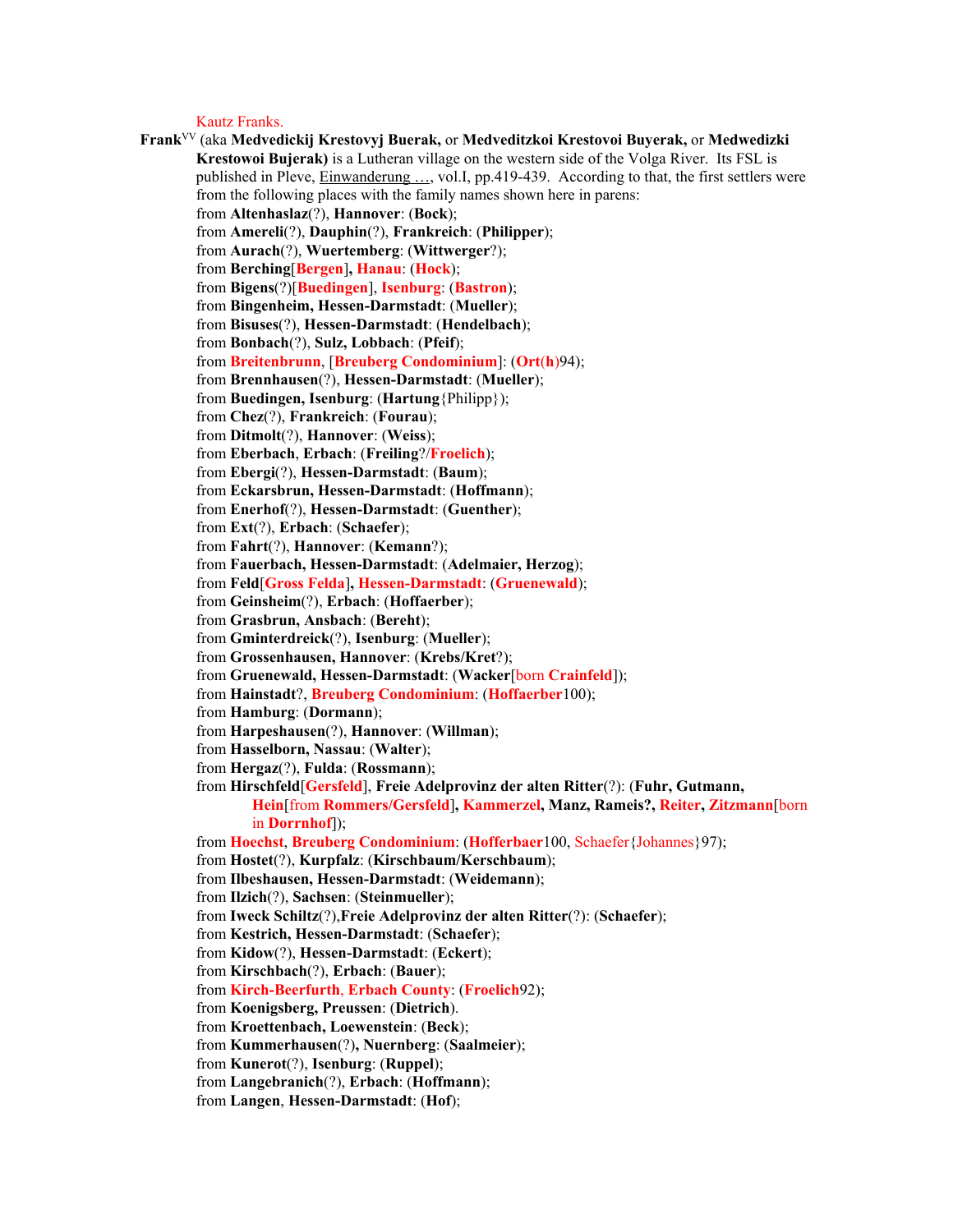Kautz Franks.

**Frank**[VV] (aka **Medvedickij Krestovyj Buerak,** or **Medveditzkoi Krestovoi Buyerak,** or **Medwedizki Krestowoi Bujerak)** is a Lutheran village on the western side of the Volga River. Its FSL is published in Pleve, Einwanderung …, vol.I, pp.419-439. According to that, the first settlers were from the following places with the family names shown here in parens:

from **Altenhaslaz**(?), **Hannover**: (**Bock**);
from **Amereli**(?), **Dauphin**(?), **Frankreich**: (**Philipper**);
from **Aurach**(?), **Wuertemberg**: (**Wittwerger**?);
from **Berching**[**Bergen**]**, Hanau**: (**Hock**);
from **Bigens**(?)[**Buedingen**], **Isenburg**: (**Bastron**);
from **Bingenheim, Hessen-Darmstadt**: (**Mueller**);
from **Bisuses**(?), **Hessen-Darmstadt**: (**Hendelbach**);
from **Bonbach**(?), **Sulz, Lobbach**: (**Pfeif**);
from **Breitenbrunn**, [**Breuberg Condominium**]: (**Ort**(**h**)94);
from **Brennhausen**(?), **Hessen-Darmstadt**: (**Mueller**);
from **Buedingen, Isenburg**: (**Hartung**{Philipp});
from **Chez**(?), **Frankreich**: (**Fourau**);
from **Ditmolt**(?), **Hannover**: (**Weiss**);
from **Eberbach**, **Erbach**: (**Freiling**?/**Froelich**);
from **Ebergi**(?), **Hessen-Darmstadt**: (**Baum**);
from **Eckarsbrun, Hessen-Darmstadt**: (**Hoffmann**);
from **Enerhof**(?), **Hessen-Darmstadt**: (**Guenther**);
from **Ext**(?), **Erbach**: (**Schaefer**);
from **Fahrt**(?), **Hannover**: (**Kemann**?);
from **Fauerbach, Hessen-Darmstadt**: (**Adelmaier, Herzog**);
from **Feld**[**Gross Felda**]**, Hessen-Darmstadt**: (**Gruenewald**);
from **Geinsheim**(?), **Erbach**: (**Hoffaerber**);
from **Grasbrun, Ansbach**: (**Bereht**);
from **Gminterdreick**(?), **Isenburg**: (**Mueller**);
from **Grossenhausen, Hannover**: (**Krebs/Kret**?);
from **Gruenewald, Hessen-Darmstadt**: (**Wacker**[born **Crainfeld**]);
from **Hainstadt**?, **Breuberg Condominium**: (**Hoffaerber**100);
from **Hamburg**: (**Dormann**);
from **Harpeshausen**(?), **Hannover**: (**Willman**);
from **Hasselborn, Nassau**: (**Walter**);
from **Hergaz**(?), **Fulda**: (**Rossmann**);
from **Hirschfeld**[**Gersfeld**], **Freie Adelprovinz der alten Ritter**(?): (**Fuhr, Gutmann, Hein**[from **Rommers/Gersfeld**]**, Kammerzel, Manz, Rameis?, Reiter, Zitzmann**[born in **Dorrnhof**]);
from **Hoechst**, **Breuberg Condominium**: (**Hofferbaer**100, Schaefer{Johannes}97);
from **Hostet**(?), **Kurpfalz**: (**Kirschbaum/Kerschbaum**);
from **Ilbeshausen, Hessen-Darmstadt**: (**Weidemann**);
from **Ilzich**(?), **Sachsen**: (**Steinmueller**);
from **Iweck Schiltz**(?),**Freie Adelprovinz der alten Ritter**(?): (**Schaefer**);
from **Kestrich, Hessen-Darmstadt**: (**Schaefer**);
from **Kidow**(?), **Hessen-Darmstadt**: (**Eckert**);
from **Kirschbach**(?), **Erbach**: (**Bauer**);
from **Kirch-Beerfurth**, **Erbach County**: (**Froelich**92);
from **Koenigsberg, Preussen**: (**Dietrich**).
from **Kroettenbach, Loewenstein**: (**Beck**);
from **Kummerhausen**(?)**, Nuernberg**: (**Saalmeier**);
from **Kunerot**(?), **Isenburg**: (**Ruppel**);
from **Langebranich**(?), **Erbach**: (**Hoffmann**);
from **Langen**, **Hessen-Darmstadt**: (**Hof**);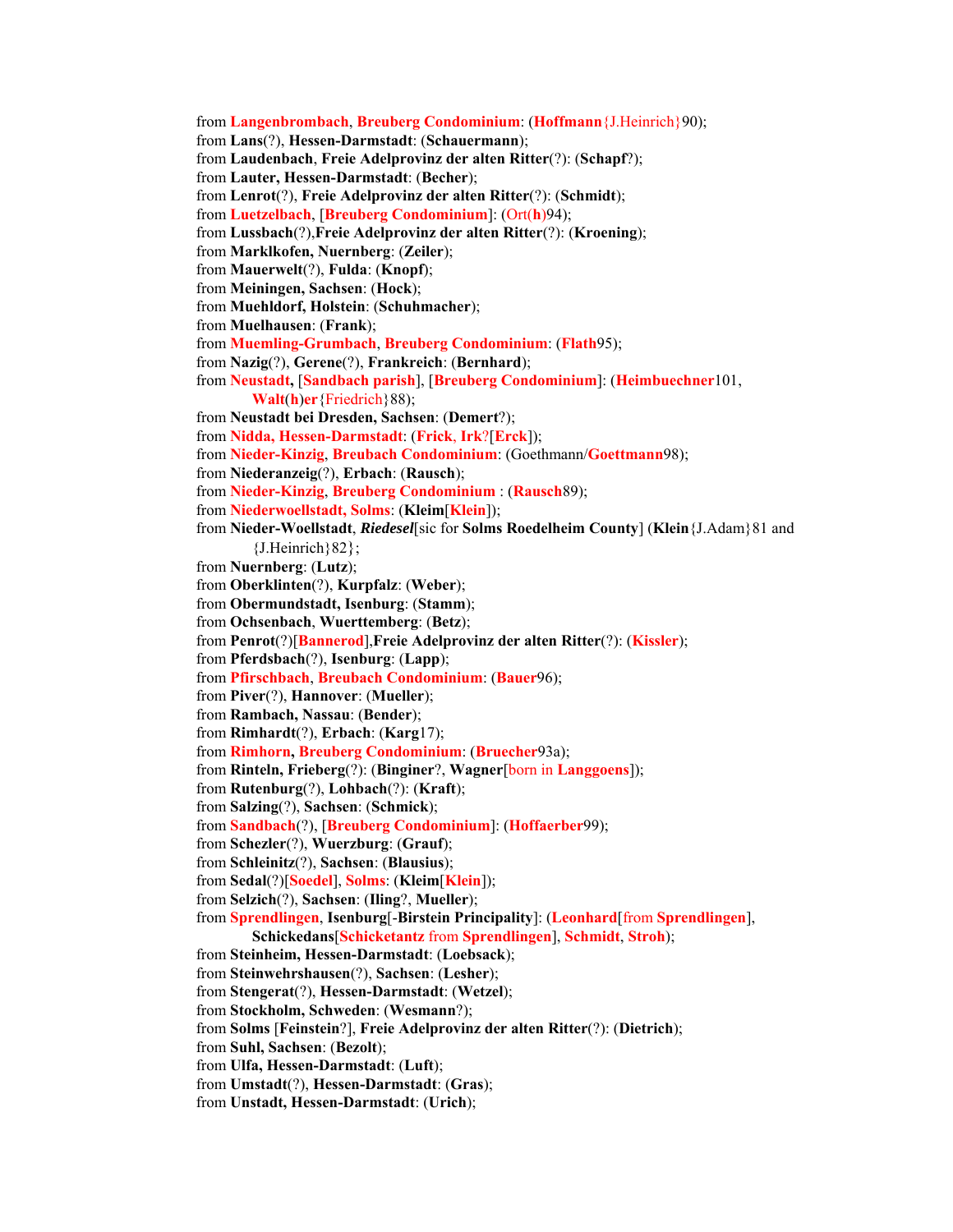from **Langenbrombach**, **Breuberg Condominium**: (**Hoffmann**{J.Heinrich}90);
from **Lans**(?), **Hessen-Darmstadt**: (**Schauermann**);
from **Laudenbach**, **Freie Adelprovinz der alten Ritter**(?): (**Schapf**?);
from **Lauter, Hessen-Darmstadt**: (**Becher**);
from **Lenrot**(?), **Freie Adelprovinz der alten Ritter**(?): (**Schmidt**);
from **Luetzelbach**, [**Breuberg Condominium**]: (Ort(**h**)94);
from **Lussbach**(?),**Freie Adelprovinz der alten Ritter**(?): (**Kroening**);
from **Marklkofen, Nuernberg**: (**Zeiler**);
from **Mauerwelt**(?), **Fulda**: (**Knopf**);
from **Meiningen, Sachsen**: (**Hock**);
from **Muehldorf, Holstein**: (**Schuhmacher**);
from **Muelhausen**: (**Frank**);
from **Muemling-Grumbach**, **Breuberg Condominium**: (**Flath**95);
from **Nazig**(?), **Gerene**(?), **Frankreich**: (**Bernhard**);
from **Neustadt,** [**Sandbach parish**], [**Breuberg Condominium**]: (**Heimbuechner**101, **Walt**(**h**)**er**{Friedrich}88);
from **Neustadt bei Dresden, Sachsen**: (**Demert**?);
from **Nidda, Hessen-Darmstadt**: (**Frick**, **Irk**?[**Erck**]);
from **Nieder-Kinzig**, **Breubach Condominium**: (Goethmann/**Goettmann**98);
from **Niederanzeig**(?), **Erbach**: (**Rausch**);
from **Nieder-Kinzig**, **Breuberg Condominium** : (**Rausch**89);
from **Niederwoellstadt, Solms**: (**Kleim**[**Klein**]);
from **Nieder-Woellstadt**, ***Riedesel***[sic for **Solms Roedelheim County**] (**Klein**{J.Adam}81 and {J.Heinrich}82};
from **Nuernberg**: (**Lutz**);
from **Oberklinten**(?), **Kurpfalz**: (**Weber**);
from **Obermundstadt, Isenburg**: (**Stamm**);
from **Ochsenbach, Wuerttemberg**: (**Betz**);
from **Penrot**(?)[**Bannerod**],**Freie Adelprovinz der alten Ritter**(?): (**Kissler**);
from **Pferdsbach**(?), **Isenburg**: (**Lapp**);
from **Pfirschbach**, **Breubach Condominium**: (**Bauer**96);
from **Piver**(?), **Hannover**: (**Mueller**);
from **Rambach, Nassau**: (**Bender**);
from **Rimhardt**(?), **Erbach**: (**Karg**17);
from **Rimhorn, Breuberg Condominium**: (**Bruecher**93a);
from **Rinteln, Frieberg**(?): (**Binginer**?, **Wagner**[born in **Langgoens**]);
from **Rutenburg**(?), **Lohbach**(?): (**Kraft**);
from **Salzing**(?), **Sachsen**: (**Schmick**);
from **Sandbach**(?), [**Breuberg Condominium**]: (**Hoffaerber**99);
from **Schezler**(?), **Wuerzburg**: (**Grauf**);
from **Schleinitz**(?), **Sachsen**: (**Blausius**);
from **Sedal**(?)[**Soedel**], **Solms**: (**Kleim**[**Klein**]);
from **Selzich**(?), **Sachsen**: (**Iling**?, **Mueller**);
from **Sprendlingen**, **Isenburg**[-**Birstein Principality**]: (**Leonhard**[from **Sprendlingen**], **Schickedans**[**Schicketantz** from **Sprendlingen**], **Schmidt**, **Stroh**);
from **Steinheim, Hessen-Darmstadt**: (**Loebsack**);
from **Steinwehrshausen**(?), **Sachsen**: (**Lesher**);
from **Stengerat**(?), **Hessen-Darmstadt**: (**Wetzel**);
from **Stockholm, Schweden**: (**Wesmann**?);
from **Solms** [**Feinstein**?], **Freie Adelprovinz der alten Ritter**(?): (**Dietrich**);
from **Suhl, Sachsen**: (**Bezolt**);
from **Ulfa, Hessen-Darmstadt**: (**Luft**);
from **Umstadt**(?), **Hessen-Darmstadt**: (**Gras**);
from **Unstadt, Hessen-Darmstadt**: (**Urich**);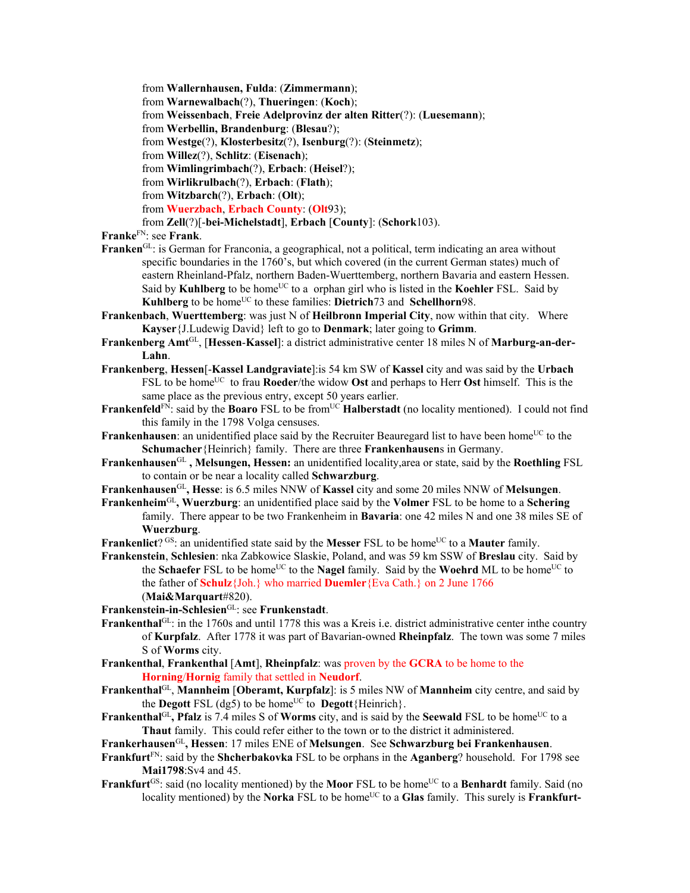from **Wallernhausen, Fulda**: (**Zimmermann**);
from **Warnewalbach**(?), **Thueringen**: (**Koch**);
from **Weissenbach**, **Freie Adelprovinz der alten Ritter**(?): (**Luesemann**);
from **Werbellin, Brandenburg**: (**Blesau**?);
from **Westge**(?), **Klosterbesitz**(?), **Isenburg**(?): (**Steinmetz**);
from **Willez**(?), **Schlitz**: (**Eisenach**);
from **Wimlingrimbach**(?), **Erbach**: (**Heisel**?);
from **Wirlikrulbach**(?), **Erbach**: (**Flath**);
from **Witzbarch**(?), **Erbach**: (**Olt**);
from **Wuerzbach**, **Erbach County**: (**Olt**93);
from **Zell**(?)[-**bei-Michelstadt**], **Erbach** [**County**]: (**Schork**103).

**Franke**[FN]: see **Frank**.

**Franken**[GL]: is German for Franconia, a geographical, not a political, term indicating an area without specific boundaries in the 1760's, but which covered (in the current German states) much of eastern Rheinland-Pfalz, northern Baden-Wuerttemberg, northern Bavaria and eastern Hessen. Said by **Kuhlberg** to be home[UC] to a orphan girl who is listed in the **Koehler** FSL. Said by **Kuhlberg** to be home[UC] to these families: **Dietrich**73 and **Schellhorn**98.

**Frankenbach**, **Wuerttemberg**: was just N of **Heilbronn Imperial City**, now within that city. Where **Kayser**{J.Ludewig David} left to go to **Denmark**; later going to **Grimm**.

**Frankenberg Amt**[GL], [**Hessen-Kassel**]: a district administrative center 18 miles N of **Marburg-an-der-Lahn**.

**Frankenberg**, **Hessen**[-**Kassel Landgraviate**]:is 54 km SW of **Kassel** city and was said by the **Urbach** FSL to be home[UC] to frau **Roeder**/the widow **Ost** and perhaps to Herr **Ost** himself. This is the same place as the previous entry, except 50 years earlier.

**Frankenfeld**[FN]: said by the **Boaro** FSL to be from[UC] **Halberstadt** (no locality mentioned). I could not find this family in the 1798 Volga censuses.

**Frankenhausen**: an unidentified place said by the Recruiter Beauregard list to have been home[UC] to the **Schumacher**{Heinrich} family. There are three **Frankenhausen**s in Germany.

**Frankenhausen**[GL] **, Melsungen, Hessen:** an unidentified locality,area or state, said by the **Roethling** FSL to contain or be near a locality called **Schwarzburg**.

**Frankenhausen**[GL]**, Hesse**: is 6.5 miles NNW of **Kassel** city and some 20 miles NNW of **Melsungen**.

**Frankenheim**[GL]**, Wuerzburg**: an unidentified place said by the **Volmer** FSL to be home to a **Schering** family. There appear to be two Frankenheim in **Bavaria**: one 42 miles N and one 38 miles SE of **Wuerzburg**.

**Frankenlict**? [GS]: an unidentified state said by the **Messer** FSL to be home[UC] to a **Mauter** family.

**Frankenstein**, **Schlesien**: nka Zabkowice Slaskie, Poland, and was 59 km SSW of **Breslau** city. Said by the **Schaefer** FSL to be home[UC] to the **Nagel** family. Said by the **Woehrd** ML to be home[UC] to the father of **Schulz**{Joh.} who married **Duemler**{Eva Cath.} on 2 June 1766 (**Mai&Marquart**#820).

**Frankenstein-in-Schlesien**[GL]: see **Frunkenstadt**.

**Frankenthal**[GL]: in the 1760s and until 1778 this was a Kreis i.e. district administrative center inthe country of **Kurpfalz**. After 1778 it was part of Bavarian-owned **Rheinpfalz**. The town was some 7 miles S of **Worms** city.

**Frankenthal**, **Frankenthal** [**Amt**], **Rheinpfalz**: was proven by the **GCRA** to be home to the **Horning**/**Hornig** family that settled in **Neudorf**.

**Frankenthal**[GL], **Mannheim** [**Oberamt, Kurpfalz**]: is 5 miles NW of **Mannheim** city centre, and said by the **Degott** FSL (dg5) to be home[UC] to **Degott**{Heinrich}.

**Frankenthal**[GL]**, Pfalz** is 7.4 miles S of **Worms** city, and is said by the **Seewald** FSL to be home[UC] to a **Thaut** family. This could refer either to the town or to the district it administered.

**Frankerhausen**[GL]**, Hessen**: 17 miles ENE of **Melsungen**. See **Schwarzburg bei Frankenhausen**.

**Frankfurt**[FN]: said by the **Shcherbakovka** FSL to be orphans in the **Aganberg**? household. For 1798 see **Mai1798**:Sv4 and 45.

**Frankfurt**[GS]: said (no locality mentioned) by the **Moor** FSL to be home[UC] to a **Benhardt** family. Said (no locality mentioned) by the **Norka** FSL to be home[UC] to a **Glas** family. This surely is **Frankfurt-**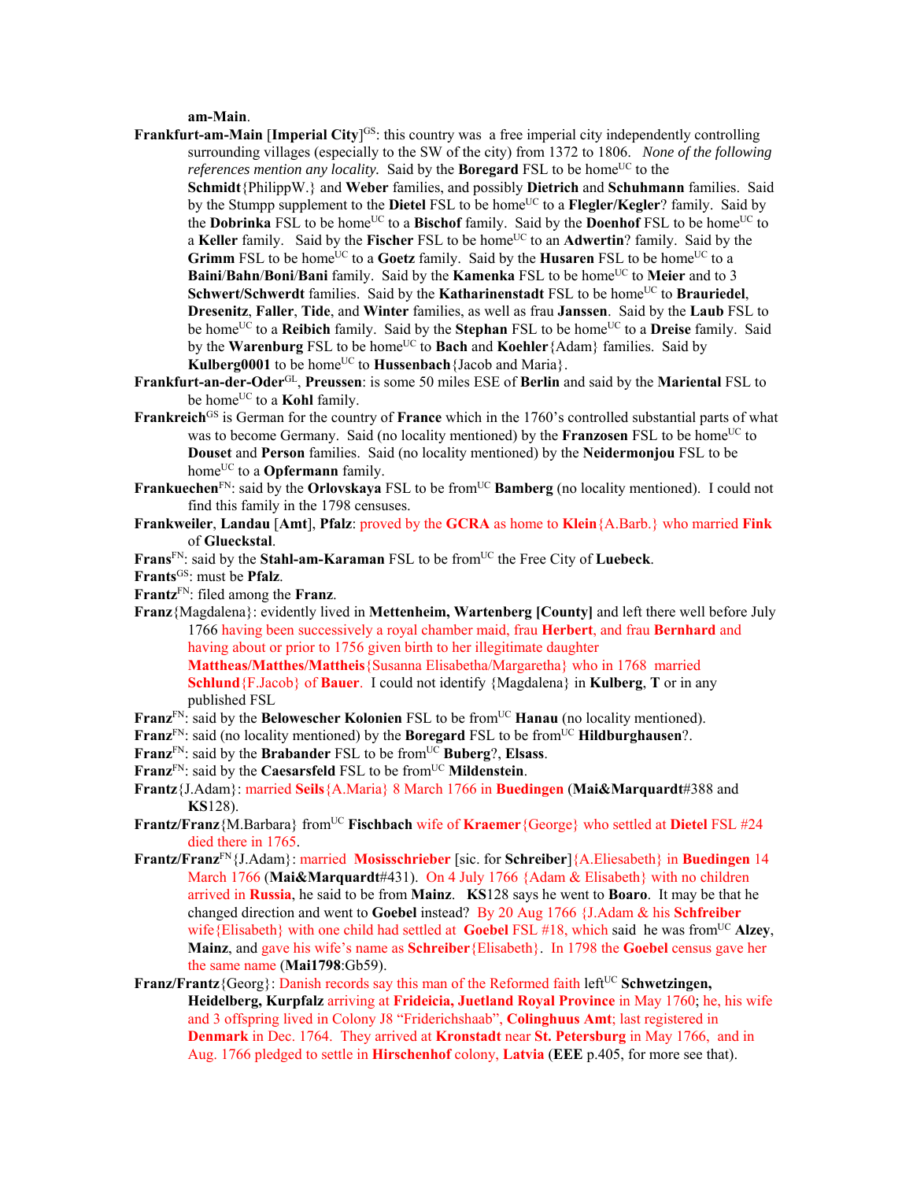**am-Main**.

**Frankfurt-am-Main** [**Imperial City**][GS]: this country was a free imperial city independently controlling surrounding villages (especially to the SW of the city) from 1372 to 1806. *None of the following references mention any locality.* Said by the **Boregard** FSL to be home[UC] to the **Schmidt**{PhilippW.} and **Weber** families, and possibly **Dietrich** and **Schuhmann** families. Said by the Stumpp supplement to the **Dietel** FSL to be home[UC] to a **Flegler/Kegler**? family. Said by the **Dobrinka** FSL to be home[UC] to a **Bischof** family. Said by the **Doenhof** FSL to be home[UC] to a **Keller** family. Said by the **Fischer** FSL to be home[UC] to an **Adwertin**? family. Said by the **Grimm** FSL to be home[UC] to a **Goetz** family. Said by the **Husaren** FSL to be home[UC] to a **Baini**/**Bahn**/**Boni**/**Bani** family. Said by the **Kamenka** FSL to be home[UC] to **Meier** and to 3 **Schwert/Schwerdt** families. Said by the **Katharinenstadt** FSL to be home[UC] to **Brauriedel**, **Dresenitz**, **Faller**, **Tide**, and **Winter** families, as well as frau **Janssen**. Said by the **Laub** FSL to be home[UC] to a **Reibich** family. Said by the **Stephan** FSL to be home[UC] to a **Dreise** family. Said by the **Warenburg** FSL to be home[UC] to **Bach** and **Koehler**{Adam} families. Said by **Kulberg0001** to be home[UC] to **Hussenbach**{Jacob and Maria}.

**Frankfurt-an-der-Oder**[GL], **Preussen**: is some 50 miles ESE of **Berlin** and said by the **Mariental** FSL to be home[UC] to a **Kohl** family.

**Frankreich**[GS] is German for the country of **France** which in the 1760's controlled substantial parts of what was to become Germany. Said (no locality mentioned) by the **Franzosen** FSL to be home[UC] to **Douset** and **Person** families. Said (no locality mentioned) by the **Neidermonjou** FSL to be home[UC] to a **Opfermann** family.

**Frankuechen**[FN]: said by the **Orlovskaya** FSL to be from[UC] **Bamberg** (no locality mentioned). I could not find this family in the 1798 censuses.

**Frankweiler**, **Landau** [**Amt**], **Pfalz**: proved by the **GCRA** as home to **Klein**{A.Barb.} who married **Fink** of **Glueckstal**.

**Frans**[FN]: said by the **Stahl-am-Karaman** FSL to be from[UC] the Free City of **Luebeck**.

**Frants**[GS]: must be **Pfalz**.

**Frantz**[FN]: filed among the **Franz**.

**Franz**{Magdalena}: evidently lived in **Mettenheim, Wartenberg [County]** and left there well before July 1766 having been successively a royal chamber maid, frau **Herbert**, and frau **Bernhard** and having about or prior to 1756 given birth to her illegitimate daughter **Mattheas/Matthes/Mattheis**{Susanna Elisabetha/Margaretha} who in 1768 married **Schlund**{F.Jacob} of **Bauer**. I could not identify {Magdalena} in **Kulberg**, **T** or in any published FSL

**Franz**[FN]: said by the **Belowescher Kolonien** FSL to be from[UC] **Hanau** (no locality mentioned).

**Franz**[FN]: said (no locality mentioned) by the **Boregard** FSL to be from[UC] **Hildburghausen**?.

**Franz**[FN]: said by the **Brabander** FSL to be from[UC] **Buberg**?, **Elsass**.

**Franz**[FN]: said by the **Caesarsfeld** FSL to be from[UC] **Mildenstein**.

**Frantz**{J.Adam}: married **Seils**{A.Maria} 8 March 1766 in **Buedingen** (**Mai&Marquardt**#388 and **KS**128).

**Frantz/Franz**{M.Barbara} from[UC] **Fischbach** wife of **Kraemer**{George} who settled at **Dietel** FSL #24 died there in 1765.

**Frantz/Franz**[FN]{J.Adam}: married **Mosisschrieber** [sic. for **Schreiber**]{A.Eliesabeth} in **Buedingen** 14 March 1766 (**Mai&Marquardt**#431). On 4 July 1766 {Adam & Elisabeth} with no children arrived in **Russia**, he said to be from **Mainz**. **KS**128 says he went to **Boaro**. It may be that he changed direction and went to **Goebel** instead? By 20 Aug 1766 {J.Adam & his **Schfreiber** wife{Elisabeth} with one child had settled at **Goebel** FSL #18, which said he was from[UC] **Alzey**, **Mainz**, and gave his wife's name as **Schreiber**{Elisabeth}. In 1798 the **Goebel** census gave her the same name (**Mai1798**:Gb59).

**Franz/Frantz**{Georg}: Danish records say this man of the Reformed faith left[UC] **Schwetzingen, Heidelberg, Kurpfalz** arriving at **Frideicia, Juetland Royal Province** in May 1760; he, his wife and 3 offspring lived in Colony J8 "Friderichshaab", **Colinghuus Amt**; last registered in **Denmark** in Dec. 1764. They arrived at **Kronstadt** near **St. Petersburg** in May 1766, and in Aug. 1766 pledged to settle in **Hirschenhof** colony, **Latvia** (**EEE** p.405, for more see that).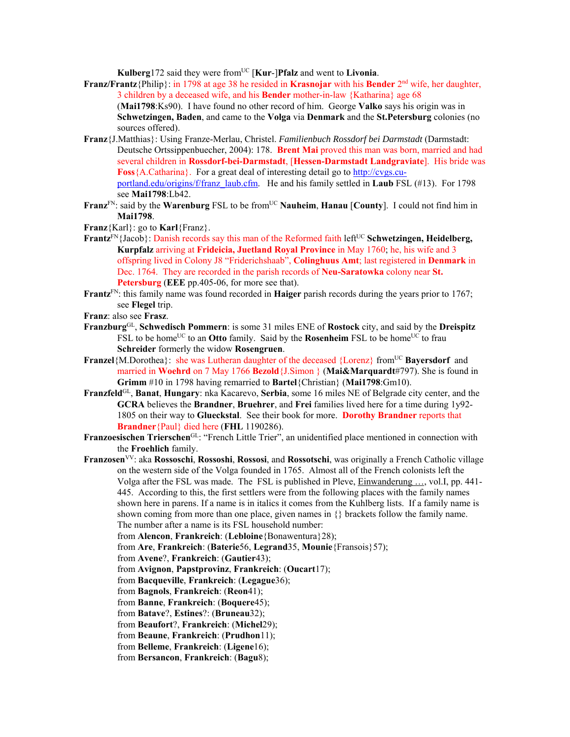**Kulberg**172 said they were from[UC] [**Kur**-]**Pfalz** and went to **Livonia**.

**Franz/Frantz**{Philip}: in 1798 at age 38 he resided in **Krasnojar** with his **Bender** 2nd wife, her daughter, 3 children by a deceased wife, and his **Bender** mother-in-law {Katharina} age 68 (**Mai1798**:Ks90). I have found no other record of him. George **Valko** says his origin was in **Schwetzingen, Baden**, and came to the **Volga** via **Denmark** and the **St.Petersburg** colonies (no sources offered).

**Franz**{J.Matthias}: Using Franze-Merlau, Christel. *Familienbuch Rossdorf bei Darmstadt* (Darmstadt: Deutsche Ortssippenbuecher, 2004): 178. **Brent Mai** proved this man was born, married and had several children in **Rossdorf-bei-Darmstadt**, [**Hessen-Darmstadt Landgraviate**]. His bride was **Foss**{A.Catharina}. For a great deal of interesting detail go to http://cvgs.cu-portland.edu/origins/f/franz_laub.cfm. He and his family settled in **Laub** FSL (#13). For 1798 see **Mai1798**:Lb42.

**Franz**[FN]: said by the **Warenburg** FSL to be from[UC] **Nauheim**, **Hanau** [**County**]. I could not find him in **Mai1798**.

**Franz**{Karl}: go to **Karl**{Franz}.

**Frantz**[FN]{Jacob}: Danish records say this man of the Reformed faith left[UC] **Schwetzingen, Heidelberg, Kurpfalz** arriving at **Frideicia, Juetland Royal Province** in May 1760; he, his wife and 3 offspring lived in Colony J8 "Friderichshaab", **Colinghuus Amt**; last registered in **Denmark** in Dec. 1764. They are recorded in the parish records of **Neu-Saratowka** colony near **St. Petersburg** (**EEE** pp.405-06, for more see that).

**Frantz**[FN]: this family name was found recorded in **Haiger** parish records during the years prior to 1767; see **Flegel** trip.

**Franz**: also see **Frasz**.

**Franzburg**[GL], **Schwedisch Pommern**: is some 31 miles ENE of **Rostock** city, and said by the **Dreispitz** FSL to be home[UC] to an **Otto** family. Said by the **Rosenheim** FSL to be home[UC] to frau **Schreider** formerly the widow **Rosengruen**.

**Franzel**{M.Dorothea}: she was Lutheran daughter of the deceased {Lorenz} from[UC] **Bayersdorf** and married in **Woehrd** on 7 May 1766 **Bezold**{J.Simon } (**Mai&Marquardt**#797). She is found in **Grimm** #10 in 1798 having remarried to **Bartel**{Christian} (**Mai1798**:Gm10).

**Franzfeld**[GL], **Banat**, **Hungary**: nka Kacarevo, **Serbia**, some 16 miles NE of Belgrade city center, and the **GCRA** believes the **Brandner**, **Bruehrer**, and **Frei** families lived here for a time during 1y92-1805 on their way to **Glueckstal**. See their book for more. **Dorothy Brandner** reports that **Brandner**{Paul} died here (**FHL** 1190286).

**Franzoesischen Trierschen**[GL]: "French Little Trier", an unidentified place mentioned in connection with the **Froehlich** family.

**Franzosen**[VV]: aka **Rossoschi**, **Rossoshi**, **Rossosi**, and **Rossotschi**, was originally a French Catholic village on the western side of the Volga founded in 1765. Almost all of the French colonists left the Volga after the FSL was made. The FSL is published in Pleve, Einwanderung …, vol.I, pp. 441-445. According to this, the first settlers were from the following places with the family names shown here in parens. If a name is in italics it comes from the Kuhlberg lists. If a family name is shown coming from more than one place, given names in {} brackets follow the family name. The number after a name is its FSL household number:

from **Alencon**, **Frankreich**: (**Lebloine**{Bonawentura}28);
from **Are**, **Frankreich**: (**Baterie**56, **Legrand**35, **Mounie**{Fransois}57);
from **Avene**?, **Frankreich**: (**Gautier**43);
from **Avignon**, **Papstprovinz**, **Frankreich**: (**Oucart**17);
from **Bacqueville**, **Frankreich**: (**Legague**36);
from **Bagnols**, **Frankreich**: (**Reon**41);
from **Banne**, **Frankreich**: (**Boquere**45);
from **Batave**?, **Estines**?: (**Bruneau**32);
from **Beaufort**?, **Frankreich**: (**Michel**29);
from **Beaune**, **Frankreich**: (**Prudhon**11);
from **Belleme**, **Frankreich**: (**Ligene**16);
from **Bersancon**, **Frankreich**: (**Bagu**8);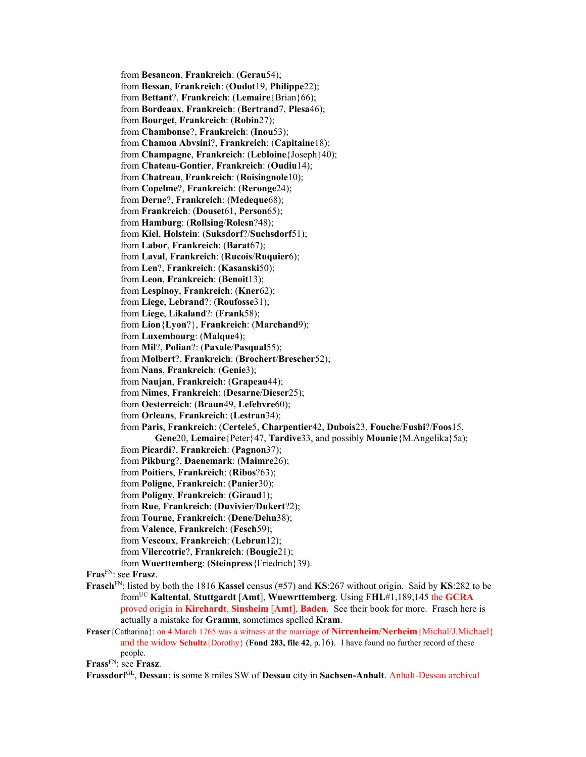from **Besancon**, **Frankreich**: (**Gerau**54);
from **Bessan**, **Frankreich**: (**Oudot**19, **Philippe**22);
from **Bettant**?, **Frankreich**: (**Lemaire**{Brian}66);
from **Bordeaux**, **Frankreich**: (**Bertrand**7, **Plesa**46);
from **Bourget**, **Frankreich**: (**Robin**27);
from **Chambonse**?, **Frankreich**: (**Inou**53);
from **Chamou Abvsini**?, **Frankreich**: (**Capitaine**18);
from **Champagne**, **Frankreich**: (**Lebloine**{Joseph}40);
from **Chateau-Gontier**, **Frankreich**: (**Oudiu**14);
from **Chatreau**, **Frankreich**: (**Roisingnole**10);
from **Copelme**?, **Frankreich**: (**Reronge**24);
from **Derne**?, **Frankreich**: (**Medeque**68);
from **Frankreich**: (**Douset**61, **Person**65);
from **Hamburg**: (**Rollsing**/**Rolesn**?48);
from **Kiel**, **Holstein**: (**Suksdorf**?/**Suchsdorf**51);
from **Labor**, **Frankreich**: (**Barat**67);
from **Laval**, **Frankreich**: (**Rucois**/**Ruquier**6);
from **Len**?, **Frankreich**: (**Kasanski**50);
from **Leon**, **Frankreich**: (**Benoit**13);
from **Lespinoy**, **Frankreich**: (**Kner**62);
from **Liege**, **Lebrand**?: (**Roufosse**31);
from **Liege**, **Likaland**?: (**Frank**58);
from **Lion**{**Lyon**?}, **Frankreich**: (**Marchand**9);
from **Luxembourg**: (**Malque**4);
from **Mil**?, **Polian**?: (**Paxale**/**Pasqual**55);
from **Molbert**?, **Frankreich**: (**Brochert**/**Brescher**52);
from **Nans**, **Frankreich**: (**Genie**3);
from **Naujan**, **Frankreich**: (**Grapeau**44);
from **Nimes**, **Frankreich**: (**Desarne**/**Dieser**25);
from **Oesterreich**: (**Braun**49, **Lefebvre**60);
from **Orleans**, **Frankreich**: (**Lestran**34);
from **Paris**, **Frankreich**: (**Certele**5, **Charpentier**42, **Dubois**23, **Fouche**/**Fushi**?/**Foos**15, **Gene**20, **Lemaire**{Peter}47, **Tardive**33, and possibly **Mounie**{M.Angelika}5a);
from **Picardi**?, **Frankreich**: (**Pagnon**37);
from **Pikburg**?, **Daenemark**: (**Maimre**26);
from **Poitiers**, **Frankreich**: (**Ribos**?63);
from **Poligne**, **Frankreich**: (**Panier**30);
from **Poligny**, **Frankreich**: (**Giraud**1);
from **Rue**, **Frankreich**: (**Duvivier**/**Dukert**?2);
from **Tourne**, **Frankreich**: (**Dene**/**Dehn**38);
from **Valence**, **Frankreich**: (**Fesch**59);
from **Vescoux**, **Frankreich**: (**Lebrun**12);
from **Vilercotrie**?, **Frankreich**: (**Bougie**21);
from **Wuerttemberg**: (**Steinpress**{Friedrich}39).

**Fras**[FN]: see **Frasz**.

**Frasch**[FN]: listed by both the 1816 **Kassel** census (#57) and **KS**:267 without origin. Said by **KS**:282 to be from[UC] **Kaltental**, **Stuttgardt** [**Amt**], **Wuewrttemberg**. Using **FHL**#1,189,145 the **GCRA** proved origin in **Kirchardt**, **Sinsheim** [**Amt**], **Baden**. See their book for more. Frasch here is actually a mistake for **Gramm**, sometimes spelled **Kram**.

**Fraser**{Catharina}: on 4 March 1765 was a witness at the marriage of **Nirrenheim/Nerheim**{Michal/J.Michael} and the widow **Schultz**{Dorothy} (**Fond 283, file 42**, p.16). I have found no further record of these people.

**Frass**[FN]: see **Frasz**.

**Frassdorf**[GL], **Dessau**: is some 8 miles SW of **Dessau** city in **Sachsen-Anhalt**. Anhalt-Dessau archival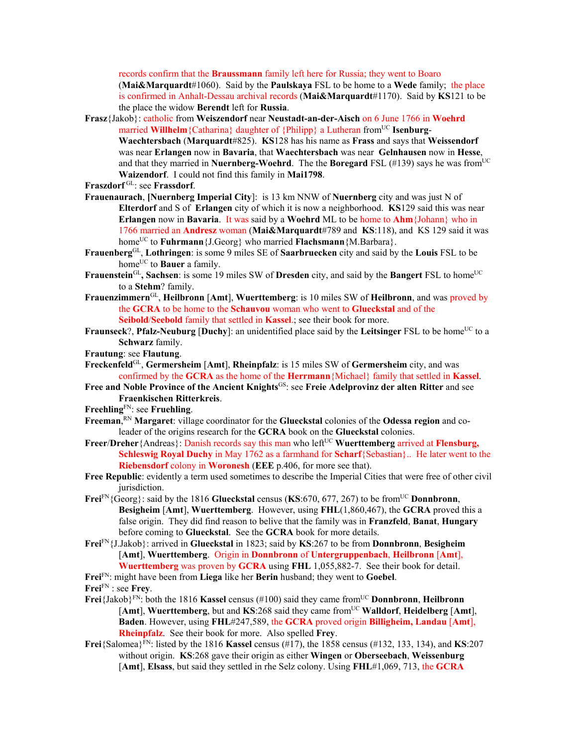records confirm that the **Braussmann** family left here for Russia; they went to Boaro (**Mai&Marquardt**#1060). Said by the **Paulskaya** FSL to be home to a **Wede** family; the place is confirmed in Anhalt-Dessau archival records (**Mai&Marquardt**#1170). Said by **KS**121 to be the place the widow **Berendt** left for **Russia**.

**Frasz**{Jakob}: catholic from **Weiszendorf** near **Neustadt-an-der-Aisch** on 6 June 1766 in **Woehrd** married **Willhelm**{Catharina} daughter of {Philipp} a Lutheran from[UC] **Isenburg-Waechtersbach** (**Marquardt**#825). **KS**128 has his name as **Frass** and says that **Weissendorf** was near **Erlangen** now in **Bavaria**, that **Waechtersbach** was near **Gelnhausen** now in **Hesse**, and that they married in **Nuernberg-Woehrd**. The the **Boregard** FSL (#139) says he was from[UC] **Waizendorf**. I could not find this family in **Mai1798**.

**Fraszdorf**[GL]: see **Frassdorf**.

**Frauenaurach**, **[Nuernberg Imperial City]**: is 13 km NNW of **Nuernberg** city and was just N of **Elterdorf** and S of **Erlangen** city of which it is now a neighborhood. **KS**129 said this was near **Erlangen** now in **Bavaria**. It was said by a **Woehrd** ML to be home to **Ahm**{Johann} who in 1766 married an **Andresz** woman (**Mai&Marquardt**#789 and **KS**:118), and KS 129 said it was home[UC] to **Fuhrmann**{J.Georg} who married **Flachsmann**{M.Barbara}.

**Frauenberg**[GL], **Lothringen**: is some 9 miles SE of **Saarbruecken** city and said by the **Louis** FSL to be home[UC] to **Bauer** a family.

**Frauenstein**[GL]**, Sachsen**: is some 19 miles SW of **Dresden** city, and said by the **Bangert** FSL to home[UC] to a **Stehm**? family.

**Frauenzimmern**[GL], **Heilbronn** [**Amt**], **Wuerttemberg**: is 10 miles SW of **Heilbronn**, and was proved by the **GCRA** to be home to the **Schauvou** woman who went to **Glueckstal** and of the **Seibold**/**Seebold** family that settled in **Kassel**.; see their book for more.

**Fraunseck**?, **Pfalz-Neuburg** [**Duchy**]: an unidentified place said by the **Leitsinger** FSL to be home[UC] to a **Schwarz** family.

**Frautung**: see **Flautung**.

**Freckenfeld**[GL], **Germersheim** [**Amt**], **Rheinpfalz**: is 15 miles SW of **Germersheim** city, and was confirmed by the **GCRA** as the home of the **Herrmann**{Michael} family that settled in **Kassel**.

**Free and Noble Province of the Ancient Knights**[GS]: see **Freie Adelprovinz der alten Ritter** and see **Fraenkischen Ritterkreis**.

**Freehling**[FN]: see **Fruehling**.

**Freeman**,[RN] **Margaret**: village coordinator for the **Glueckstal** colonies of the **Odessa region** and co-leader of the origins research for the **GCRA** book on the **Glueckstal** colonies.

**Freer**/**Dreher**{Andreas}: Danish records say this man who left[UC] **Wuerttemberg** arrived at **Flensburg, Schleswig Royal Duchy** in May 1762 as a farmhand for **Scharf**{Sebastian}.. He later went to the **Riebensdorf** colony in **Woronesh** (**EEE** p.406, for more see that).

**Free Republic**: evidently a term used sometimes to describe the Imperial Cities that were free of other civil jurisdiction.

**Frei**[FN]{Georg}: said by the 1816 **Glueckstal** census (**KS**:670, 677, 267) to be from[UC] **Donnbronn**, **Besigheim** [**Amt**], **Wuerttemberg**. However, using **FHL**(1,860,467), the **GCRA** proved this a false origin. They did find reason to belive that the family was in **Franzfeld**, **Banat**, **Hungary** before coming to **Glueckstal**. See the **GCRA** book for more details.

**Frei**[FN]{J.Jakob}: arrived in **Glueckstal** in 1823; said by **KS**:267 to be from **Donnbronn**, **Besigheim** [**Amt**], **Wuerttemberg**. Origin in **Donnbronn** of **Untergruppenbach**, **Heilbronn** [**Amt**], **Wuerttemberg** was proven by **GCRA** using **FHL** 1,055,882-7. See their book for detail.

**Frei**[FN]: might have been from **Liega** like her **Berin** husband; they went to **Goebel**.

**Frei**[FN] : see **Frey**.

**Frei**{Jakob}[FN]: both the 1816 **Kassel** census (#100) said they came from[UC] **Donnbronn**, **Heilbronn** [**Amt**], **Wuerttemberg**, but and **KS**:268 said they came from[UC] **Walldorf**, **Heidelberg** [**Amt**], **Baden**. However, using **FHL**#247,589, the **GCRA** proved origin **Billigheim, Landau** [**Amt**], **Rheinpfalz**. See their book for more. Also spelled **Frey**.

**Frei**{Salomea}[FN]: listed by the 1816 **Kassel** census (#17), the 1858 census (#132, 133, 134), and **KS**:207 without origin. **KS**:268 gave their origin as either **Wingen** or **Oberseebach**, **Weissenburg** [**Amt**], **Elsass**, but said they settled in rhe Selz colony. Using **FHL**#1,069, 713, the **GCRA**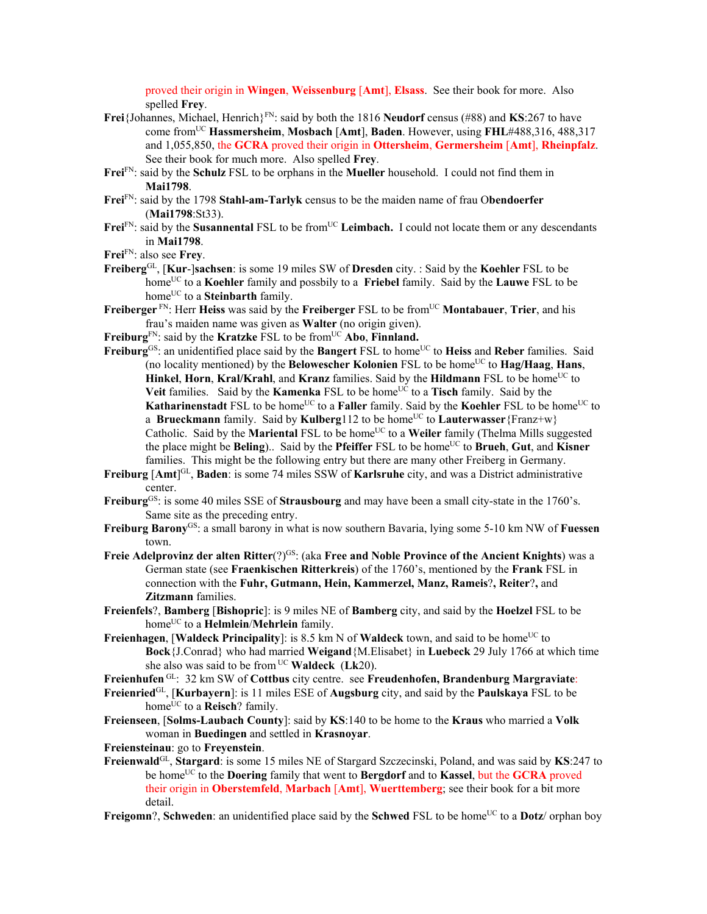proved their origin in **Wingen**, **Weissenburg** [**Amt**], **Elsass**. See their book for more. Also spelled **Frey**.

**Frei**{Johannes, Michael, Henrich}[FN]: said by both the 1816 **Neudorf** census (#88) and **KS**:267 to have come from[UC] **Hassmersheim**, **Mosbach** [**Amt**], **Baden**. However, using **FHL**#488,316, 488,317 and 1,055,850, the **GCRA** proved their origin in **Ottersheim**, **Germersheim** [**Amt**], **Rheinpfalz**. See their book for much more. Also spelled **Frey**.

**Frei**[FN]: said by the **Schulz** FSL to be orphans in the **Mueller** household. I could not find them in **Mai1798**.

**Frei**[FN]: said by the 1798 **Stahl-am-Tarlyk** census to be the maiden name of frau O**bendoerfer** (**Mai1798**:St33).

**Frei**[FN]: said by the **Susannental** FSL to be from[UC] **Leimbach.** I could not locate them or any descendants in **Mai1798**.

**Frei**[FN]: also see **Frey**.

**Freiberg**[GL], [**Kur**-]**sachsen**: is some 19 miles SW of **Dresden** city. : Said by the **Koehler** FSL to be home[UC] to a **Koehler** family and possbily to a **Friebel** family. Said by the **Lauwe** FSL to be home[UC] to a **Steinbarth** family.

**Freiberger** [FN]: Herr **Heiss** was said by the **Freiberger** FSL to be from[UC] **Montabauer**, **Trier**, and his frau's maiden name was given as **Walter** (no origin given).

**Freiburg**[FN]: said by the **Kratzke** FSL to be from[UC] **Abo**, **Finnland.**

**Freiburg**[GS]: an unidentified place said by the **Bangert** FSL to home[UC] to **Heiss** and **Reber** families. Said (no locality mentioned) by the **Belowescher Kolonien** FSL to be home[UC] to **Hag/Haag**, **Hans**, **Hinkel**, **Horn**, **Kral/Krahl**, and **Kranz** families. Said by the **Hildmann** FSL to be home[UC] to **Veit** families. Said by the **Kamenka** FSL to be home[UC] to a **Tisch** family. Said by the **Katharinenstadt** FSL to be home[UC] to a **Faller** family. Said by the **Koehler** FSL to be home[UC] to a **Brueckmann** family. Said by **Kulberg**112 to be home[UC] to **Lauterwasser**{Franz+w} Catholic. Said by the **Mariental** FSL to be home[UC] to a **Weiler** family (Thelma Mills suggested the place might be **Beling**).. Said by the **Pfeiffer** FSL to be home[UC] to **Brueh**, **Gut**, and **Kisner** families. This might be the following entry but there are many other Freiberg in Germany.

**Freiburg** [**Amt**][GL], **Baden**: is some 74 miles SSW of **Karlsruhe** city, and was a District administrative center.

**Freiburg**[GS]: is some 40 miles SSE of **Strausbourg** and may have been a small city-state in the 1760's. Same site as the preceding entry.

**Freiburg Barony**[GS]: a small barony in what is now southern Bavaria, lying some 5-10 km NW of **Fuessen** town.

**Freie Adelprovinz der alten Ritter**(?)[GS]: (aka **Free and Noble Province of the Ancient Knights**) was a German state (see **Fraenkischen Ritterkreis**) of the 1760's, mentioned by the **Frank** FSL in connection with the **Fuhr, Gutmann, Hein, Kammerzel, Manz, Rameis**?**, Reiter**?**,** and **Zitzmann** families.

**Freienfels**?, **Bamberg** [**Bishopric**]: is 9 miles NE of **Bamberg** city, and said by the **Hoelzel** FSL to be home[UC] to a **Helmlein**/**Mehrlein** family.

**Freienhagen**, [**Waldeck Principality**]: is 8.5 km N of **Waldeck** town, and said to be home[UC] to **Bock**{J.Conrad} who had married **Weigand**{M.Elisabet} in **Luebeck** 29 July 1766 at which time she also was said to be from [UC] **Waldeck** (**Lk**20).

**Freienhufen** [GL]: 32 km SW of **Cottbus** city centre. see **Freudenhofen, Brandenburg Margraviate**:

**Freienried**[GL], [**Kurbayern**]: is 11 miles ESE of **Augsburg** city, and said by the **Paulskaya** FSL to be home[UC] to a **Reisch**? family.

**Freienseen**, [**Solms-Laubach County**]: said by **KS**:140 to be home to the **Kraus** who married a **Volk** woman in **Buedingen** and settled in **Krasnoyar**.

**Freiensteinau**: go to **Freyenstein**.

**Freienwald**[GL], **Stargard**: is some 15 miles NE of Stargard Szczecinski, Poland, and was said by **KS**:247 to be home[UC] to the **Doering** family that went to **Bergdorf** and to **Kassel**, but the **GCRA** proved their origin in **Oberstemfeld**, **Marbach** [**Amt**], **Wuerttemberg**; see their book for a bit more detail.

**Freigomn**?, **Schweden**: an unidentified place said by the **Schwed** FSL to be home[UC] to a **Dotz**/ orphan boy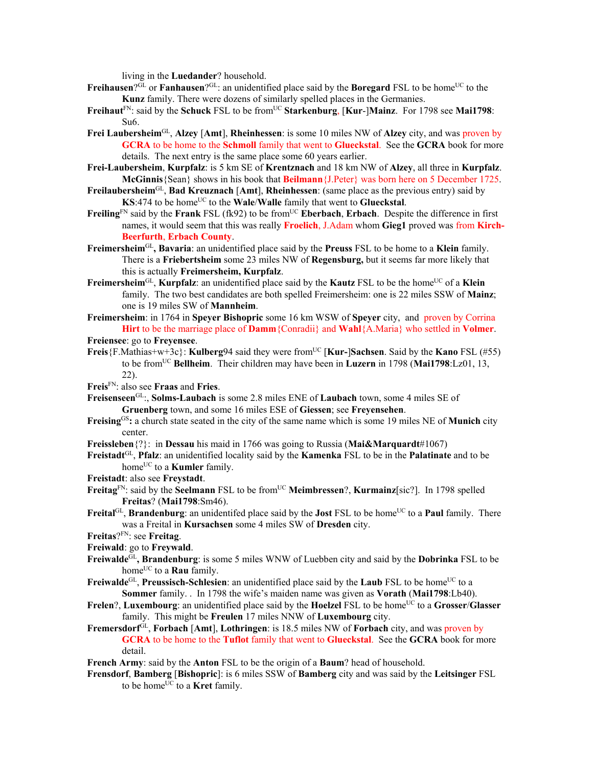living in the **Luedander**? household.

**Freihausen**?[GL] or **Fanhausen**?[GL]: an unidentified place said by the **Boregard** FSL to be home[UC] to the **Kunz** family. There were dozens of similarly spelled places in the Germanies.

**Freihaut**[FN]: said by the **Schuck** FSL to be from[UC] **Starkenburg**, [**Kur**-]**Mainz**. For 1798 see **Mai1798**: Su6.

**Frei Laubersheim**[GL], **Alzey** [**Amt**], **Rheinhessen**: is some 10 miles NW of **Alzey** city, and was proven by **GCRA** to be home to the **Schmoll** family that went to **Glueckstal**. See the **GCRA** book for more details. The next entry is the same place some 60 years earlier.

**Frei-Laubersheim**, **Kurpfalz**: is 5 km SE of **Krentznach** and 18 km NW of **Alzey**, all three in **Kurpfalz**. **McGinnis**{Sean} shows in his book that **Beilmann**{J.Peter} was born here on 5 December 1725.

**Freilaubersheim**[GL], **Bad Kreuznach** [**Amt**], **Rheinhessen**: (same place as the previous entry) said by **KS**:474 to be home[UC] to the **Wale**/**Walle** family that went to **Glueckstal**.

**Freiling**[FN] said by the **Frank** FSL (fk92) to be from[UC] **Eberbach**, **Erbach**. Despite the difference in first names, it would seem that this was really **Froelich**, J.Adam whom **Gieg1** proved was from **Kirch-Beerfurth**, **Erbach County**.

**Freimersheim**[GL]**, Bavaria**: an unidentified place said by the **Preuss** FSL to be home to a **Klein** family. There is a **Friebertsheim** some 23 miles NW of **Regensburg,** but it seems far more likely that this is actually **Freimersheim, Kurpfalz**.

**Freimersheim**[GL], **Kurpfalz**: an unidentified place said by the **Kautz** FSL to be the home[UC] of a **Klein** family. The two best candidates are both spelled Freimersheim: one is 22 miles SSW of **Mainz**; one is 19 miles SW of **Mannheim**.

**Freimersheim**: in 1764 in **Speyer Bishopric** some 16 km WSW of **Speyer** city, and proven by Corrina **Hirt** to be the marriage place of **Damm**{Conradii} and **Wahl**{A.Maria} who settled in **Volmer**.

**Freiensee**: go to **Freyensee**.

**Freis**{F.Mathias+w+3c}: **Kulberg**94 said they were from[UC] [**Kur-**]**Sachsen**. Said by the **Kano** FSL (#55) to be from[UC] **Bellheim**. Their children may have been in **Luzern** in 1798 (**Mai1798**:Lz01, 13, 22).

**Freis**[FN]: also see **Fraas** and **Fries**.

**Freisenseen**[GL]:, **Solms-Laubach** is some 2.8 miles ENE of **Laubach** town, some 4 miles SE of **Gruenberg** town, and some 16 miles ESE of **Giessen**; see **Freyensehen**.

**Freising**[GS]**:** a church state seated in the city of the same name which is some 19 miles NE of **Munich** city center.

**Freissleben**{?}: in **Dessau** his maid in 1766 was going to Russia (**Mai&Marquardt**#1067)

**Freistadt**[GL], **Pfalz**: an unidentified locality said by the **Kamenka** FSL to be in the **Palatinate** and to be home[UC] to a **Kumler** family.

**Freistadt**: also see **Freystadt**.

**Freitag**[FN]: said by the **Seelmann** FSL to be from[UC] **Meimbressen**?, **Kurmainz**[sic?]. In 1798 spelled **Freitas**? (**Mai1798**:Sm46).

**Freital**[GL], **Brandenburg**: an unidentifed place said by the **Jost** FSL to be home[UC] to a **Paul** family. There was a Freital in **Kursachsen** some 4 miles SW of **Dresden** city.

**Freitas**?[FN]: see **Freitag**.

**Freiwald**: go to **Freywald**.

**Freiwalde**[GL]**, Brandenburg**: is some 5 miles WNW of Luebben city and said by the **Dobrinka** FSL to be home[UC] to a **Rau** family.

**Freiwalde**[GL], **Preussisch-Schlesien**: an unidentified place said by the **Laub** FSL to be home[UC] to a **Sommer** family. . In 1798 the wife's maiden name was given as **Vorath** (**Mai1798**:Lb40).

**Frelen**?, **Luxembourg**: an unidentified place said by the **Hoelzel** FSL to be home[UC] to a **Grosser**/**Glasser** family. This might be **Freulen** 17 miles NNW of **Luxembourg** city.

**Fremersdorf**[GL], **Forbach** [**Amt**], **Lothringen**: is 18.5 miles NW of **Forbach** city, and was proven by **GCRA** to be home to the **Tuflot** family that went to **Glueckstal**. See the **GCRA** book for more detail.

**French Army**: said by the **Anton** FSL to be the origin of a **Baum**? head of household.

**Frensdorf**, **Bamberg** [**Bishopric**]: is 6 miles SSW of **Bamberg** city and was said by the **Leitsinger** FSL to be home[UC] to a **Kret** family.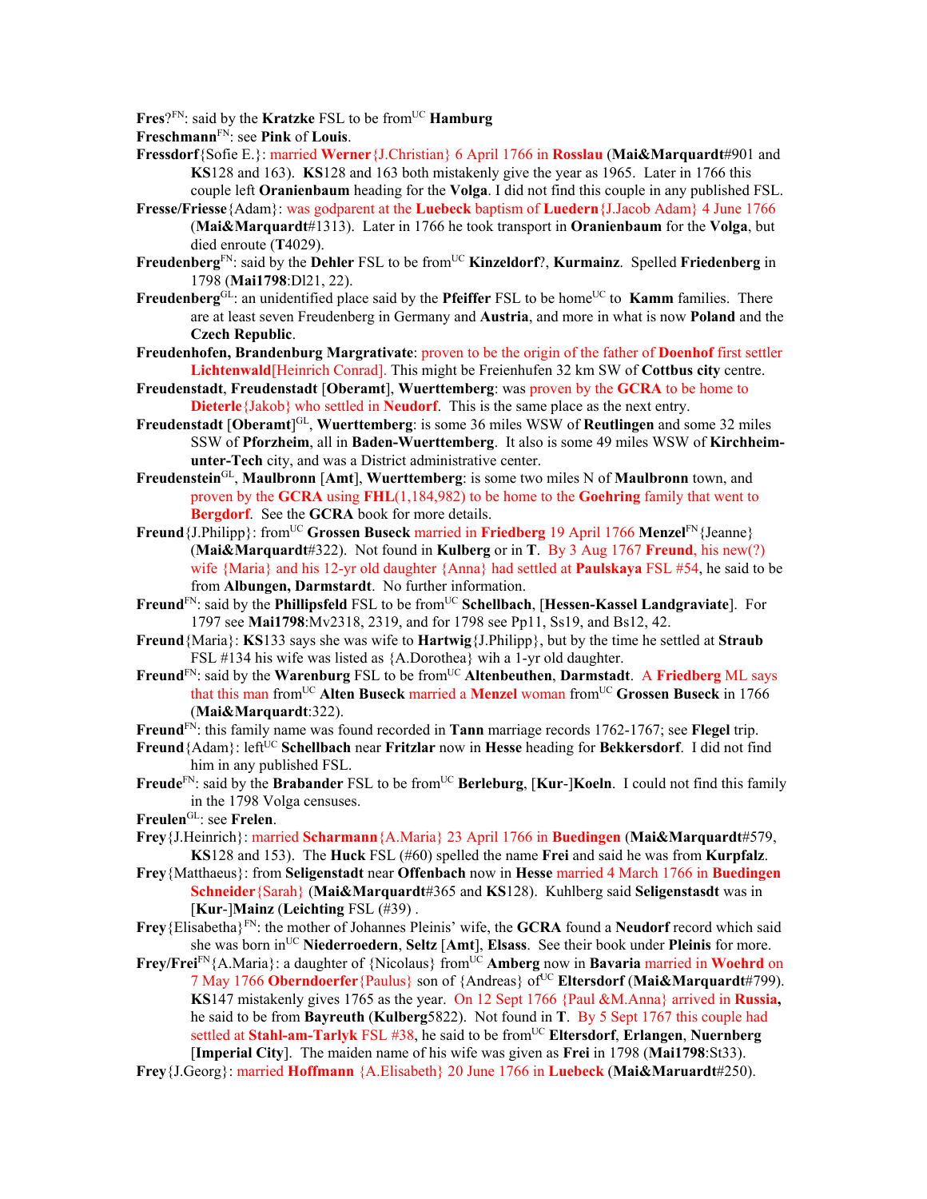**Fres**?[FN]: said by the **Kratzke** FSL to be from[UC] **Hamburg**

**Freschmann**[FN]: see **Pink** of **Louis**.

**Fressdorf**{Sofie E.}: married **Werner**{J.Christian} 6 April 1766 in **Rosslau** (**Mai&Marquardt**#901 and **KS**128 and 163). **KS**128 and 163 both mistakenly give the year as 1965. Later in 1766 this couple left **Oranienbaum** heading for the **Volga**. I did not find this couple in any published FSL.

**Fresse/Friesse**{Adam}: was godparent at the **Luebeck** baptism of **Luedern**{J.Jacob Adam} 4 June 1766 (**Mai&Marquardt**#1313). Later in 1766 he took transport in **Oranienbaum** for the **Volga**, but died enroute (**T**4029).

**Freudenberg**[FN]: said by the **Dehler** FSL to be from[UC] **Kinzeldorf**?, **Kurmainz**. Spelled **Friedenberg** in 1798 (**Mai1798**:Dl21, 22).

**Freudenberg**[GL]: an unidentified place said by the **Pfeiffer** FSL to be home[UC] to **Kamm** families. There are at least seven Freudenberg in Germany and **Austria**, and more in what is now **Poland** and the **Czech Republic**.

**Freudenhofen, Brandenburg Margrativate**: proven to be the origin of the father of **Doenhof** first settler **Lichtenwald**[Heinrich Conrad]. This might be Freienhufen 32 km SW of **Cottbus city** centre.

**Freudenstadt**, **Freudenstadt** [**Oberamt**], **Wuerttemberg**: was proven by the **GCRA** to be home to **Dieterle**{Jakob} who settled in **Neudorf**. This is the same place as the next entry.

**Freudenstadt** [**Oberamt**][GL], **Wuerttemberg**: is some 36 miles WSW of **Reutlingen** and some 32 miles SSW of **Pforzheim**, all in **Baden-Wuerttemberg**. It also is some 49 miles WSW of **Kirchheim-unter-Tech** city, and was a District administrative center.

**Freudenstein**[GL], **Maulbronn** [**Amt**], **Wuerttemberg**: is some two miles N of **Maulbronn** town, and proven by the **GCRA** using **FHL**(1,184,982) to be home to the **Goehring** family that went to **Bergdorf**. See the **GCRA** book for more details.

**Freund**{J.Philipp}: from[UC] **Grossen Buseck** married in **Friedberg** 19 April 1766 **Menzel**[FN]{Jeanne} (**Mai&Marquardt**#322). Not found in **Kulberg** or in **T**. By 3 Aug 1767 **Freund**, his new(?) wife {Maria} and his 12-yr old daughter {Anna} had settled at **Paulskaya** FSL #54, he said to be from **Albungen, Darmstadt**. No further information.

**Freund**[FN]: said by the **Phillipsfeld** FSL to be from[UC] **Schellbach**, [**Hessen-Kassel Landgraviate**]. For 1797 see **Mai1798**:Mv2318, 2319, and for 1798 see Pp11, Ss19, and Bs12, 42.

**Freund**{Maria}: **KS**133 says she was wife to **Hartwig**{J.Philipp}, but by the time he settled at **Straub** FSL #134 his wife was listed as {A.Dorothea} wih a 1-yr old daughter.

**Freund**[FN]: said by the **Warenburg** FSL to be from[UC] **Altenbeuthen**, **Darmstadt**. A **Friedberg** ML says that this man from[UC] **Alten Buseck** married a **Menzel** woman from[UC] **Grossen Buseck** in 1766 (**Mai&Marquardt**:322).

**Freund**[FN]: this family name was found recorded in **Tann** marriage records 1762-1767; see **Flegel** trip.

**Freund**{Adam}: left[UC] **Schellbach** near **Fritzlar** now in **Hesse** heading for **Bekkersdorf**. I did not find him in any published FSL.

**Freude**[FN]: said by the **Brabander** FSL to be from[UC] **Berleburg**, [**Kur**-]**Koeln**. I could not find this family in the 1798 Volga censuses.

**Freulen**[GL]: see **Frelen**.

**Frey**{J.Heinrich}: married **Scharmann**{A.Maria} 23 April 1766 in **Buedingen** (**Mai&Marquardt**#579, **KS**128 and 153). The **Huck** FSL (#60) spelled the name **Frei** and said he was from **Kurpfalz**.

**Frey**{Matthaeus}: from **Seligenstadt** near **Offenbach** now in **Hesse** married 4 March 1766 in **Buedingen** **Schneider**{Sarah} (**Mai&Marquardt**#365 and **KS**128). Kuhlberg said **Seligenstasdt** was in [**Kur**-]**Mainz** (**Leichting** FSL (#39) .

**Frey**{Elisabetha}[FN]: the mother of Johannes Pleinis' wife, the **GCRA** found a **Neudorf** record which said she was born in[UC] **Niederroedern**, **Seltz** [**Amt**], **Elsass**. See their book under **Pleinis** for more.

**Frey/Frei**[FN]{A.Maria}: a daughter of {Nicolaus} from[UC] **Amberg** now in **Bavaria** married in **Woehrd** on 7 May 1766 **Oberndoerfer**{Paulus} son of {Andreas} of[UC] **Eltersdorf** (**Mai&Marquardt**#799). **KS**147 mistakenly gives 1765 as the year. On 12 Sept 1766 {Paul &M.Anna} arrived in **Russia**, he said to be from **Bayreuth** (**Kulberg**5822). Not found in **T**. By 5 Sept 1767 this couple had settled at **Stahl-am-Tarlyk** FSL #38, he said to be from[UC] **Eltersdorf**, **Erlangen**, **Nuernberg** [**Imperial City**]. The maiden name of his wife was given as **Frei** in 1798 (**Mai1798**:St33).

**Frey**{J.Georg}: married **Hoffmann** {A.Elisabeth} 20 June 1766 in **Luebeck** (**Mai&Maruardt**#250).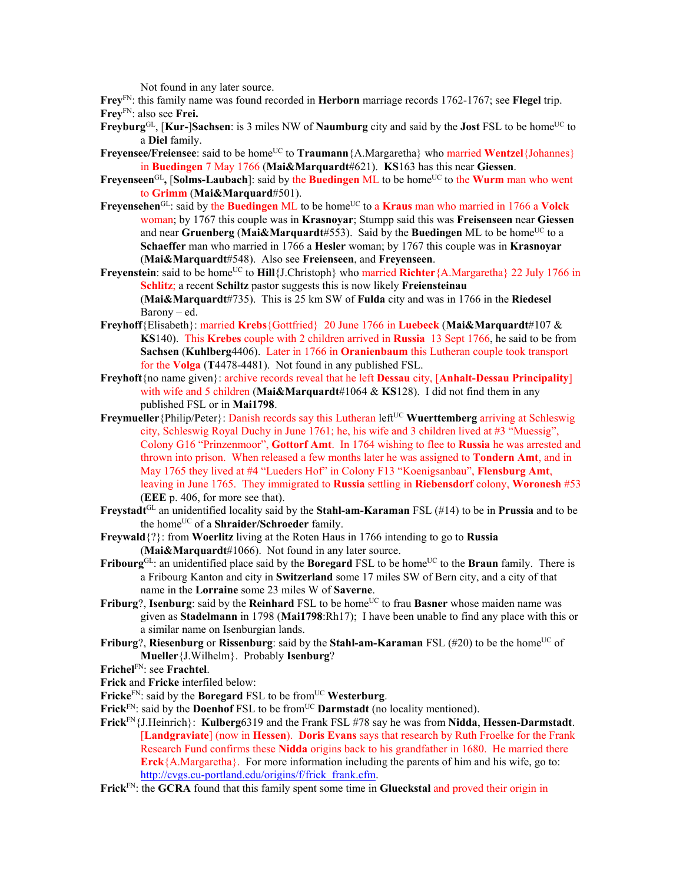Not found in any later source.

**Frey**[FN]: this family name was found recorded in **Herborn** marriage records 1762-1767; see **Flegel** trip.

**Frey**[FN]: also see **Frei.**

**Freyburg**[GL], [**Kur-**]**Sachsen**: is 3 miles NW of **Naumburg** city and said by the **Jost** FSL to be home[UC] to a **Diel** family.

**Freyensee/Freiensee**: said to be home[UC] to **Traumann**{A.Margaretha} who married **Wentzel**{Johannes} in **Buedingen** 7 May 1766 (**Mai&Marquardt**#621). **KS**163 has this near **Giessen**.

**Freyenseen**[GL]**,** [**Solms-Laubach**]: said by the **Buedingen** ML to be home[UC] to the **Wurm** man who went to **Grimm** (**Mai&Marquard**#501).

**Freyensehen**[GL]: said by the **Buedingen** ML to be home[UC] to a **Kraus** man who married in 1766 a **Volck** woman; by 1767 this couple was in **Krasnoyar**; Stumpp said this was **Freisenseen** near **Giessen** and near **Gruenberg** (**Mai&Marquardt**#553). Said by the **Buedingen** ML to be home[UC] to a **Schaeffer** man who married in 1766 a **Hesler** woman; by 1767 this couple was in **Krasnoyar** (**Mai&Marquardt**#548). Also see **Freienseen**, and **Freyenseen**.

**Freyenstein**: said to be home[UC] to **Hill**{J.Christoph} who married **Richter**{A.Margaretha} 22 July 1766 in **Schlitz**; a recent **Schiltz** pastor suggests this is now likely **Freiensteinau** (**Mai&Marquardt**#735). This is 25 km SW of **Fulda** city and was in 1766 in the **Riedesel** Barony – ed.

**Freyhoff**{Elisabeth}: married **Krebs**{Gottfried} 20 June 1766 in **Luebeck** (**Mai&Marquardt**#107 & **KS**140). This **Krebes** couple with 2 children arrived in **Russia** 13 Sept 1766, he said to be from **Sachsen** (**Kuhlberg**4406). Later in 1766 in **Oranienbaum** this Lutheran couple took transport for the **Volga** (**T**4478-4481). Not found in any published FSL.

**Freyhoft**{no name given}: archive records reveal that he left **Dessau** city, [**Anhalt-Dessau Principality**] with wife and 5 children (**Mai&Marquardt**#1064 & **KS**128). I did not find them in any published FSL or in **Mai1798**.

**Freymueller**{Philip/Peter}: Danish records say this Lutheran left[UC] **Wuerttemberg** arriving at Schleswig city, Schleswig Royal Duchy in June 1761; he, his wife and 3 children lived at #3 "Muessig", Colony G16 "Prinzenmoor", **Gottorf Amt**. In 1764 wishing to flee to **Russia** he was arrested and thrown into prison. When released a few months later he was assigned to **Tondern Amt**, and in May 1765 they lived at #4 "Lueders Hof" in Colony F13 "Koenigsanbau", **Flensburg Amt**, leaving in June 1765. They immigrated to **Russia** settling in **Riebensdorf** colony, **Woronesh** #53 (**EEE** p. 406, for more see that).

**Freystadt**[GL] an unidentified locality said by the **Stahl-am-Karaman** FSL (#14) to be in **Prussia** and to be the home[UC] of a **Shraider/Schroeder** family.

**Freywald**{?}: from **Woerlitz** living at the Roten Haus in 1766 intending to go to **Russia** (**Mai&Marquardt**#1066). Not found in any later source.

**Fribourg**[GL]: an unidentified place said by the **Boregard** FSL to be home[UC] to the **Braun** family. There is a Fribourg Kanton and city in **Switzerland** some 17 miles SW of Bern city, and a city of that name in the **Lorraine** some 23 miles W of **Saverne**.

**Friburg**?, **Isenburg**: said by the **Reinhard** FSL to be home[UC] to frau **Basner** whose maiden name was given as **Stadelmann** in 1798 (**Mai1798**:Rh17); I have been unable to find any place with this or a similar name on Isenburgian lands.

**Friburg**?, **Riesenburg** or **Rissenburg**: said by the **Stahl-am-Karaman** FSL (#20) to be the home[UC] of **Mueller**{J.Wilhelm}. Probably **Isenburg**?

**Frichel**[FN]: see **Frachtel**.

**Frick** and **Fricke** interfiled below:

**Fricke**[FN]: said by the **Boregard** FSL to be from[UC] **Westerburg**.

**Frick**[FN]: said by the **Doenhof** FSL to be from[UC] **Darmstadt** (no locality mentioned).

**Frick**[FN]{J.Heinrich}: **Kulberg**6319 and the Frank FSL #78 say he was from **Nidda**, **Hessen-Darmstadt**. [**Landgraviate**] (now in **Hessen**). **Doris Evans** says that research by Ruth Froelke for the Frank Research Fund confirms these **Nidda** origins back to his grandfather in 1680. He married there **Erck**{A.Margaretha}. For more information including the parents of him and his wife, go to: http://cvgs.cu-portland.edu/origins/f/frick_frank.cfm.

**Frick**[FN]: the **GCRA** found that this family spent some time in **Glueckstal** and proved their origin in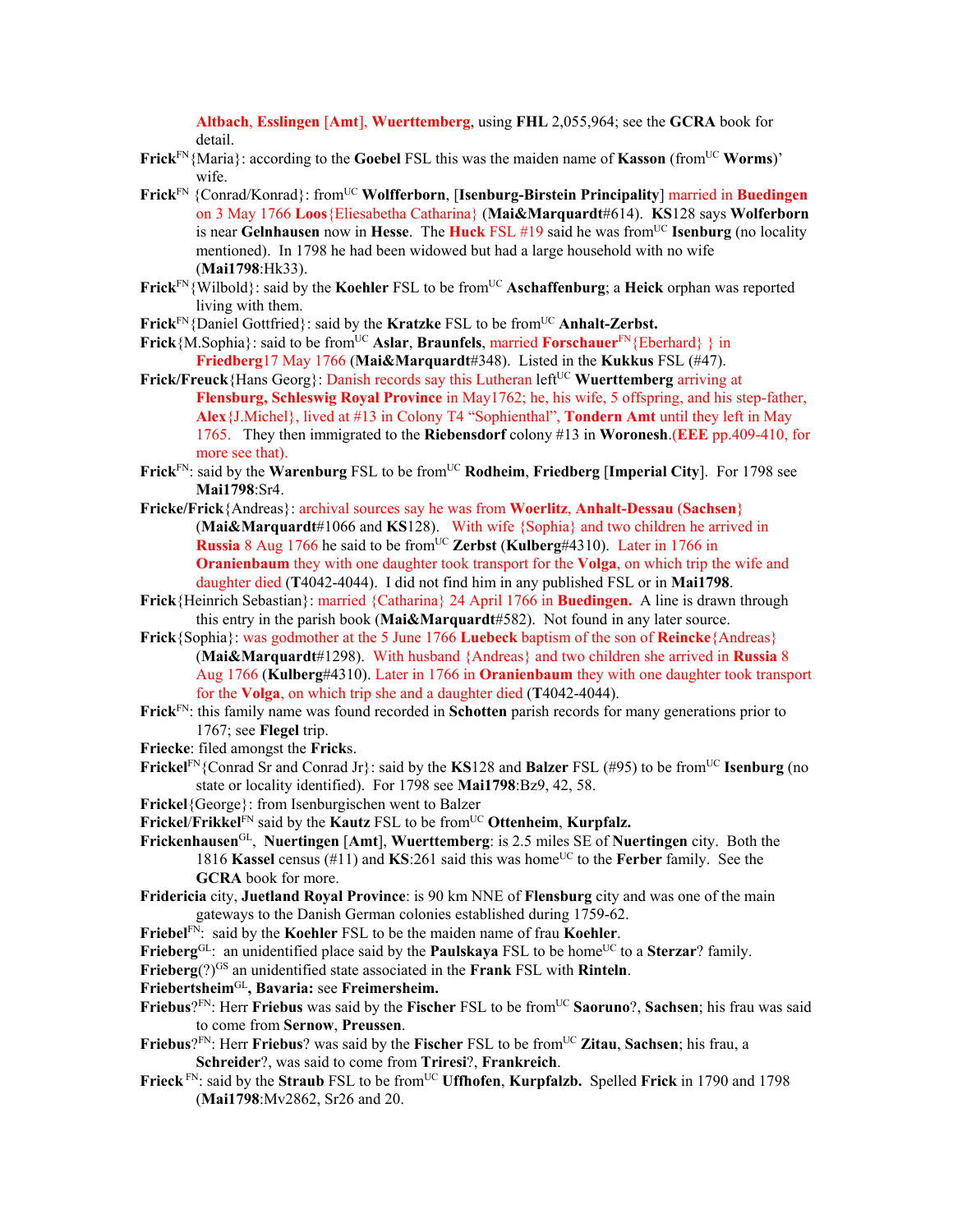**Altbach**, **Esslingen** [**Amt**], **Wuerttemberg**, using **FHL** 2,055,964; see the **GCRA** book for detail.

**Frick**[FN]{Maria}: according to the **Goebel** FSL this was the maiden name of **Kasson** (from[UC] **Worms**)' wife.

**Frick**[FN] {Conrad/Konrad}: from[UC] **Wolfferborn**, [**Isenburg-Birstein Principality**] married in **Buedingen** on 3 May 1766 **Loos**{Eliesabetha Catharina} (**Mai&Marquardt**#614). **KS**128 says **Wolferborn** is near **Gelnhausen** now in **Hesse**. The **Huck** FSL #19 said he was from[UC] **Isenburg** (no locality mentioned). In 1798 he had been widowed but had a large household with no wife (**Mai1798**:Hk33).

**Frick**[FN]{Wilbold}: said by the **Koehler** FSL to be from[UC] **Aschaffenburg**; a **Heick** orphan was reported living with them.

**Frick**[FN]{Daniel Gottfried}: said by the **Kratzke** FSL to be from[UC] **Anhalt-Zerbst.**

**Frick**{M.Sophia}: said to be from[UC] **Aslar**, **Braunfels**, married **Forschauer**[FN]{Eberhard} } in **Friedberg**17 May 1766 (**Mai&Marquardt**#348). Listed in the **Kukkus** FSL (#47).

**Frick/Freuck**{Hans Georg}: Danish records say this Lutheran left[UC] **Wuerttemberg** arriving at **Flensburg, Schleswig Royal Province** in May1762; he, his wife, 5 offspring, and his step-father, **Alex**{J.Michel}, lived at #13 in Colony T4 "Sophienthal", **Tondern Amt** until they left in May 1765. They then immigrated to the **Riebensdorf** colony #13 in **Woronesh**.(**EEE** pp.409-410, for more see that).

**Frick**[FN]: said by the **Warenburg** FSL to be from[UC] **Rodheim**, **Friedberg** [**Imperial City**]. For 1798 see **Mai1798**:Sr4.

**Fricke/Frick**{Andreas}: archival sources say he was from **Woerlitz**, **Anhalt-Dessau** (**Sachsen**) (**Mai&Marquardt**#1066 and **KS**128). With wife {Sophia} and two children he arrived in **Russia** 8 Aug 1766 he said to be from[UC] **Zerbst** (**Kulberg**#4310). Later in 1766 in **Oranienbaum** they with one daughter took transport for the **Volga**, on which trip the wife and daughter died (**T**4042-4044). I did not find him in any published FSL or in **Mai1798**.

**Frick**{Heinrich Sebastian}: married {Catharina} 24 April 1766 in **Buedingen.** A line is drawn through this entry in the parish book (**Mai&Marquardt**#582). Not found in any later source.

**Frick**{Sophia}: was godmother at the 5 June 1766 **Luebeck** baptism of the son of **Reincke**{Andreas} (**Mai&Marquardt**#1298). With husband {Andreas} and two children she arrived in **Russia** 8 Aug 1766 (**Kulberg**#4310). Later in 1766 in **Oranienbaum** they with one daughter took transport for the **Volga**, on which trip she and a daughter died (**T**4042-4044).

**Frick**[FN]: this family name was found recorded in **Schotten** parish records for many generations prior to 1767; see **Flegel** trip.

**Friecke**: filed amongst the **Frick**s.

**Frickel**[FN]{Conrad Sr and Conrad Jr}: said by the **KS**128 and **Balzer** FSL (#95) to be from[UC] **Isenburg** (no state or locality identified). For 1798 see **Mai1798**:Bz9, 42, 58.

**Frickel**{George}: from Isenburgischen went to Balzer

**Frickel**/**Frikkel**[FN] said by the **Kautz** FSL to be from[UC] **Ottenheim**, **Kurpfalz.**

**Frickenhausen**[GL], **Nuertingen** [**Amt**], **Wuerttemberg**: is 2.5 miles SE of **Nuertingen** city. Both the 1816 **Kassel** census (#11) and **KS**:261 said this was home[UC] to the **Ferber** family. See the **GCRA** book for more.

**Fridericia** city, **Juetland Royal Province**: is 90 km NNE of **Flensburg** city and was one of the main gateways to the Danish German colonies established during 1759-62.

**Friebel**[FN]: said by the **Koehler** FSL to be the maiden name of frau **Koehler**.

**Frieberg**[GL]: an unidentified place said by the **Paulskaya** FSL to be home[UC] to a **Sterzar**? family.

**Frieberg**(?)[GS] an unidentified state associated in the **Frank** FSL with **Rinteln**.

**Friebertsheim**[GL]**, Bavaria:** see **Freimersheim.**

**Friebus**?[FN]: Herr **Friebus** was said by the **Fischer** FSL to be from[UC] **Saoruno**?, **Sachsen**; his frau was said to come from **Sernow**, **Preussen**.

**Friebus**?[FN]: Herr **Friebus**? was said by the **Fischer** FSL to be from[UC] **Zitau**, **Sachsen**; his frau, a **Schreider**?, was said to come from **Triresi**?, **Frankreich**.

**Frieck** [FN]: said by the **Straub** FSL to be from[UC] **Uffhofen**, **Kurpfalzb.** Spelled **Frick** in 1790 and 1798 (**Mai1798**:Mv2862, Sr26 and 20.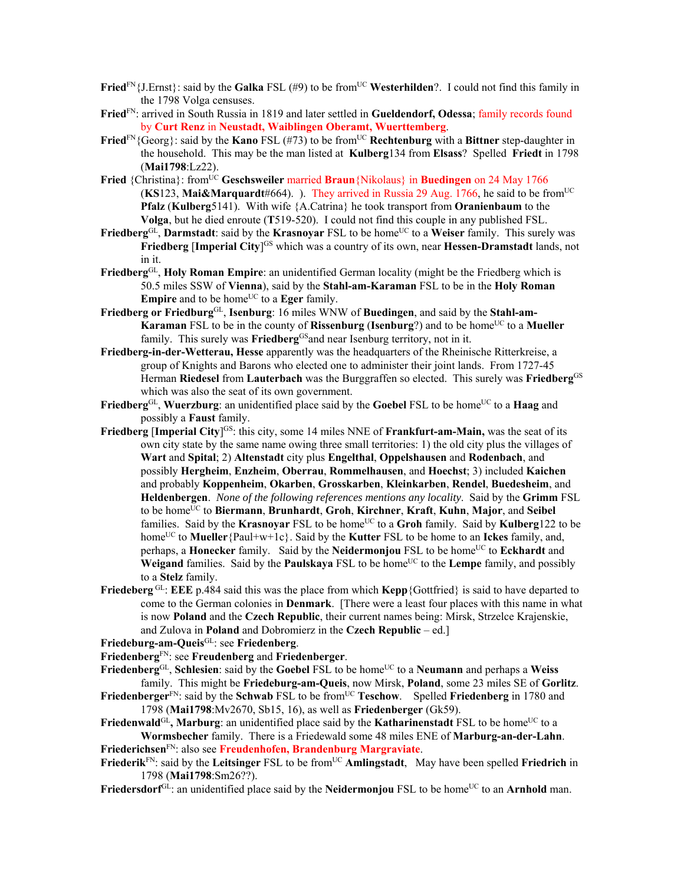**Fried**[FN]{J.Ernst}: said by the **Galka** FSL (#9) to be from[UC] **Westerhilden**?. I could not find this family in the 1798 Volga censuses.

**Fried**[FN]: arrived in South Russia in 1819 and later settled in **Gueldendorf, Odessa**; family records found by **Curt Renz** in **Neustadt, Waiblingen Oberamt, Wuerttemberg**.

**Fried**[FN]{Georg}: said by the **Kano** FSL (#73) to be from[UC] **Rechtenburg** with a **Bittner** step-daughter in the household. This may be the man listed at **Kulberg**134 from **Elsass**? Spelled **Friedt** in 1798 (**Mai1798**:Lz22).

**Fried** {Christina}: from[UC] **Geschsweiler** married **Braun**{Nikolaus} in **Buedingen** on 24 May 1766 (**KS**123, **Mai&Marquardt**#664). ). They arrived in Russia 29 Aug. 1766, he said to be from[UC] **Pfalz** (**Kulberg**5141). With wife {A.Catrina} he took transport from **Oranienbaum** to the **Volga**, but he died enroute (**T**519-520). I could not find this couple in any published FSL.

**Friedberg**[GL], **Darmstadt**: said by the **Krasnoyar** FSL to be home[UC] to a **Weiser** family. This surely was **Friedberg** [**Imperial City**][GS] which was a country of its own, near **Hessen-Dramstadt** lands, not in it.

**Friedberg**[GL], **Holy Roman Empire**: an unidentified German locality (might be the Friedberg which is 50.5 miles SSW of **Vienna**), said by the **Stahl-am-Karaman** FSL to be in the **Holy Roman Empire** and to be home[UC] to a **Eger** family.

**Friedberg or Friedburg**[GL], **Isenburg**: 16 miles WNW of **Buedingen**, and said by the **Stahl-am-Karaman** FSL to be in the county of **Rissenburg** (**Isenburg**?) and to be home[UC] to a **Mueller** family. This surely was **Friedberg**[GS]and near Isenburg territory, not in it.

**Friedberg-in-der-Wetterau, Hesse** apparently was the headquarters of the Rheinische Ritterkreise, a group of Knights and Barons who elected one to administer their joint lands. From 1727-45 Herman **Riedesel** from **Lauterbach** was the Burggraffen so elected. This surely was **Friedberg**[GS] which was also the seat of its own government.

**Friedberg**[GL], **Wuerzburg**: an unidentified place said by the **Goebel** FSL to be home[UC] to a **Haag** and possibly a **Faust** family.

**Friedberg** [**Imperial City**][GS]: this city, some 14 miles NNE of **Frankfurt-am-Main,** was the seat of its own city state by the same name owing three small territories: 1) the old city plus the villages of **Wart** and **Spital**; 2) **Altenstadt** city plus **Engelthal**, **Oppelshausen** and **Rodenbach**, and possibly **Hergheim**, **Enzheim**, **Oberrau**, **Rommelhausen**, and **Hoechst**; 3) included **Kaichen** and probably **Koppenheim**, **Okarben**, **Grosskarben**, **Kleinkarben**, **Rendel**, **Buedesheim**, and **Heldenbergen**. *None of the following references mentions any locality*. Said by the **Grimm** FSL to be home[UC] to **Biermann**, **Brunhardt**, **Groh**, **Kirchner**, **Kraft**, **Kuhn**, **Major**, and **Seibel** families. Said by the **Krasnoyar** FSL to be home[UC] to a **Groh** family. Said by **Kulberg**122 to be home[UC] to **Mueller**{Paul+w+1c}. Said by the **Kutter** FSL to be home to an **Ickes** family, and, perhaps, a **Honecker** family. Said by the **Neidermonjou** FSL to be home[UC] to **Eckhardt** and **Weigand** families. Said by the **Paulskaya** FSL to be home[UC] to the **Lempe** family, and possibly to a **Stelz** family.

**Friedeberg** [GL]: **EEE** p.484 said this was the place from which **Kepp**{Gottfried} is said to have departed to come to the German colonies in **Denmark**. [There were a least four places with this name in what is now **Poland** and the **Czech Republic**, their current names being: Mirsk, Strzelce Krajenskie, and Zulova in **Poland** and Dobromierz in the **Czech Republic** – ed.]

**Friedeburg-am-Queis**[GL]: see **Friedenberg**.

**Friedenberg**[FN]: see **Freudenberg** and **Friedenberger**.

**Friedenberg**[GL], **Schlesien**: said by the **Goebel** FSL to be home[UC] to a **Neumann** and perhaps a **Weiss** family. This might be **Friedeburg-am-Queis**, now Mirsk, **Poland**, some 23 miles SE of **Gorlitz**.

**Friedenberger**[FN]: said by the **Schwab** FSL to be from[UC] **Teschow**. Spelled **Friedenberg** in 1780 and 1798 (**Mai1798**:Mv2670, Sb15, 16), as well as **Friedenberger** (Gk59).

**Friedenwald**[GL]**, Marburg**: an unidentified place said by the **Katharinenstadt** FSL to be home[UC] to a **Wormsbecher** family. There is a Friedewald some 48 miles ENE of **Marburg-an-der-Lahn**.

**Friederichsen**[FN]: also see **Freudenhofen, Brandenburg Margraviate**.

**Friederik**[FN]: said by the **Leitsinger** FSL to be from[UC] **Amlingstadt**, May have been spelled **Friedrich** in 1798 (**Mai1798**:Sm26??).

**Friedersdorf**[GL]: an unidentified place said by the **Neidermonjou** FSL to be home[UC] to an **Arnhold** man.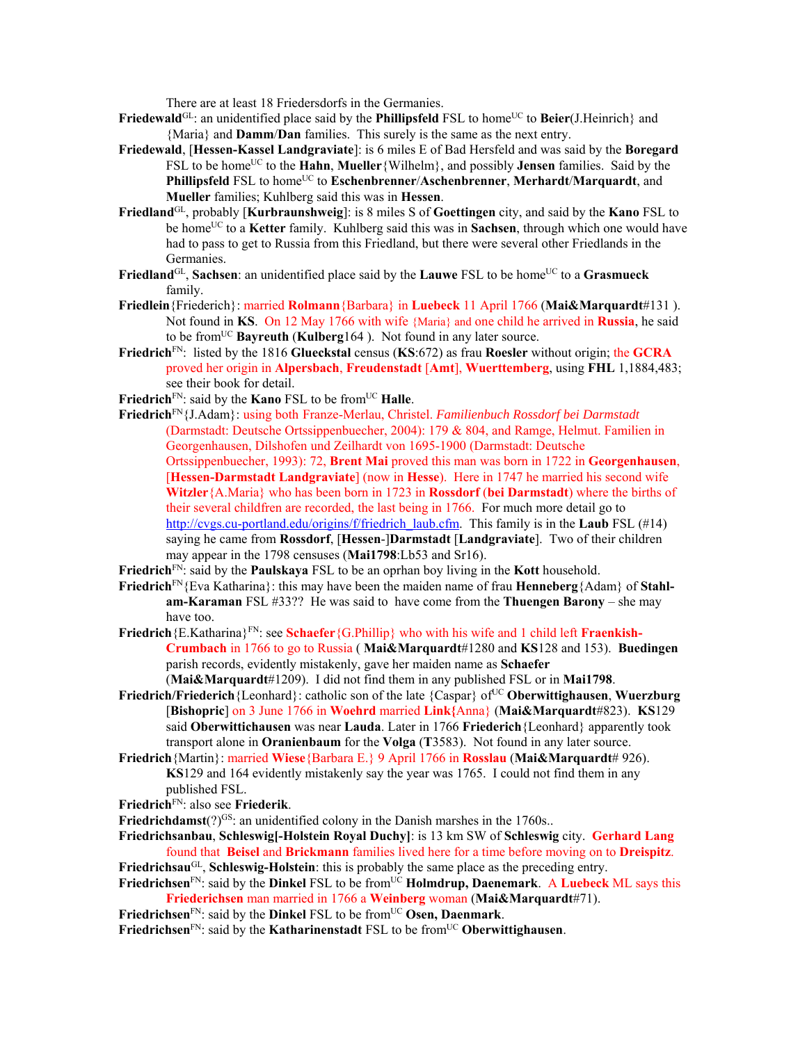There are at least 18 Friedersdorfs in the Germanies.

**Friedewald**[GL]: an unidentified place said by the **Phillipsfeld** FSL to home[UC] to **Beier**(J.Heinrich} and {Maria} and **Damm**/**Dan** families. This surely is the same as the next entry.

**Friedewald**, [**Hessen-Kassel Landgraviate**]: is 6 miles E of Bad Hersfeld and was said by the **Boregard** FSL to be home[UC] to the **Hahn**, **Mueller**{Wilhelm}, and possibly **Jensen** families. Said by the **Phillipsfeld** FSL to home[UC] to **Eschenbrenner**/**Aschenbrenner**, **Merhardt**/**Marquardt**, and **Mueller** families; Kuhlberg said this was in **Hessen**.

**Friedland**[GL], probably [**Kurbraunshweig**]: is 8 miles S of **Goettingen** city, and said by the **Kano** FSL to be home[UC] to a **Ketter** family. Kuhlberg said this was in **Sachsen**, through which one would have had to pass to get to Russia from this Friedland, but there were several other Friedlands in the Germanies.

**Friedland**[GL], **Sachsen**: an unidentified place said by the **Lauwe** FSL to be home[UC] to a **Grasmueck** family.

**Friedlein**{Friederich}: married **Rolmann**{Barbara} in **Luebeck** 11 April 1766 (**Mai&Marquardt**#131 ). Not found in **KS**. On 12 May 1766 with wife {Maria} and one child he arrived in **Russia**, he said to be from[UC] **Bayreuth** (**Kulberg**164 ). Not found in any later source.

**Friedrich**[FN]: listed by the 1816 **Glueckstal** census (**KS**:672) as frau **Roesler** without origin; the **GCRA** proved her origin in **Alpersbach**, **Freudenstadt** [**Amt**], **Wuerttemberg**, using **FHL** 1,1884,483; see their book for detail.

**Friedrich**[FN]: said by the **Kano** FSL to be from[UC] **Halle**.

**Friedrich**[FN]{J.Adam}: using both Franze-Merlau, Christel. *Familienbuch Rossdorf bei Darmstadt* (Darmstadt: Deutsche Ortssippenbuecher, 2004): 179 & 804, and Ramge, Helmut. Familien in Georgenhausen, Dilshofen und Zeilhardt von 1695-1900 (Darmstadt: Deutsche Ortssippenbuecher, 1993): 72, **Brent Mai** proved this man was born in 1722 in **Georgenhausen**, [**Hessen-Darmstadt Landgraviate**] (now in **Hesse**). Here in 1747 he married his second wife **Witzler**{A.Maria} who has been born in 1723 in **Rossdorf** (**bei Darmstadt**) where the births of their several childfren are recorded, the last being in 1766. For much more detail go to http://cvgs.cu-portland.edu/origins/f/friedrich_laub.cfm. This family is in the **Laub** FSL (#14) saying he came from **Rossdorf**, [**Hessen**-]**Darmstadt** [**Landgraviate**]. Two of their children may appear in the 1798 censuses (**Mai1798**:Lb53 and Sr16).

**Friedrich**[FN]: said by the **Paulskaya** FSL to be an oprhan boy living in the **Kott** household.

**Friedrich**[FN]{Eva Katharina}: this may have been the maiden name of frau **Henneberg**{Adam} of **Stahl-am-Karaman** FSL #33?? He was said to have come from the **Thuengen Barony** – she may have too.

**Friedrich**{E.Katharina}[FN]: see **Schaefer**{G.Phillip} who with his wife and 1 child left **Fraenkish-Crumbach** in 1766 to go to Russia ( **Mai&Marquardt**#1280 and **KS**128 and 153). **Buedingen** parish records, evidently mistakenly, gave her maiden name as **Schaefer** (**Mai&Marquardt**#1209). I did not find them in any published FSL or in **Mai1798**.

**Friedrich/Friederich**{Leonhard}: catholic son of the late {Caspar} of[UC] **Oberwittighausen**, **Wuerzburg** [**Bishopric**] on 3 June 1766 in **Woehrd** married **Link{**Anna} (**Mai&Marquardt**#823). **KS**129 said **Oberwittichausen** was near **Lauda**. Later in 1766 **Friederich**{Leonhard} apparently took transport alone in **Oranienbaum** for the **Volga** (**T**3583). Not found in any later source.

**Friedrich**{Martin}: married **Wiese**{Barbara E.} 9 April 1766 in **Rosslau** (**Mai&Marquardt**# 926). **KS**129 and 164 evidently mistakenly say the year was 1765. I could not find them in any published FSL.

**Friedrich**[FN]: also see **Friederik**.

**Friedrichdamst**(?)[GS]: an unidentified colony in the Danish marshes in the 1760s..

**Friedrichsanbau**, **Schleswig[-Holstein Royal Duchy]**: is 13 km SW of **Schleswig** city. **Gerhard Lang** found that **Beisel** and **Brickmann** families lived here for a time before moving on to **Dreispitz**.

**Friedrichsau**[GL], **Schleswig-Holstein**: this is probably the same place as the preceding entry.

**Friedrichsen**[FN]: said by the **Dinkel** FSL to be from[UC] **Holmdrup, Daenemark**. A **Luebeck** ML says this **Friederichsen** man married in 1766 a **Weinberg** woman (**Mai&Marquardt**#71).

**Friedrichsen**[FN]: said by the **Dinkel** FSL to be from[UC] **Osen, Daenmark**.

**Friedrichsen**[FN]: said by the **Katharinenstadt** FSL to be from[UC] **Oberwittighausen**.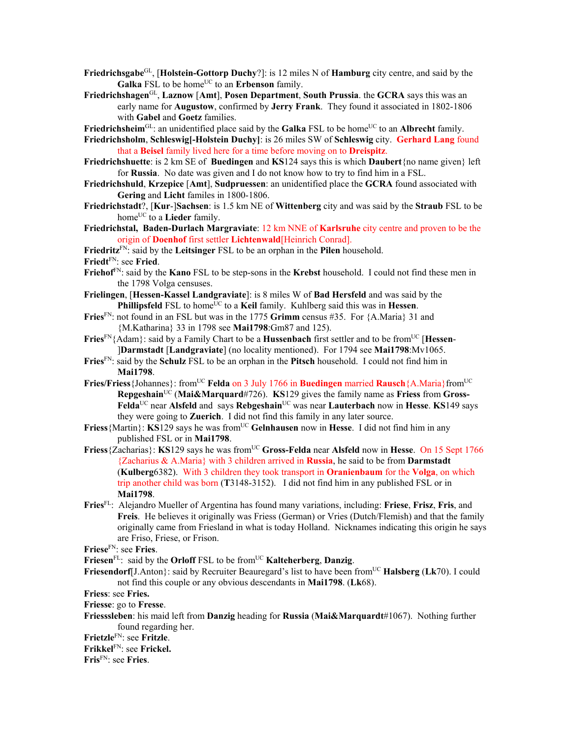**Friedrichsgabe**[GL], [**Holstein-Gottorp Duchy**?]: is 12 miles N of **Hamburg** city centre, and said by the **Galka** FSL to be home[UC] to an **Erbenson** family.

**Friedrichshagen**[GL], **Laznow** [**Amt**], **Posen Department**, **South Prussia**. the **GCRA** says this was an early name for **Augustow**, confirmed by **Jerry Frank**. They found it associated in 1802-1806 with **Gabel** and **Goetz** families.

**Friedrichsheim**[GL]: an unidentified place said by the **Galka** FSL to be home[UC] to an **Albrecht** family.

**Friedrichsholm**, **Schleswig[-Holstein Duchy]**: is 26 miles SW of **Schleswig** city. **Gerhard Lang** found that a **Beisel** family lived here for a time before moving on to **Dreispitz**.

**Friedrichshuette**: is 2 km SE of **Buedingen** and **KS**124 says this is which **Daubert**{no name given} left for **Russia**. No date was given and I do not know how to try to find him in a FSL.

**Friedrichshuld**, **Krzepice** [**Amt**], **Sudpruessen**: an unidentified place the **GCRA** found associated with **Gering** and **Licht** familes in 1800-1806.

**Friedrichstadt**?, [**Kur**-]**Sachsen**: is 1.5 km NE of **Wittenberg** city and was said by the **Straub** FSL to be home[UC] to a **Lieder** family.

**Friedrichstal, Baden-Durlach Margraviate**: 12 km NNE of **Karlsruhe** city centre and proven to be the origin of **Doenhof** first settler **Lichtenwald**[Heinrich Conrad].

**Friedritz**[FN]: said by the **Leitsinger** FSL to be an orphan in the **Pilen** household.

**Friedt**[FN]: see **Fried**.

**Friehof**[FN]: said by the **Kano** FSL to be step-sons in the **Krebst** household. I could not find these men in the 1798 Volga censuses.

**Frielingen**, [**Hessen-Kassel Landgraviate**]: is 8 miles W of **Bad Hersfeld** and was said by the **Phillipsfeld** FSL to home[UC] to a **Keil** family. Kuhlberg said this was in **Hessen**.

**Fries**[FN]: not found in an FSL but was in the 1775 **Grimm** census #35. For {A.Maria} 31 and {M.Katharina} 33 in 1798 see **Mai1798**:Gm87 and 125).

**Fries**[FN]{Adam}: said by a Family Chart to be a **Hussenbach** first settler and to be from[UC] [**Hessen**-]**Darmstadt** [**Landgraviate**] (no locality mentioned). For 1794 see **Mai1798**:Mv1065.

**Fries**[FN]: said by the **Schulz** FSL to be an orphan in the **Pitsch** household. I could not find him in **Mai1798**.

**Fries/Friess**{Johannes}: from[UC] **Felda** on 3 July 1766 in **Buedingen** married **Rausch**{A.Maria}from[UC] **Repgeshain**[UC] (**Mai&Marquard**#726). **KS**129 gives the family name as **Friess** from **Gross-Felda**[UC] near **Alsfeld** and says **Rebgeshain**[UC] was near **Lauterbach** now in **Hesse**. **KS**149 says they were going to **Zuerich**. I did not find this family in any later source.

**Friess**{Martin}: **KS**129 says he was from[UC] **Gelnhausen** now in **Hesse**. I did not find him in any published FSL or in **Mai1798**.

**Friess**{Zacharias}: **KS**129 says he was from[UC] **Gross-Felda** near **Alsfeld** now in **Hesse**. On 15 Sept 1766 {Zacharius & A.Maria} with 3 children arrived in **Russia**, he said to be from **Darmstadt** (**Kulberg**6382). With 3 children they took transport in **Oranienbaum** for the **Volga**, on which trip another child was born (**T**3148-3152). I did not find him in any published FSL or in **Mai1798**.

**Fries**[FL]: Alejandro Mueller of Argentina has found many variations, including: **Friese**, **Frisz**, **Fris**, and **Freis**. He believes it originally was Friess (German) or Vries (Dutch/Flemish) and that the family originally came from Friesland in what is today Holland. Nicknames indicating this origin he says are Friso, Friese, or Frison.

**Friese**[FN]: see **Fries**.

**Friesen**[FL]: said by the **Orloff** FSL to be from[UC] **Kalteherberg**, **Danzig**.

**Friesendorf**[J.Anton}: said by Recruiter Beauregard's list to have been from[UC] **Halsberg** (**Lk**70). I could not find this couple or any obvious descendants in **Mai1798**. (**Lk**68).

**Friess**: see **Fries.**

**Friesse**: go to **Fresse**.

**Friesssleben**: his maid left from **Danzig** heading for **Russia** (**Mai&Marquardt**#1067). Nothing further found regarding her.

**Frietzle**[FN]: see **Fritzle**.

**Frikkel**[FN]: see **Frickel.**

**Fris**[FN]: see **Fries**.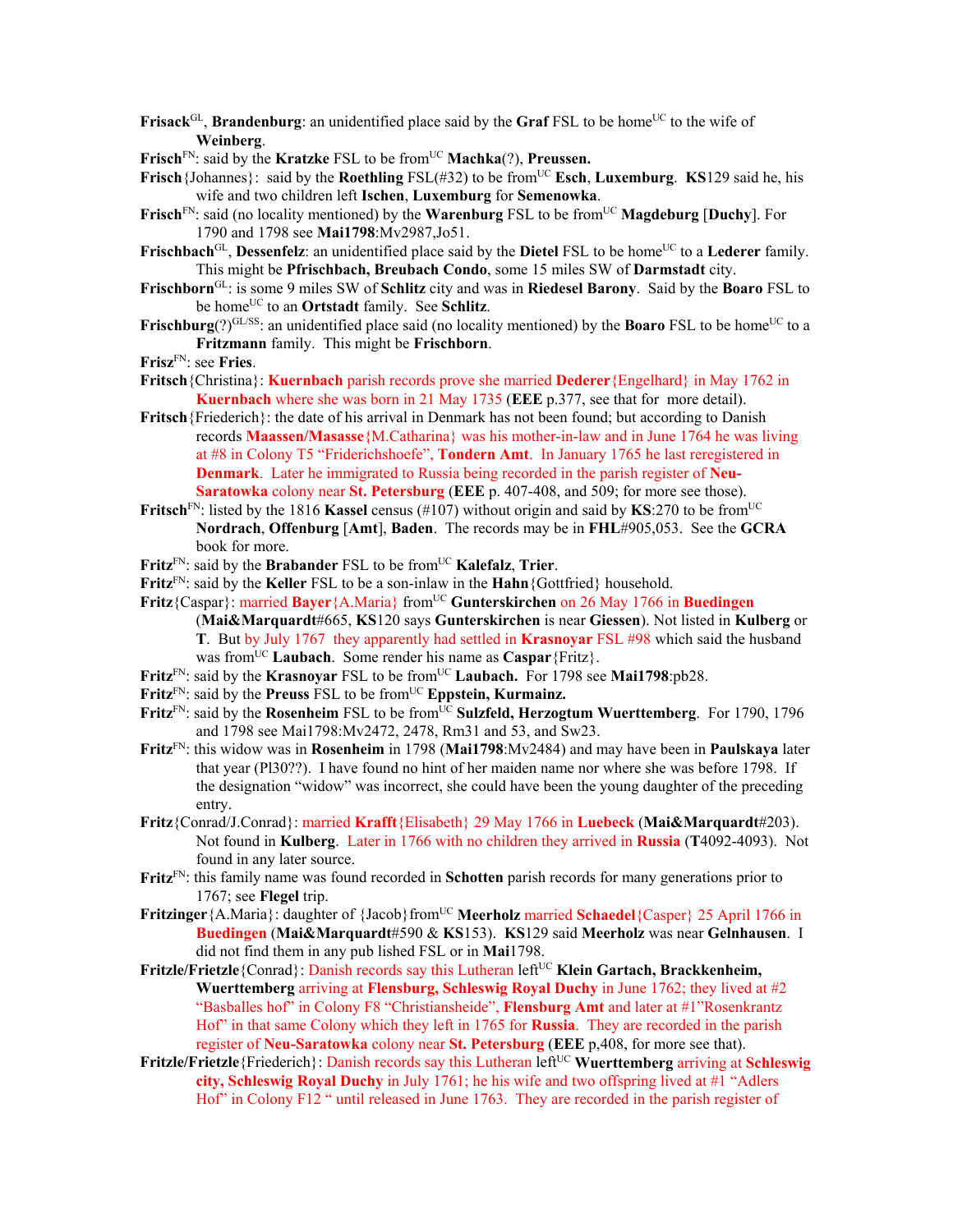**Frisack**[GL], **Brandenburg**: an unidentified place said by the **Graf** FSL to be home[UC] to the wife of **Weinberg**.

**Frisch**[FN]: said by the **Kratzke** FSL to be from[UC] **Machka**(?), **Preussen.**

**Frisch**{Johannes}: said by the **Roethling** FSL(#32) to be from[UC] **Esch**, **Luxemburg**. **KS**129 said he, his wife and two children left **Ischen**, **Luxemburg** for **Semenowka**.

**Frisch**[FN]: said (no locality mentioned) by the **Warenburg** FSL to be from[UC] **Magdeburg** [**Duchy**]. For 1790 and 1798 see **Mai1798**:Mv2987,Jo51.

**Frischbach**[GL], **Dessenfelz**: an unidentified place said by the **Dietel** FSL to be home[UC] to a **Lederer** family. This might be **Pfrischbach, Breubach Condo**, some 15 miles SW of **Darmstadt** city.

**Frischborn**[GL]: is some 9 miles SW of **Schlitz** city and was in **Riedesel Barony**. Said by the **Boaro** FSL to be home[UC] to an **Ortstadt** family. See **Schlitz**.

**Frischburg**(?)[GL/SS]: an unidentified place said (no locality mentioned) by the **Boaro** FSL to be home[UC] to a **Fritzmann** family. This might be **Frischborn**.

**Frisz**[FN]: see **Fries**.

**Fritsch**{Christina}: **Kuernbach** parish records prove she married **Dederer**{Engelhard} in May 1762 in **Kuernbach** where she was born in 21 May 1735 (**EEE** p.377, see that for more detail).

**Fritsch**{Friederich}: the date of his arrival in Denmark has not been found; but according to Danish records **Maassen**/**Masasse**{M.Catharina} was his mother-in-law and in June 1764 he was living at #8 in Colony T5 "Friderichshoefe", **Tondern Amt**. In January 1765 he last reregistered in **Denmark**. Later he immigrated to Russia being recorded in the parish register of **Neu-Saratowka** colony near **St. Petersburg** (**EEE** p. 407-408, and 509; for more see those).

**Fritsch**[FN]: listed by the 1816 **Kassel** census (#107) without origin and said by **KS**:270 to be from[UC] **Nordrach**, **Offenburg** [**Amt**], **Baden**. The records may be in **FHL**#905,053. See the **GCRA** book for more.

**Fritz**[FN]: said by the **Brabander** FSL to be from[UC] **Kalefalz**, **Trier**.

**Fritz**[FN]: said by the **Keller** FSL to be a son-inlaw in the **Hahn**{Gottfried} household.

**Fritz**{Caspar}: married **Bayer**{A.Maria} from[UC] **Gunterskirchen** on 26 May 1766 in **Buedingen** (**Mai&Marquardt**#665, **KS**120 says **Gunterskirchen** is near **Giessen**). Not listed in **Kulberg** or **T**. But by July 1767 they apparently had settled in **Krasnoyar** FSL #98 which said the husband was from[UC] **Laubach**. Some render his name as **Caspar**{Fritz}.

**Fritz**[FN]: said by the **Krasnoyar** FSL to be from[UC] **Laubach.** For 1798 see **Mai1798**:pb28.

**Fritz**[FN]: said by the **Preuss** FSL to be from[UC] **Eppstein, Kurmainz.**

**Fritz**[FN]: said by the **Rosenheim** FSL to be from[UC] **Sulzfeld, Herzogtum Wuerttemberg**. For 1790, 1796 and 1798 see Mai1798:Mv2472, 2478, Rm31 and 53, and Sw23.

**Fritz**[FN]: this widow was in **Rosenheim** in 1798 (**Mai1798**:Mv2484) and may have been in **Paulskaya** later that year (Pl30??). I have found no hint of her maiden name nor where she was before 1798. If the designation "widow" was incorrect, she could have been the young daughter of the preceding entry.

**Fritz**{Conrad/J.Conrad}: married **Krafft**{Elisabeth} 29 May 1766 in **Luebeck** (**Mai&Marquardt**#203). Not found in **Kulberg**. Later in 1766 with no children they arrived in **Russia** (**T**4092-4093). Not found in any later source.

**Fritz**[FN]: this family name was found recorded in **Schotten** parish records for many generations prior to 1767; see **Flegel** trip.

**Fritzinger**{A.Maria}: daughter of {Jacob}from[UC] **Meerholz** married **Schaedel**{Casper} 25 April 1766 in **Buedingen** (**Mai&Marquardt**#590 & **KS**153). **KS**129 said **Meerholz** was near **Gelnhausen**. I did not find them in any pub lished FSL or in **Mai**1798.

**Fritzle/Frietzle**{Conrad}: Danish records say this Lutheran left[UC] **Klein Gartach, Brackkenheim, Wuerttemberg** arriving at **Flensburg, Schleswig Royal Duchy** in June 1762; they lived at #2 "Basballes hof" in Colony F8 "Christiansheide", **Flensburg Amt** and later at #1"Rosenkrantz Hof" in that same Colony which they left in 1765 for **Russia**. They are recorded in the parish register of **Neu-Saratowka** colony near **St. Petersburg** (**EEE** p,408, for more see that).

**Fritzle/Frietzle**{Friederich}: Danish records say this Lutheran left[UC] **Wuerttemberg** arriving at **Schleswig city, Schleswig Royal Duchy** in July 1761; he his wife and two offspring lived at #1 "Adlers Hof" in Colony F12 " until released in June 1763. They are recorded in the parish register of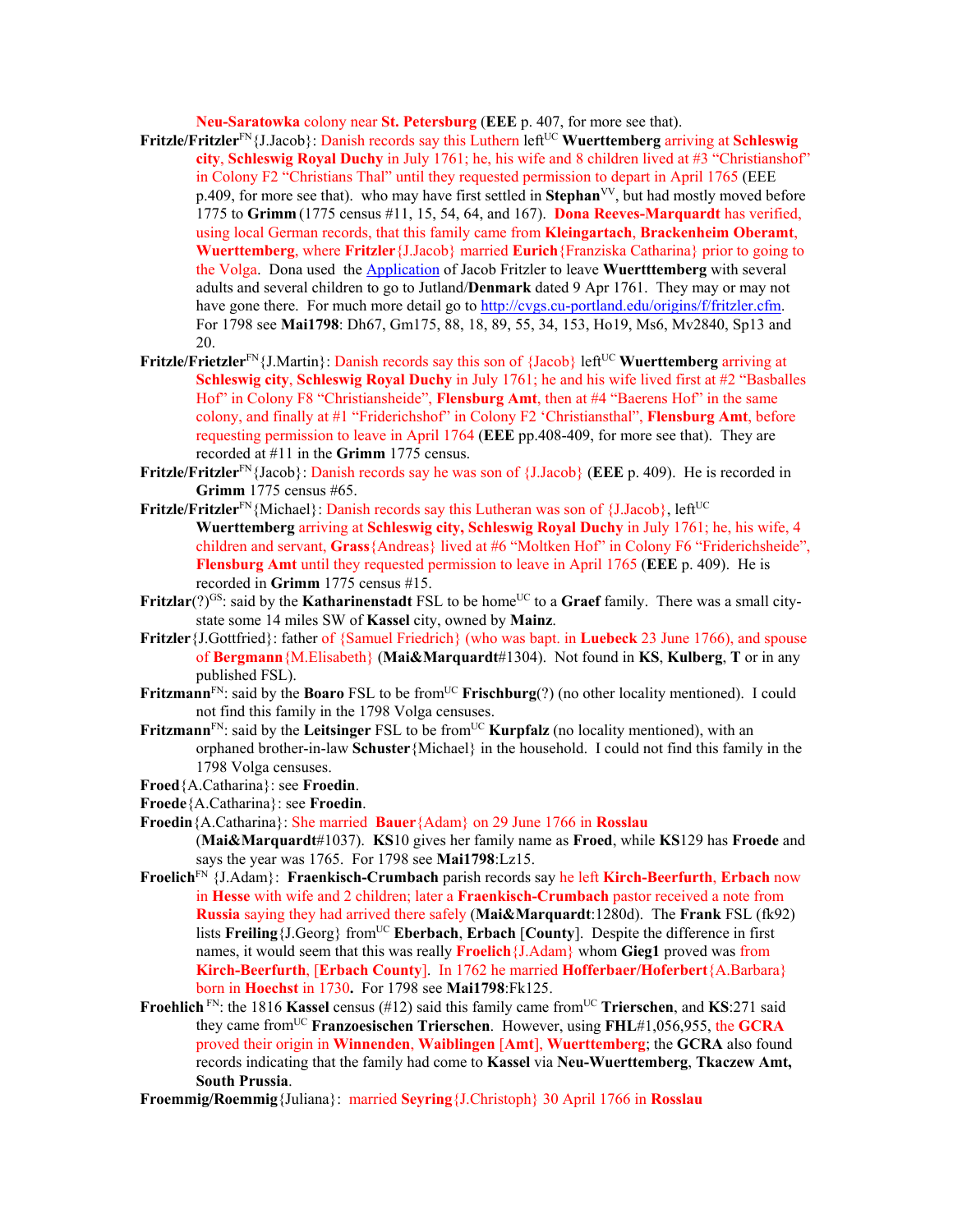**Neu-Saratowka** colony near **St. Petersburg** (**EEE** p. 407, for more see that).

**Fritzle/Fritzler**[FN]{J.Jacob}: Danish records say this Luthern left[UC] **Wuerttemberg** arriving at **Schleswig city**, **Schleswig Royal Duchy** in July 1761; he, his wife and 8 children lived at #3 "Christianshof" in Colony F2 "Christians Thal" until they requested permission to depart in April 1765 (EEE p.409, for more see that). who may have first settled in **Stephan**[VV], but had mostly moved before 1775 to **Grimm** (1775 census #11, 15, 54, 64, and 167). **Dona Reeves-Marquardt** has verified, using local German records, that this family came from **Kleingartach**, **Brackenheim Oberamt**, **Wuerttemberg**, where **Fritzler**{J.Jacob} married **Eurich**{Franziska Catharina} prior to going to the Volga. Dona used the Application of Jacob Fritzler to leave **Wuertttemberg** with several adults and several children to go to Jutland/**Denmark** dated 9 Apr 1761. They may or may not have gone there. For much more detail go to http://cvgs.cu-portland.edu/origins/f/fritzler.cfm. For 1798 see **Mai1798**: Dh67, Gm175, 88, 18, 89, 55, 34, 153, Ho19, Ms6, Mv2840, Sp13 and 20.

**Fritzle/Frietzler**[FN]{J.Martin}: Danish records say this son of {Jacob} left[UC] **Wuerttemberg** arriving at **Schleswig city**, **Schleswig Royal Duchy** in July 1761; he and his wife lived first at #2 "Basballes Hof" in Colony F8 "Christiansheide", **Flensburg Amt**, then at #4 "Baerens Hof" in the same colony, and finally at #1 "Friderichshof" in Colony F2 'Christiansthal", **Flensburg Amt**, before requesting permission to leave in April 1764 (**EEE** pp.408-409, for more see that). They are recorded at #11 in the **Grimm** 1775 census.

**Fritzle/Fritzler**[FN]{Jacob}: Danish records say he was son of {J.Jacob} (**EEE** p. 409). He is recorded in **Grimm** 1775 census #65.

**Fritzle/Fritzler**[FN]{Michael}: Danish records say this Lutheran was son of {J.Jacob}, left[UC] **Wuerttemberg** arriving at **Schleswig city, Schleswig Royal Duchy** in July 1761; he, his wife, 4 children and servant, **Grass**{Andreas} lived at #6 "Moltken Hof" in Colony F6 "Friderichsheide", **Flensburg Amt** until they requested permission to leave in April 1765 (**EEE** p. 409). He is recorded in **Grimm** 1775 census #15.

**Fritzlar**(?)[GS]: said by the **Katharinenstadt** FSL to be home[UC] to a **Graef** family. There was a small city-state some 14 miles SW of **Kassel** city, owned by **Mainz**.

**Fritzler**{J.Gottfried}: father of {Samuel Friedrich} (who was bapt. in **Luebeck** 23 June 1766), and spouse of **Bergmann**{M.Elisabeth} (**Mai&Marquardt**#1304). Not found in **KS**, **Kulberg**, **T** or in any published FSL).

**Fritzmann**[FN]: said by the **Boaro** FSL to be from[UC] **Frischburg**(?) (no other locality mentioned). I could not find this family in the 1798 Volga censuses.

**Fritzmann**[FN]: said by the **Leitsinger** FSL to be from[UC] **Kurpfalz** (no locality mentioned), with an orphaned brother-in-law **Schuster**{Michael} in the household. I could not find this family in the 1798 Volga censuses.

**Froed**{A.Catharina}: see **Froedin**.

**Froede**{A.Catharina}: see **Froedin**.

**Froedin**{A.Catharina}: She married **Bauer**{Adam} on 29 June 1766 in **Rosslau** (**Mai&Marquardt**#1037). **KS**10 gives her family name as **Froed**, while **KS**129 has **Froede** and says the year was 1765. For 1798 see **Mai1798**:Lz15.

**Froelich**[FN] {J.Adam}: **Fraenkisch-Crumbach** parish records say he left **Kirch-Beerfurth**, **Erbach** now in **Hesse** with wife and 2 children; later a **Fraenkisch-Crumbach** pastor received a note from **Russia** saying they had arrived there safely (**Mai&Marquardt**:1280d). The **Frank** FSL (fk92) lists **Freiling**{J.Georg} from[UC] **Eberbach**, **Erbach** [**County**]. Despite the difference in first names, it would seem that this was really **Froelich**{J.Adam} whom **Gieg1** proved was from **Kirch-Beerfurth**, [**Erbach County**]. In 1762 he married **Hofferbaer/Hoferbert**{A.Barbara} born in **Hoechst** in 1730**.** For 1798 see **Mai1798**:Fk125.

**Froehlich** [FN]: the 1816 **Kassel** census (#12) said this family came from[UC] **Trierschen**, and **KS**:271 said they came from[UC] **Franzoesischen Trierschen**. However, using **FHL**#1,056,955, the **GCRA** proved their origin in **Winnenden**, **Waiblingen** [**Amt**], **Wuerttemberg**; the **GCRA** also found records indicating that the family had come to **Kassel** via **Neu-Wuerttemberg**, **Tkaczew Amt, South Prussia**.

**Froemmig/Roemmig**{Juliana}: married **Seyring**{J.Christoph} 30 April 1766 in **Rosslau**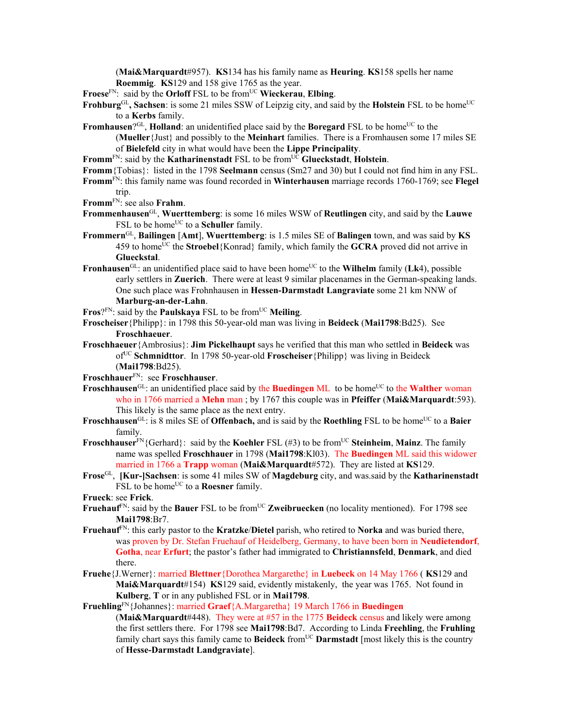(**Mai&Marquardt**#957). **KS**134 has his family name as **Heuring**. **KS**158 spells her name **Roemmig**. **KS**129 and 158 give 1765 as the year.

**Froese**[FN]: said by the **Orloff** FSL to be from[UC] **Wieckerau**, **Elbing**.

**Frohburg**[GL]**, Sachsen**: is some 21 miles SSW of Leipzig city, and said by the **Holstein** FSL to be home[UC] to a **Kerbs** family.

**Fromhausen**?[GL], **Holland**: an unidentified place said by the **Boregard** FSL to be home[UC] to the (**Mueller**{Just} and possibly to the **Meinhart** families. There is a Fromhausen some 17 miles SE of **Bielefeld** city in what would have been the **Lippe Principality**.

**Fromm**[FN]: said by the **Katharinenstadt** FSL to be from[UC] **Glueckstadt**, **Holstein**.

**Fromm**{Tobias}: listed in the 1798 **Seelmann** census (Sm27 and 30) but I could not find him in any FSL.

**Fromm**[FN]: this family name was found recorded in **Winterhausen** marriage records 1760-1769; see **Flegel** trip.

**Fromm**[FN]: see also **Frahm**.

**Frommenhausen**[GL], **Wuerttemberg**: is some 16 miles WSW of **Reutlingen** city, and said by the **Lauwe** FSL to be home[UC] to a **Schuller** family.

**Frommern**[GL], **Bailingen** [**Amt**], **Wuerttemberg**: is 1.5 miles SE of **Balingen** town, and was said by **KS** 459 to home[UC] the **Stroebel**{Konrad} family, which family the **GCRA** proved did not arrive in **Glueckstal**.

**Fronhausen**[GL]: an unidentified place said to have been home[UC] to the **Wilhelm** family (**Lk**4), possible early settlers in **Zuerich**. There were at least 9 similar placenames in the German-speaking lands. One such place was Frohnhausen in **Hessen-Darmstadt Langraviate** some 21 km NNW of **Marburg-an-der-Lahn**.

**Fros**?[FN]: said by the **Paulskaya** FSL to be from[UC] **Meiling**.

**Froscheiser**{Philipp}: in 1798 this 50-year-old man was living in **Beideck** (**Mai1798**:Bd25). See **Froschhaeuer**.

**Froschhaeuer**{Ambrosius}: **Jim Pickelhaupt** says he verified that this man who settled in **Beideck** was of[UC] **Schmnidttor**. In 1798 50-year-old **Froscheiser**{Philipp} was living in Beideck (**Mai1798**:Bd25).

**Froschhauer**[FN]: see **Froschhauser**.

**Froschhausen**[GL]: an unidentified place said by the **Buedingen** ML to be home[UC] to the **Walther** woman who in 1766 married a **Mehn** man ; by 1767 this couple was in **Pfeiffer** (**Mai&Marquardt**:593). This likely is the same place as the next entry.

**Froschhausen**[GL]: is 8 miles SE of **Offenbach,** and is said by the **Roethling** FSL to be home[UC] to a **Baier** family.

**Froschhauser**[FN]{Gerhard}: said by the **Koehler** FSL (#3) to be from[UC] **Steinheim**, **Mainz**. The family name was spelled **Froschhauer** in 1798 (**Mai1798**:Kl03). The **Buedingen** ML said this widower married in 1766 a **Trapp** woman (**Mai&Marquardt**#572). They are listed at **KS**129.

**Frose**[GL], **[Kur-]Sachsen**: is some 41 miles SW of **Magdeburg** city, and was.said by the **Katharinenstadt** FSL to be home[UC] to a **Roesner** family.

**Frueck**: see **Frick**.

**Fruehauf**[FN]: said by the **Bauer** FSL to be from[UC] **Zweibruecken** (no locality mentioned). For 1798 see **Mai1798**:Br7.

**Fruehauf**[FN]: this early pastor to the **Kratzke**/**Dietel** parish, who retired to **Norka** and was buried there, was proven by Dr. Stefan Fruehauf of Heidelberg, Germany, to have been born in **Neudietendorf**, **Gotha**, near **Erfurt**; the pastor's father had immigrated to **Christiannsfeld**, **Denmark**, and died there.

**Fruehe**{J.Werner}: married **Blettner**{Dorothea Margarethe} in **Luebeck** on 14 May 1766 ( **KS**129 and **Mai&Marquardt**#154) **KS**129 said, evidently mistakenly, the year was 1765. Not found in **Kulberg**, **T** or in any published FSL or in **Mai1798**.

**Fruehling**[FN]{Johannes}: married **Graef**{A.Margaretha} 19 March 1766 in **Buedingen** (**Mai&Marquardt**#448). They were at #57 in the 1775 **Beideck** census and likely were among the first settlers there. For 1798 see **Mai1798**:Bd7. According to Linda **Freehling**, the **Fruhling** family chart says this family came to **Beideck** from[UC] **Darmstadt** [most likely this is the country of **Hesse-Darmstadt Landgraviate**].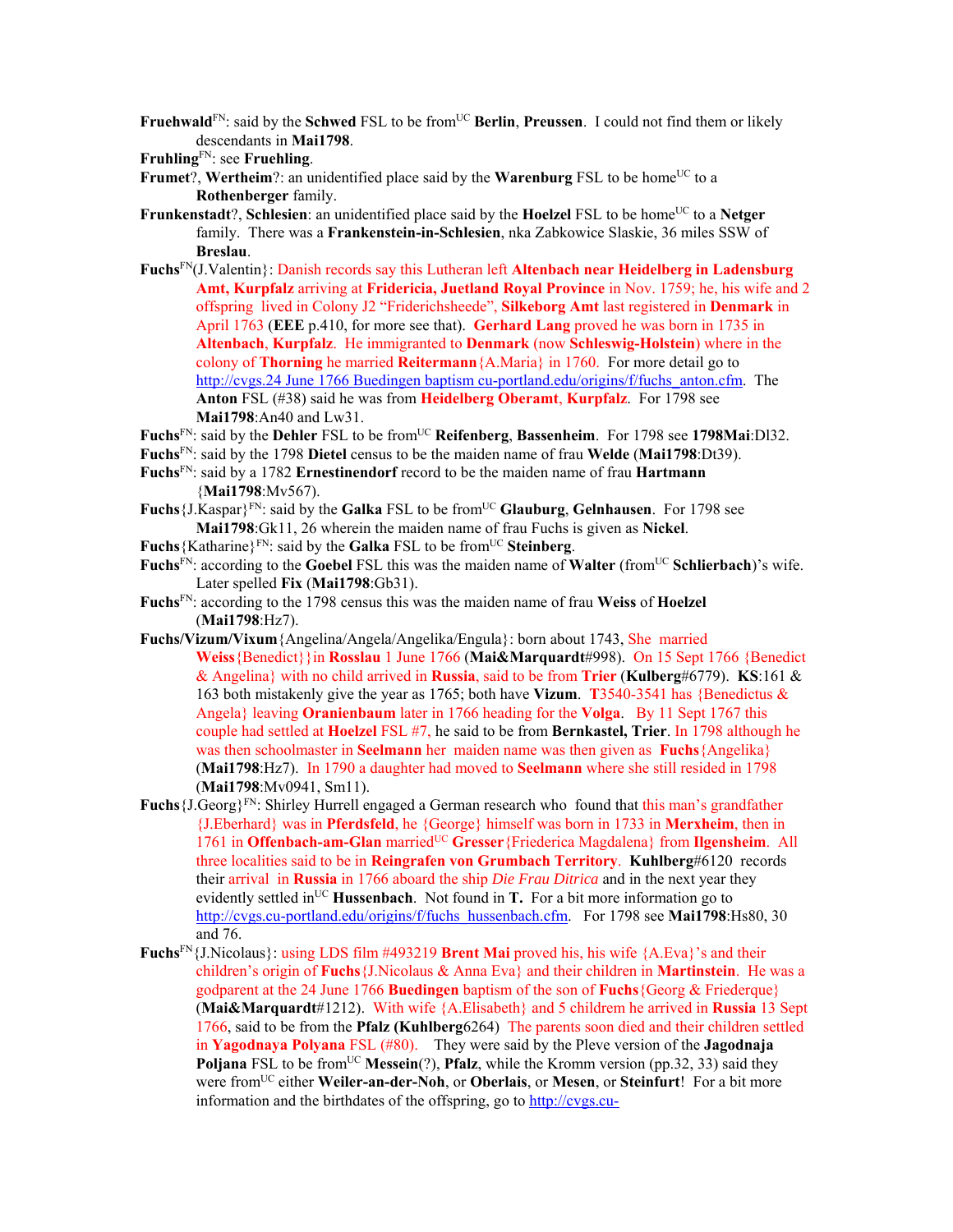**Fruehwald**[FN]: said by the **Schwed** FSL to be from[UC] **Berlin**, **Preussen**. I could not find them or likely descendants in **Mai1798**.

**Fruhling**[FN]: see **Fruehling**.

**Frumet**?, **Wertheim**?: an unidentified place said by the **Warenburg** FSL to be home[UC] to a **Rothenberger** family.

**Frunkenstadt**?, **Schlesien**: an unidentified place said by the **Hoelzel** FSL to be home[UC] to a **Netger** family. There was a **Frankenstein-in-Schlesien**, nka Zabkowice Slaskie, 36 miles SSW of **Breslau**.

**Fuchs**[FN](J.Valentin}: Danish records say this Lutheran left **Altenbach near Heidelberg in Ladensburg Amt, Kurpfalz** arriving at **Fridericia, Juetland Royal Province** in Nov. 1759; he, his wife and 2 offspring lived in Colony J2 "Friderichsheede", **Silkeborg Amt** last registered in **Denmark** in April 1763 (**EEE** p.410, for more see that). **Gerhard Lang** proved he was born in 1735 in **Altenbach**, **Kurpfalz**. He immigranted to **Denmark** (now **Schleswig-Holstein**) where in the colony of **Thorning** he married **Reitermann**{A.Maria} in 1760. For more detail go to http://cvgs.24 June 1766 Buedingen baptism cu-portland.edu/origins/f/fuchs_anton.cfm. The **Anton** FSL (#38) said he was from **Heidelberg Oberamt**, **Kurpfalz**. For 1798 see **Mai1798**:An40 and Lw31.

**Fuchs**[FN]: said by the **Dehler** FSL to be from[UC] **Reifenberg**, **Bassenheim**. For 1798 see **1798Mai**:Dl32.

**Fuchs**[FN]: said by the 1798 **Dietel** census to be the maiden name of frau **Welde** (**Mai1798**:Dt39).

**Fuchs**[FN]: said by a 1782 **Ernestinendorf** record to be the maiden name of frau **Hartmann** {**Mai1798**:Mv567).

**Fuchs**{J.Kaspar}[FN]: said by the **Galka** FSL to be from[UC] **Glauburg**, **Gelnhausen**. For 1798 see **Mai1798**:Gk11, 26 wherein the maiden name of frau Fuchs is given as **Nickel**.

**Fuchs**{Katharine}[FN]: said by the **Galka** FSL to be from[UC] **Steinberg**.

**Fuchs**[FN]: according to the **Goebel** FSL this was the maiden name of **Walter** (from[UC] **Schlierbach**)'s wife. Later spelled **Fix** (**Mai1798**:Gb31).

**Fuchs**[FN]: according to the 1798 census this was the maiden name of frau **Weiss** of **Hoelzel** (**Mai1798**:Hz7).

**Fuchs/Vizum/Vixum**{Angelina/Angela/Angelika/Engula}: born about 1743, She married **Weiss**{Benedict}}in **Rosslau** 1 June 1766 (**Mai&Marquardt**#998). On 15 Sept 1766 {Benedict & Angelina} with no child arrived in **Russia**, said to be from **Trier** (**Kulberg**#6779). **KS**:161 & 163 both mistakenly give the year as 1765; both have **Vizum**. **T**3540-3541 has {Benedictus & Angela} leaving **Oranienbaum** later in 1766 heading for the **Volga**. By 11 Sept 1767 this couple had settled at **Hoelzel** FSL #7, he said to be from **Bernkastel, Trier**. In 1798 although he was then schoolmaster in **Seelmann** her maiden name was then given as **Fuchs**{Angelika} (**Mai1798**:Hz7). In 1790 a daughter had moved to **Seelmann** where she still resided in 1798 (**Mai1798**:Mv0941, Sm11).

**Fuchs**{J.Georg}[FN]: Shirley Hurrell engaged a German research who found that this man's grandfather {J.Eberhard} was in **Pferdsfeld**, he {George} himself was born in 1733 in **Merxheim**, then in 1761 in **Offenbach-am-Glan** married[UC] **Gresser**{Friederica Magdalena} from **Ilgensheim**. All three localities said to be in **Reingrafen von Grumbach Territory**. **Kuhlberg**#6120 records their arrival in **Russia** in 1766 aboard the ship *Die Frau Ditrica* and in the next year they evidently settled in[UC] **Hussenbach**. Not found in **T.** For a bit more information go to http://cvgs.cu-portland.edu/origins/f/fuchs_hussenbach.cfm. For 1798 see **Mai1798**:Hs80, 30 and 76.

**Fuchs**[FN]{J.Nicolaus}: using LDS film #493219 **Brent Mai** proved his, his wife {A.Eva}'s and their children's origin of **Fuchs**{J.Nicolaus & Anna Eva} and their children in **Martinstein**. He was a godparent at the 24 June 1766 **Buedingen** baptism of the son of **Fuchs**{Georg & Friederque} (**Mai&Marquardt**#1212). With wife {A.Elisabeth} and 5 childrem he arrived in **Russia** 13 Sept 1766, said to be from the **Pfalz (Kuhlberg**6264) The parents soon died and their children settled in **Yagodnaya Polyana** FSL (#80). They were said by the Pleve version of the **Jagodnaja Poljana** FSL to be from[UC] **Messein**(?), **Pfalz**, while the Kromm version (pp.32, 33) said they were from[UC] either **Weiler-an-der-Noh**, or **Oberlais**, or **Mesen**, or **Steinfurt**! For a bit more information and the birthdates of the offspring, go to http://cvgs.cu-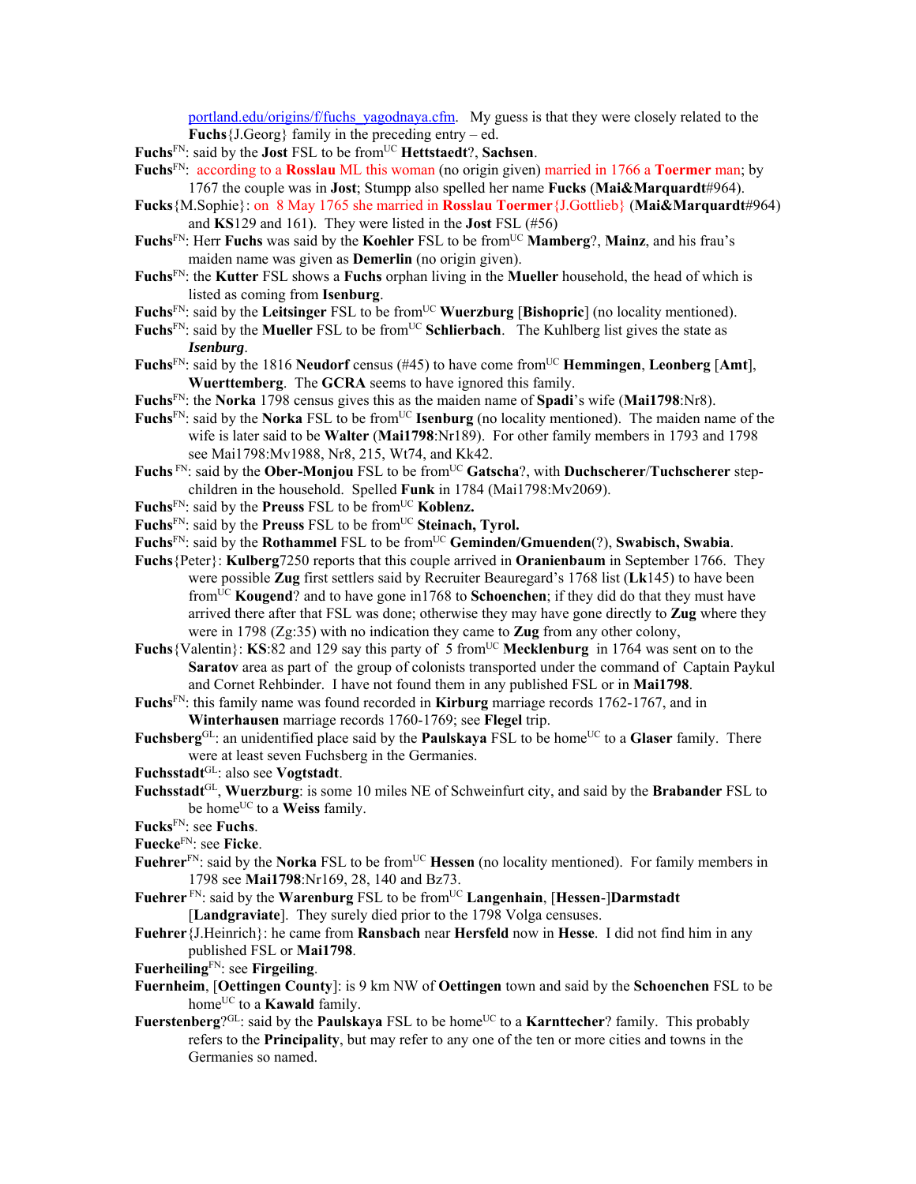portland.edu/origins/f/fuchs_yagodnaya.cfm. My guess is that they were closely related to the **Fuchs**{J.Georg} family in the preceding entry – ed.

**Fuchs**[FN]: said by the **Jost** FSL to be from[UC] **Hettstaedt**?, **Sachsen**.

**Fuchs**[FN]: according to a **Rosslau** ML this woman (no origin given) married in 1766 a **Toermer** man; by 1767 the couple was in **Jost**; Stumpp also spelled her name **Fucks** (**Mai&Marquardt**#964).

**Fucks**{M.Sophie}: on 8 May 1765 she married in **Rosslau Toermer**{J.Gottlieb} (**Mai&Marquardt**#964) and **KS**129 and 161). They were listed in the **Jost** FSL (#56)

**Fuchs**[FN]: Herr **Fuchs** was said by the **Koehler** FSL to be from[UC] **Mamberg**?, **Mainz**, and his frau's maiden name was given as **Demerlin** (no origin given).

**Fuchs**[FN]: the **Kutter** FSL shows a **Fuchs** orphan living in the **Mueller** household, the head of which is listed as coming from **Isenburg**.

**Fuchs**[FN]: said by the **Leitsinger** FSL to be from[UC] **Wuerzburg** [**Bishopric**] (no locality mentioned).

**Fuchs**[FN]: said by the **Mueller** FSL to be from[UC] **Schlierbach**. The Kuhlberg list gives the state as ***Isenburg***.

**Fuchs**[FN]: said by the 1816 **Neudorf** census (#45) to have come from[UC] **Hemmingen**, **Leonberg** [**Amt**], **Wuerttemberg**. The **GCRA** seems to have ignored this family.

**Fuchs**[FN]: the **Norka** 1798 census gives this as the maiden name of **Spadi**'s wife (**Mai1798**:Nr8).

**Fuchs**[FN]: said by the **Norka** FSL to be from[UC] **Isenburg** (no locality mentioned). The maiden name of the wife is later said to be **Walter** (**Mai1798**:Nr189). For other family members in 1793 and 1798 see Mai1798:Mv1988, Nr8, 215, Wt74, and Kk42.

**Fuchs** [FN]: said by the **Ober-Monjou** FSL to be from[UC] **Gatscha**?, with **Duchscherer**/**Tuchscherer** step-children in the household. Spelled **Funk** in 1784 (Mai1798:Mv2069).

**Fuchs**[FN]: said by the **Preuss** FSL to be from[UC] **Koblenz.**

**Fuchs**[FN]: said by the **Preuss** FSL to be from[UC] **Steinach, Tyrol.**

**Fuchs**[FN]: said by the **Rothammel** FSL to be from[UC] **Geminden/Gmuenden**(?), **Swabisch, Swabia**.

**Fuchs**{Peter}: **Kulberg**7250 reports that this couple arrived in **Oranienbaum** in September 1766. They were possible **Zug** first settlers said by Recruiter Beauregard's 1768 list (**Lk**145) to have been from[UC] **Kougend**? and to have gone in1768 to **Schoenchen**; if they did do that they must have arrived there after that FSL was done; otherwise they may have gone directly to **Zug** where they were in 1798 (Zg:35) with no indication they came to **Zug** from any other colony,

**Fuchs**{Valentin}: **KS**:82 and 129 say this party of 5 from[UC] **Mecklenburg** in 1764 was sent on to the **Saratov** area as part of the group of colonists transported under the command of Captain Paykul and Cornet Rehbinder. I have not found them in any published FSL or in **Mai1798**.

**Fuchs**[FN]: this family name was found recorded in **Kirburg** marriage records 1762-1767, and in **Winterhausen** marriage records 1760-1769; see **Flegel** trip.

**Fuchsberg**[GL]: an unidentified place said by the **Paulskaya** FSL to be home[UC] to a **Glaser** family. There were at least seven Fuchsberg in the Germanies.

**Fuchsstadt**[GL]: also see **Vogtstadt**.

**Fuchsstadt**[GL], **Wuerzburg**: is some 10 miles NE of Schweinfurt city, and said by the **Brabander** FSL to be home[UC] to a **Weiss** family.

**Fucks**[FN]: see **Fuchs**.

**Fuecke**[FN]: see **Ficke**.

**Fuehrer**[FN]: said by the **Norka** FSL to be from[UC] **Hessen** (no locality mentioned). For family members in 1798 see **Mai1798**:Nr169, 28, 140 and Bz73.

**Fuehrer** [FN]: said by the **Warenburg** FSL to be from[UC] **Langenhain**, [**Hessen**-]**Darmstadt** [**Landgraviate**]. They surely died prior to the 1798 Volga censuses.

**Fuehrer**{J.Heinrich}: he came from **Ransbach** near **Hersfeld** now in **Hesse**. I did not find him in any published FSL or **Mai1798**.

**Fuerheiling**[FN]: see **Firgeiling**.

**Fuernheim**, [**Oettingen County**]: is 9 km NW of **Oettingen** town and said by the **Schoenchen** FSL to be home[UC] to a **Kawald** family.

**Fuerstenberg**?[GL]: said by the **Paulskaya** FSL to be home[UC] to a **Karnttecher**? family. This probably refers to the **Principality**, but may refer to any one of the ten or more cities and towns in the Germanies so named.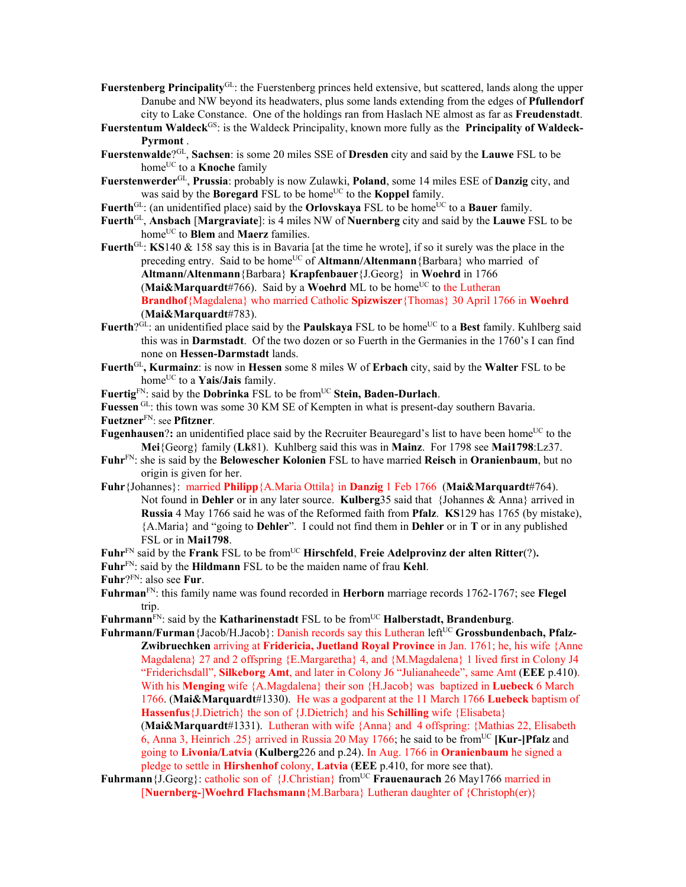**Fuerstenberg Principality**[GL]: the Fuerstenberg princes held extensive, but scattered, lands along the upper Danube and NW beyond its headwaters, plus some lands extending from the edges of **Pfullendorf** city to Lake Constance. One of the holdings ran from Haslach NE almost as far as **Freudenstadt**.

**Fuerstentum Waldeck**[GS]: is the Waldeck Principality, known more fully as the **Principality of Waldeck-Pyrmont** .

**Fuerstenwalde**?[GL], **Sachsen**: is some 20 miles SSE of **Dresden** city and said by the **Lauwe** FSL to be home[UC] to a **Knoche** family

**Fuerstenwerder**[GL], **Prussia**: probably is now Zulawki, **Poland**, some 14 miles ESE of **Danzig** city, and was said by the **Boregard** FSL to be home[UC] to the **Koppel** family.

**Fuerth**[GL]: (an unidentified place) said by the **Orlovskaya** FSL to be home[UC] to a **Bauer** family.

**Fuerth**[GL], **Ansbach** [**Margraviate**]: is 4 miles NW of **Nuernberg** city and said by the **Lauwe** FSL to be home[UC] to **Blem** and **Maerz** families.

**Fuerth**[GL]: **KS**140 & 158 say this is in Bavaria [at the time he wrote], if so it surely was the place in the preceding entry. Said to be home[UC] of **Altmann/Altenmann**{Barbara} who married of **Altmann/Altenmann**{Barbara} **Krapfenbauer**{J.Georg} in **Woehrd** in 1766 (**Mai&Marquardt**#766). Said by a **Woehrd** ML to be home[UC] to the Lutheran **Brandhof**{Magdalena} who married Catholic **Spizwiszer**{Thomas} 30 April 1766 in **Woehrd** (**Mai&Marquardt**#783).

**Fuerth**?[GL]: an unidentified place said by the **Paulskaya** FSL to be home[UC] to a **Best** family. Kuhlberg said this was in **Darmstadt**. Of the two dozen or so Fuerth in the Germanies in the 1760's I can find none on **Hessen-Darmstadt** lands.

**Fuerth**[GL]**, Kurmainz**: is now in **Hessen** some 8 miles W of **Erbach** city, said by the **Walter** FSL to be home[UC] to a **Yais/Jais** family.

**Fuertig**[FN]: said by the **Dobrinka** FSL to be from[UC] **Stein, Baden-Durlach**.

**Fuessen** [GL]: this town was some 30 KM SE of Kempten in what is present-day southern Bavaria.

**Fuetzner**[FN]: see **Pfitzner**.

**Fugenhausen**?**:** an unidentified place said by the Recruiter Beauregard's list to have been home[UC] to the **Mei**{Georg} family (**Lk**81). Kuhlberg said this was in **Mainz**. For 1798 see **Mai1798**:Lz37.

**Fuhr**[FN]: she is said by the **Belowescher Kolonien** FSL to have married **Reisch** in **Oranienbaum**, but no origin is given for her.

**Fuhr**{Johannes}: married **Philipp**{A.Maria Ottila} in **Danzig** 1 Feb 1766 (**Mai&Marquardt**#764). Not found in **Dehler** or in any later source. **Kulberg**35 said that {Johannes & Anna} arrived in **Russia** 4 May 1766 said he was of the Reformed faith from **Pfalz**. **KS**129 has 1765 (by mistake), {A.Maria} and "going to **Dehler**". I could not find them in **Dehler** or in **T** or in any published FSL or in **Mai1798**.

**Fuhr**[FN] said by the **Frank** FSL to be from[UC] **Hirschfeld**, **Freie Adelprovinz der alten Ritter**(?)**.**

**Fuhr**[FN]: said by the **Hildmann** FSL to be the maiden name of frau **Kehl**.

**Fuhr**?[FN]: also see **Fur**.

**Fuhrman**[FN]: this family name was found recorded in **Herborn** marriage records 1762-1767; see **Flegel** trip.

**Fuhrmann**[FN]: said by the **Katharinenstadt** FSL to be from[UC] **Halberstadt, Brandenburg**.

**Fuhrmann/Furman**{Jacob/H.Jacob}: Danish records say this Lutheran left[UC] **Grossbundenbach, Pfalz-Zwibruechken** arriving at **Fridericia, Juetland Royal Province** in Jan. 1761; he, his wife {Anne Magdalena} 27 and 2 offspring {E.Margaretha} 4, and {M.Magdalena} 1 lived first in Colony J4 "Friderichsdall", **Silkeborg Amt**, and later in Colony J6 "Julianaheede", same Amt (**EEE** p.410). With his **Menging** wife {A.Magdalena} their son {H.Jacob} was baptized in **Luebeck** 6 March 1766. (**Mai&Marquardt**#1330). He was a godparent at the 11 March 1766 **Luebeck** baptism of **Hassenfus**{J.Dietrich} the son of {J.Dietrich} and his **Schilling** wife {Elisabeta} (**Mai&Marquardt**#1331). Lutheran with wife {Anna} and 4 offspring: {Mathias 22, Elisabeth 6, Anna 3, Heinrich .25} arrived in Russia 20 May 1766; he said to be from[UC] **[Kur-]Pfalz** and going to **Livonia/Latvia** (**Kulberg**226 and p.24). In Aug. 1766 in **Oranienbaum** he signed a pledge to settle in **Hirshenhof** colony, **Latvia** (**EEE** p.410, for more see that).

**Fuhrmann**{J.Georg}: catholic son of {J.Christian} from[UC] **Frauenaurach** 26 May1766 married in [**Nuernberg-]Woehrd Flachsmann**{M.Barbara} Lutheran daughter of {Christoph(er)}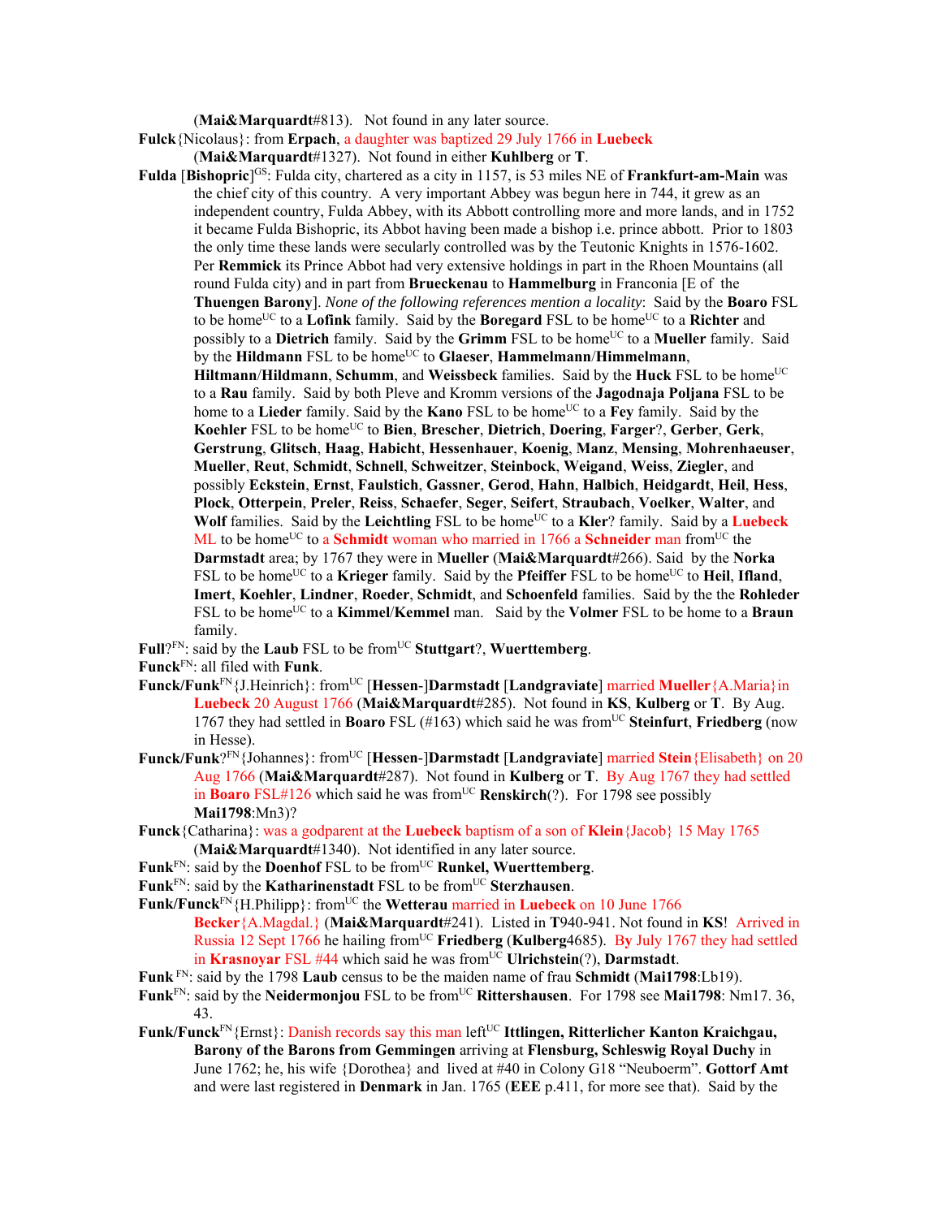(**Mai&Marquardt**#813). Not found in any later source.

**Fulck**{Nicolaus}: from **Erpach**, a daughter was baptized 29 July 1766 in **Luebeck** (**Mai&Marquardt**#1327). Not found in either **Kuhlberg** or **T**.

**Fulda** [**Bishopric**][GS]: Fulda city, chartered as a city in 1157, is 53 miles NE of **Frankfurt-am-Main** was the chief city of this country. A very important Abbey was begun here in 744, it grew as an independent country, Fulda Abbey, with its Abbott controlling more and more lands, and in 1752 it became Fulda Bishopric, its Abbot having been made a bishop i.e. prince abbott. Prior to 1803 the only time these lands were secularly controlled was by the Teutonic Knights in 1576-1602. Per **Remmick** its Prince Abbot had very extensive holdings in part in the Rhoen Mountains (all round Fulda city) and in part from **Brueckenau** to **Hammelburg** in Franconia [E of the **Thuengen Barony**]. *None of the following references mention a locality*: Said by the **Boaro** FSL to be home[UC] to a **Lofink** family. Said by the **Boregard** FSL to be home[UC] to a **Richter** and possibly to a **Dietrich** family. Said by the **Grimm** FSL to be home[UC] to a **Mueller** family. Said by the **Hildmann** FSL to be home[UC] to **Glaeser**, **Hammelmann**/**Himmelmann**, **Hiltmann**/**Hildmann**, **Schumm**, and **Weissbeck** families. Said by the **Huck** FSL to be home[UC] to a **Rau** family. Said by both Pleve and Kromm versions of the **Jagodnaja Poljana** FSL to be home to a **Lieder** family. Said by the **Kano** FSL to be home[UC] to a **Fey** family. Said by the **Koehler** FSL to be home[UC] to **Bien**, **Brescher**, **Dietrich**, **Doering**, **Farger**?, **Gerber**, **Gerk**, **Gerstrung**, **Glitsch**, **Haag**, **Habicht**, **Hessenhauer**, **Koenig**, **Manz**, **Mensing**, **Mohrenhaeuser**, **Mueller**, **Reut**, **Schmidt**, **Schnell**, **Schweitzer**, **Steinbock**, **Weigand**, **Weiss**, **Ziegler**, and possibly **Eckstein**, **Ernst**, **Faulstich**, **Gassner**, **Gerod**, **Hahn**, **Halbich**, **Heidgardt**, **Heil**, **Hess**, **Plock**, **Otterpein**, **Preler**, **Reiss**, **Schaefer**, **Seger**, **Seifert**, **Straubach**, **Voelker**, **Walter**, and **Wolf** families. Said by the **Leichtling** FSL to be home[UC] to a **Kler**? family. Said by a **Luebeck** ML to be home[UC] to a **Schmidt** woman who married in 1766 a **Schneider** man from[UC] the **Darmstadt** area; by 1767 they were in **Mueller** (**Mai&Marquardt**#266). Said by the **Norka** FSL to be home[UC] to a **Krieger** family. Said by the **Pfeiffer** FSL to be home[UC] to **Heil**, **Ifland**, **Imert**, **Koehler**, **Lindner**, **Roeder**, **Schmidt**, and **Schoenfeld** families. Said by the the **Rohleder** FSL to be home[UC] to a **Kimmel**/**Kemmel** man. Said by the **Volmer** FSL to be home to a **Braun** family.

**Full**?[FN]: said by the **Laub** FSL to be from[UC] **Stuttgart**?, **Wuerttemberg**.

**Funck**[FN]: all filed with **Funk**.

**Funck/Funk**[FN]{J.Heinrich}: from[UC] [**Hessen**-]**Darmstadt** [**Landgraviate**] married **Mueller**{A.Maria}in **Luebeck** 20 August 1766 (**Mai&Marquardt**#285). Not found in **KS**, **Kulberg** or **T**. By Aug. 1767 they had settled in **Boaro** FSL (#163) which said he was from[UC] **Steinfurt**, **Friedberg** (now in Hesse).

**Funck/Funk**?[FN]{Johannes}: from[UC] [**Hessen**-]**Darmstadt** [**Landgraviate**] married **Stein**{Elisabeth} on 20 Aug 1766 (**Mai&Marquardt**#287). Not found in **Kulberg** or **T**. By Aug 1767 they had settled in **Boaro** FSL#126 which said he was from[UC] **Renskirch**(?). For 1798 see possibly **Mai1798**:Mn3)?

**Funck**{Catharina}: was a godparent at the **Luebeck** baptism of a son of **Klein**{Jacob} 15 May 1765 (**Mai&Marquardt**#1340). Not identified in any later source.

**Funk**[FN]: said by the **Doenhof** FSL to be from[UC] **Runkel, Wuerttemberg**.

**Funk**[FN]: said by the **Katharinenstadt** FSL to be from[UC] **Sterzhausen**.

**Funk/Funck**[FN]{H.Philipp}: from[UC] the **Wetterau** married in **Luebeck** on 10 June 1766 **Becker**{A.Magdal.} (**Mai&Marquardt**#241). Listed in **T**940-941. Not found in **KS**! Arrived in Russia 12 Sept 1766 he hailing from[UC] **Friedberg** (**Kulberg**4685). By July 1767 they had settled in **Krasnoyar** FSL #44 which said he was from[UC] **Ulrichstein**(?), **Darmstadt**.

**Funk** [FN]: said by the 1798 **Laub** census to be the maiden name of frau **Schmidt** (**Mai1798**:Lb19).

**Funk**[FN]: said by the **Neidermonjou** FSL to be from[UC] **Rittershausen**. For 1798 see **Mai1798**: Nm17. 36, 43.

**Funk/Funck**[FN]{Ernst}: Danish records say this man left[UC] **Ittlingen, Ritterlicher Kanton Kraichgau, Barony of the Barons from Gemmingen** arriving at **Flensburg, Schleswig Royal Duchy** in June 1762; he, his wife {Dorothea} and lived at #40 in Colony G18 "Neuboerm". **Gottorf Amt** and were last registered in **Denmark** in Jan. 1765 (**EEE** p.411, for more see that). Said by the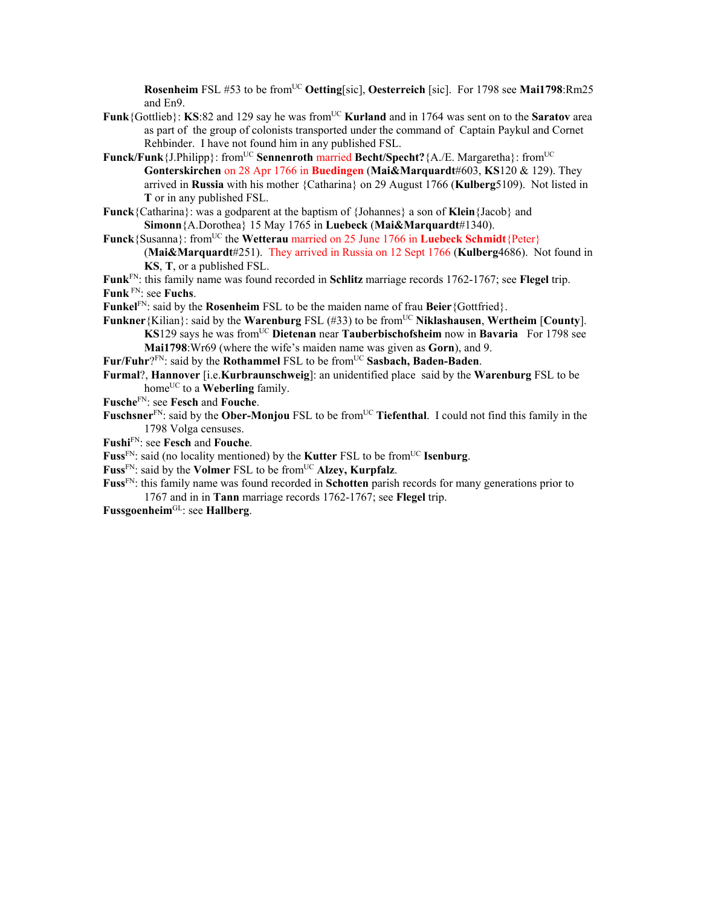**Rosenheim** FSL #53 to be from[UC] **Oetting**[sic], **Oesterreich** [sic]. For 1798 see **Mai1798**:Rm25 and En9.

**Funk**{Gottlieb}: **KS**:82 and 129 say he was from[UC] **Kurland** and in 1764 was sent on to the **Saratov** area as part of the group of colonists transported under the command of Captain Paykul and Cornet Rehbinder. I have not found him in any published FSL.

**Funck/Funk**{J.Philipp}: from[UC] **Sennenroth** married **Becht/Specht?**{A./E. Margaretha}: from[UC] **Gonterskirchen** on 28 Apr 1766 in **Buedingen** (**Mai&Marquardt**#603, **KS**120 & 129). They arrived in **Russia** with his mother {Catharina} on 29 August 1766 (**Kulberg**5109). Not listed in **T** or in any published FSL.

**Funck**{Catharina}: was a godparent at the baptism of {Johannes} a son of **Klein**{Jacob} and **Simonn**{A.Dorothea} 15 May 1765 in **Luebeck** (**Mai&Marquardt**#1340).

**Funck**{Susanna}: from[UC] the **Wetterau** married on 25 June 1766 in **Luebeck Schmidt**{Peter} (**Mai&Marquardt**#251). They arrived in Russia on 12 Sept 1766 (**Kulberg**4686). Not found in **KS**, **T**, or a published FSL.

**Funk**[FN]: this family name was found recorded in **Schlitz** marriage records 1762-1767; see **Flegel** trip.

**Funk** [FN]: see **Fuchs**.

**Funkel**[FN]: said by the **Rosenheim** FSL to be the maiden name of frau **Beier**{Gottfried}.

**Funkner**{Kilian}: said by the **Warenburg** FSL (#33) to be from[UC] **Niklashausen**, **Wertheim** [**County**]. **KS**129 says he was from[UC] **Dietenan** near **Tauberbischofsheim** now in **Bavaria** For 1798 see **Mai1798**:Wr69 (where the wife's maiden name was given as **Gorn**), and 9.

**Fur/Fuhr**?[FN]: said by the **Rothammel** FSL to be from[UC] **Sasbach, Baden-Baden**.

**Furmal**?, **Hannover** [i.e.**Kurbraunschweig**]: an unidentified place said by the **Warenburg** FSL to be home[UC] to a **Weberling** family.

**Fusche**[FN]: see **Fesch** and **Fouche**.

**Fuschsner**[FN]: said by the **Ober-Monjou** FSL to be from[UC] **Tiefenthal**. I could not find this family in the 1798 Volga censuses.

**Fushi**[FN]: see **Fesch** and **Fouche**.

**Fuss**[FN]: said (no locality mentioned) by the **Kutter** FSL to be from[UC] **Isenburg**.

**Fuss**[FN]: said by the **Volmer** FSL to be from[UC] **Alzey, Kurpfalz**.

**Fuss**[FN]: this family name was found recorded in **Schotten** parish records for many generations prior to 1767 and in in **Tann** marriage records 1762-1767; see **Flegel** trip.

**Fussgoenheim**[GL]: see **Hallberg**.